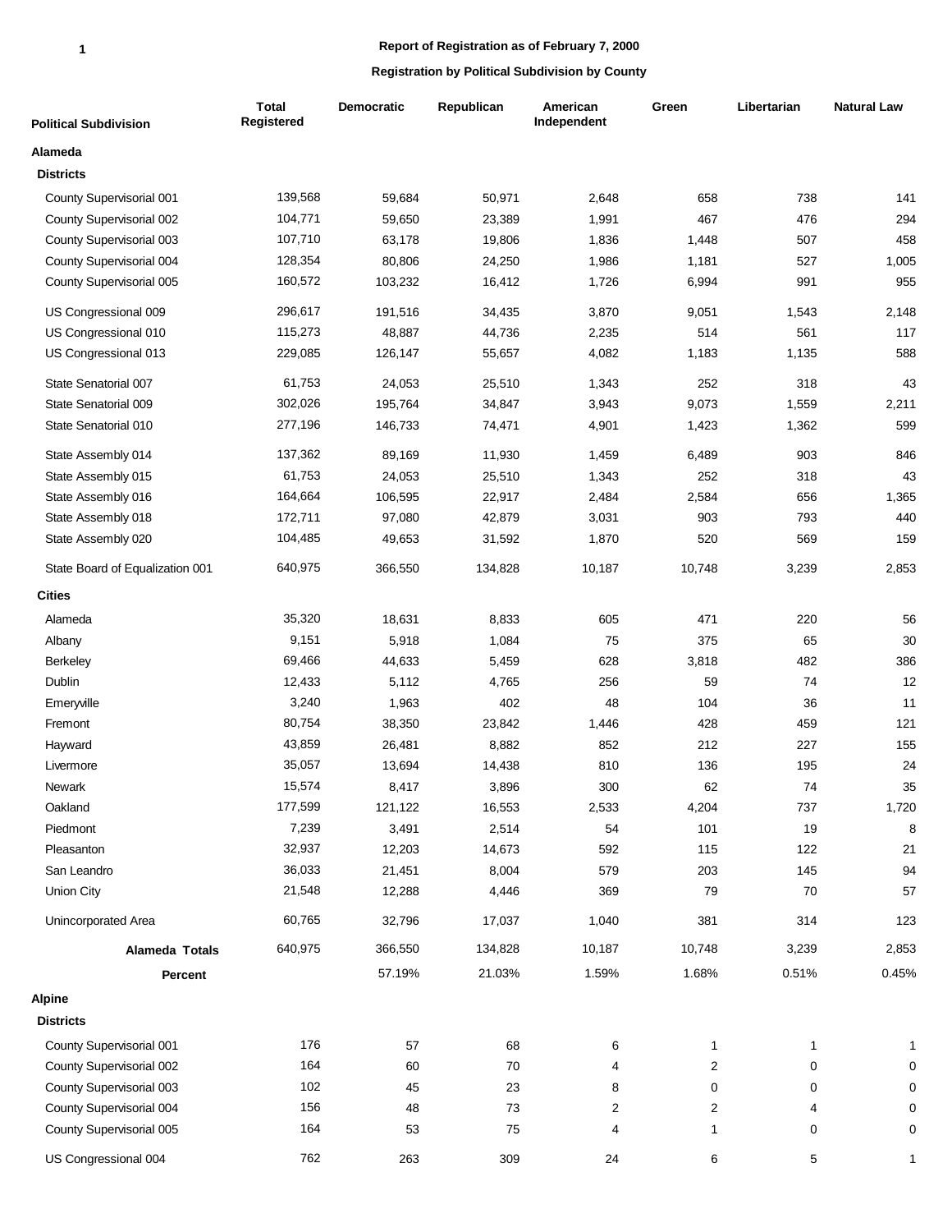**Report of Registration as of February 7, 2000**

**Registration by Political Subdivision by County**

| Political Subdivision | Total Registered | Democratic | Republican | American Independent | Green | Libertarian | Natural Law |
|---|---|---|---|---|---|---|---|
| **Alameda** | | | | | | | |
| **Districts** | | | | | | | |
| County Supervisorial 001 | 139,568 | 59,684 | 50,971 | 2,648 | 658 | 738 | 141 |
| County Supervisorial 002 | 104,771 | 59,650 | 23,389 | 1,991 | 467 | 476 | 294 |
| County Supervisorial 003 | 107,710 | 63,178 | 19,806 | 1,836 | 1,448 | 507 | 458 |
| County Supervisorial 004 | 128,354 | 80,806 | 24,250 | 1,986 | 1,181 | 527 | 1,005 |
| County Supervisorial 005 | 160,572 | 103,232 | 16,412 | 1,726 | 6,994 | 991 | 955 |
| US Congressional 009 | 296,617 | 191,516 | 34,435 | 3,870 | 9,051 | 1,543 | 2,148 |
| US Congressional 010 | 115,273 | 48,887 | 44,736 | 2,235 | 514 | 561 | 117 |
| US Congressional 013 | 229,085 | 126,147 | 55,657 | 4,082 | 1,183 | 1,135 | 588 |
| State Senatorial 007 | 61,753 | 24,053 | 25,510 | 1,343 | 252 | 318 | 43 |
| State Senatorial 009 | 302,026 | 195,764 | 34,847 | 3,943 | 9,073 | 1,559 | 2,211 |
| State Senatorial 010 | 277,196 | 146,733 | 74,471 | 4,901 | 1,423 | 1,362 | 599 |
| State Assembly 014 | 137,362 | 89,169 | 11,930 | 1,459 | 6,489 | 903 | 846 |
| State Assembly 015 | 61,753 | 24,053 | 25,510 | 1,343 | 252 | 318 | 43 |
| State Assembly 016 | 164,664 | 106,595 | 22,917 | 2,484 | 2,584 | 656 | 1,365 |
| State Assembly 018 | 172,711 | 97,080 | 42,879 | 3,031 | 903 | 793 | 440 |
| State Assembly 020 | 104,485 | 49,653 | 31,592 | 1,870 | 520 | 569 | 159 |
| State Board of Equalization 001 | 640,975 | 366,550 | 134,828 | 10,187 | 10,748 | 3,239 | 2,853 |
| **Cities** | | | | | | | |
| Alameda | 35,320 | 18,631 | 8,833 | 605 | 471 | 220 | 56 |
| Albany | 9,151 | 5,918 | 1,084 | 75 | 375 | 65 | 30 |
| Berkeley | 69,466 | 44,633 | 5,459 | 628 | 3,818 | 482 | 386 |
| Dublin | 12,433 | 5,112 | 4,765 | 256 | 59 | 74 | 12 |
| Emeryville | 3,240 | 1,963 | 402 | 48 | 104 | 36 | 11 |
| Fremont | 80,754 | 38,350 | 23,842 | 1,446 | 428 | 459 | 121 |
| Hayward | 43,859 | 26,481 | 8,882 | 852 | 212 | 227 | 155 |
| Livermore | 35,057 | 13,694 | 14,438 | 810 | 136 | 195 | 24 |
| Newark | 15,574 | 8,417 | 3,896 | 300 | 62 | 74 | 35 |
| Oakland | 177,599 | 121,122 | 16,553 | 2,533 | 4,204 | 737 | 1,720 |
| Piedmont | 7,239 | 3,491 | 2,514 | 54 | 101 | 19 | 8 |
| Pleasanton | 32,937 | 12,203 | 14,673 | 592 | 115 | 122 | 21 |
| San Leandro | 36,033 | 21,451 | 8,004 | 579 | 203 | 145 | 94 |
| Union City | 21,548 | 12,288 | 4,446 | 369 | 79 | 70 | 57 |
| Unincorporated Area | 60,765 | 32,796 | 17,037 | 1,040 | 381 | 314 | 123 |
| **Alameda Totals** | 640,975 | 366,550 | 134,828 | 10,187 | 10,748 | 3,239 | 2,853 |
| **Percent** | | 57.19% | 21.03% | 1.59% | 1.68% | 0.51% | 0.45% |
| **Alpine** | | | | | | | |
| **Districts** | | | | | | | |
| County Supervisorial 001 | 176 | 57 | 68 | 6 | 1 | 1 | 1 |
| County Supervisorial 002 | 164 | 60 | 70 | 4 | 2 | 0 | 0 |
| County Supervisorial 003 | 102 | 45 | 23 | 8 | 0 | 0 | 0 |
| County Supervisorial 004 | 156 | 48 | 73 | 2 | 2 | 4 | 0 |
| County Supervisorial 005 | 164 | 53 | 75 | 4 | 1 | 0 | 0 |
| US Congressional 004 | 762 | 263 | 309 | 24 | 6 | 5 | 1 |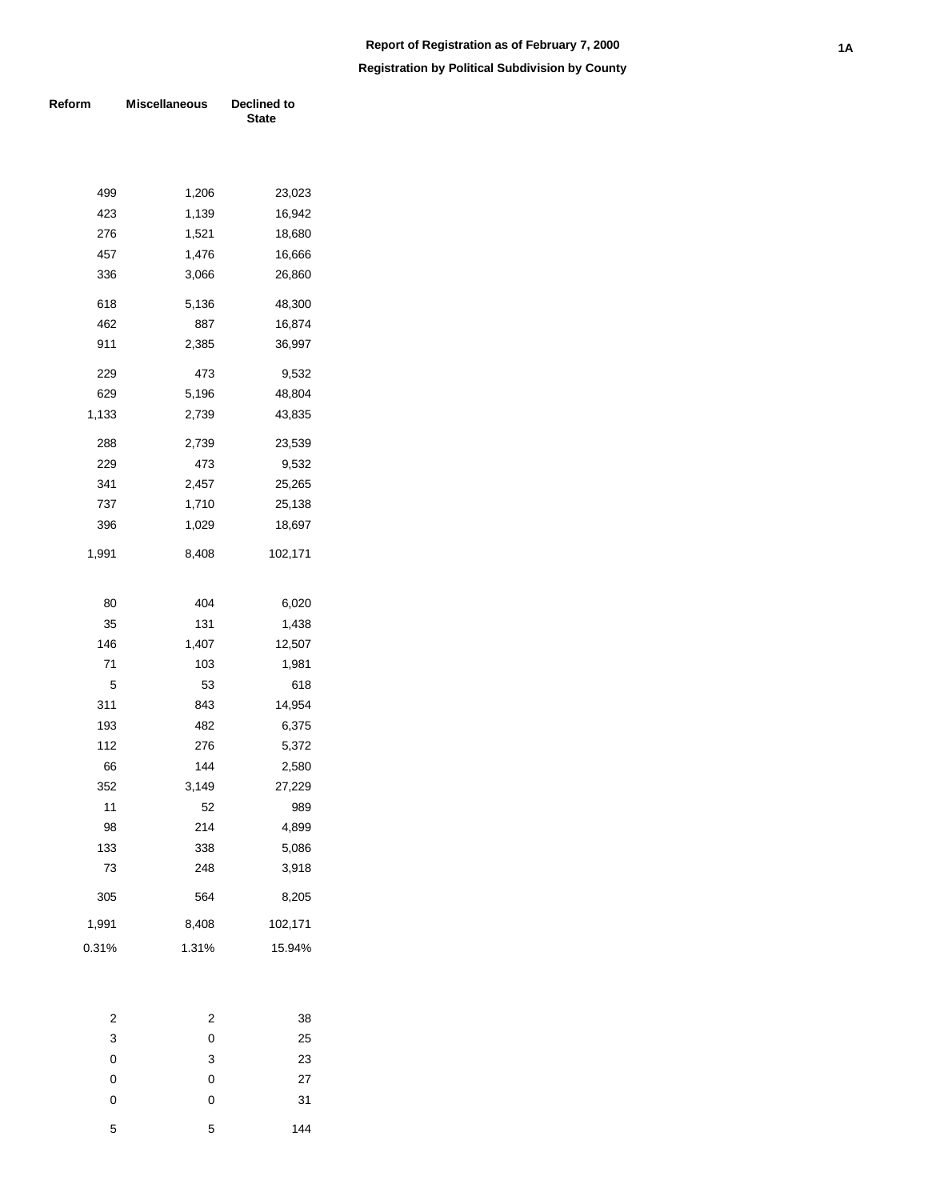**Report of Registration as of February 7, 2000**

**Registration by Political Subdivision by County**

| Reform | Miscellaneous | Declined to State |
|---|---|---|
| 499 | 1,206 | 23,023 |
| 423 | 1,139 | 16,942 |
| 276 | 1,521 | 18,680 |
| 457 | 1,476 | 16,666 |
| 336 | 3,066 | 26,860 |
| 618 | 5,136 | 48,300 |
| 462 | 887 | 16,874 |
| 911 | 2,385 | 36,997 |
| 229 | 473 | 9,532 |
| 629 | 5,196 | 48,804 |
| 1,133 | 2,739 | 43,835 |
| 288 | 2,739 | 23,539 |
| 229 | 473 | 9,532 |
| 341 | 2,457 | 25,265 |
| 737 | 1,710 | 25,138 |
| 396 | 1,029 | 18,697 |
| 1,991 | 8,408 | 102,171 |
| | | |
| 80 | 404 | 6,020 |
| 35 | 131 | 1,438 |
| 146 | 1,407 | 12,507 |
| 71 | 103 | 1,981 |
| 5 | 53 | 618 |
| 311 | 843 | 14,954 |
| 193 | 482 | 6,375 |
| 112 | 276 | 5,372 |
| 66 | 144 | 2,580 |
| 352 | 3,149 | 27,229 |
| 11 | 52 | 989 |
| 98 | 214 | 4,899 |
| 133 | 338 | 5,086 |
| 73 | 248 | 3,918 |
| 305 | 564 | 8,205 |
| 1,991 | 8,408 | 102,171 |
| 0.31% | 1.31% | 15.94% |
| | | |
| 2 | 2 | 38 |
| 3 | 0 | 25 |
| 0 | 3 | 23 |
| 0 | 0 | 27 |
| 0 | 0 | 31 |
| 5 | 5 | 144 |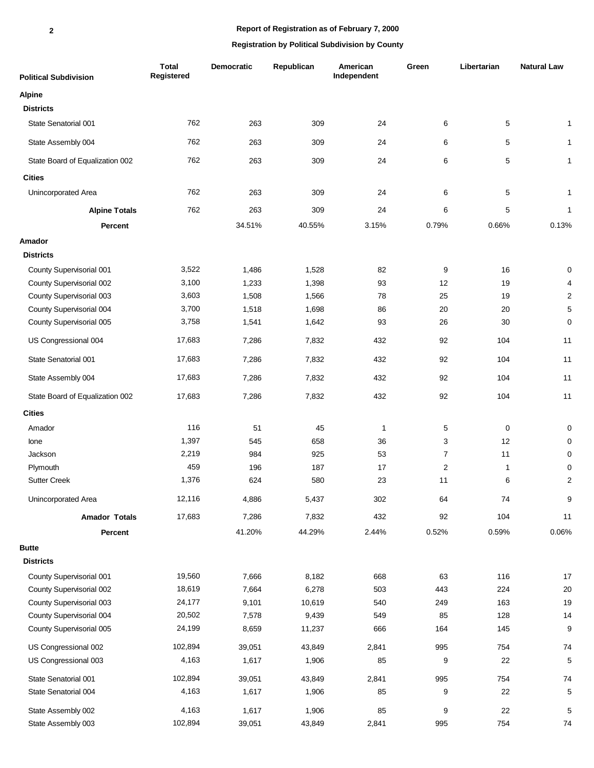**Report of Registration as of February 7, 2000**

**Registration by Political Subdivision by County**

| Political Subdivision | Total Registered | Democratic | Republican | American Independent | Green | Libertarian | Natural Law |
|---|---|---|---|---|---|---|---|
| **Alpine** | | | | | | | |
| **Districts** | | | | | | | |
| State Senatorial 001 | 762 | 263 | 309 | 24 | 6 | 5 | 1 |
| State Assembly 004 | 762 | 263 | 309 | 24 | 6 | 5 | 1 |
| State Board of Equalization 002 | 762 | 263 | 309 | 24 | 6 | 5 | 1 |
| **Cities** | | | | | | | |
| Unincorporated Area | 762 | 263 | 309 | 24 | 6 | 5 | 1 |
| **Alpine Totals** | 762 | 263 | 309 | 24 | 6 | 5 | 1 |
| **Percent** | | 34.51% | 40.55% | 3.15% | 0.79% | 0.66% | 0.13% |
| **Amador** | | | | | | | |
| **Districts** | | | | | | | |
| County Supervisorial 001 | 3,522 | 1,486 | 1,528 | 82 | 9 | 16 | 0 |
| County Supervisorial 002 | 3,100 | 1,233 | 1,398 | 93 | 12 | 19 | 4 |
| County Supervisorial 003 | 3,603 | 1,508 | 1,566 | 78 | 25 | 19 | 2 |
| County Supervisorial 004 | 3,700 | 1,518 | 1,698 | 86 | 20 | 20 | 5 |
| County Supervisorial 005 | 3,758 | 1,541 | 1,642 | 93 | 26 | 30 | 0 |
| US Congressional 004 | 17,683 | 7,286 | 7,832 | 432 | 92 | 104 | 11 |
| State Senatorial 001 | 17,683 | 7,286 | 7,832 | 432 | 92 | 104 | 11 |
| State Assembly 004 | 17,683 | 7,286 | 7,832 | 432 | 92 | 104 | 11 |
| State Board of Equalization 002 | 17,683 | 7,286 | 7,832 | 432 | 92 | 104 | 11 |
| **Cities** | | | | | | | |
| Amador | 116 | 51 | 45 | 1 | 5 | 0 | 0 |
| Ione | 1,397 | 545 | 658 | 36 | 3 | 12 | 0 |
| Jackson | 2,219 | 984 | 925 | 53 | 7 | 11 | 0 |
| Plymouth | 459 | 196 | 187 | 17 | 2 | 1 | 0 |
| Sutter Creek | 1,376 | 624 | 580 | 23 | 11 | 6 | 2 |
| Unincorporated Area | 12,116 | 4,886 | 5,437 | 302 | 64 | 74 | 9 |
| **Amador Totals** | 17,683 | 7,286 | 7,832 | 432 | 92 | 104 | 11 |
| **Percent** | | 41.20% | 44.29% | 2.44% | 0.52% | 0.59% | 0.06% |
| **Butte** | | | | | | | |
| **Districts** | | | | | | | |
| County Supervisorial 001 | 19,560 | 7,666 | 8,182 | 668 | 63 | 116 | 17 |
| County Supervisorial 002 | 18,619 | 7,664 | 6,278 | 503 | 443 | 224 | 20 |
| County Supervisorial 003 | 24,177 | 9,101 | 10,619 | 540 | 249 | 163 | 19 |
| County Supervisorial 004 | 20,502 | 7,578 | 9,439 | 549 | 85 | 128 | 14 |
| County Supervisorial 005 | 24,199 | 8,659 | 11,237 | 666 | 164 | 145 | 9 |
| US Congressional 002 | 102,894 | 39,051 | 43,849 | 2,841 | 995 | 754 | 74 |
| US Congressional 003 | 4,163 | 1,617 | 1,906 | 85 | 9 | 22 | 5 |
| State Senatorial 001 | 102,894 | 39,051 | 43,849 | 2,841 | 995 | 754 | 74 |
| State Senatorial 004 | 4,163 | 1,617 | 1,906 | 85 | 9 | 22 | 5 |
| State Assembly 002 | 4,163 | 1,617 | 1,906 | 85 | 9 | 22 | 5 |
| State Assembly 003 | 102,894 | 39,051 | 43,849 | 2,841 | 995 | 754 | 74 |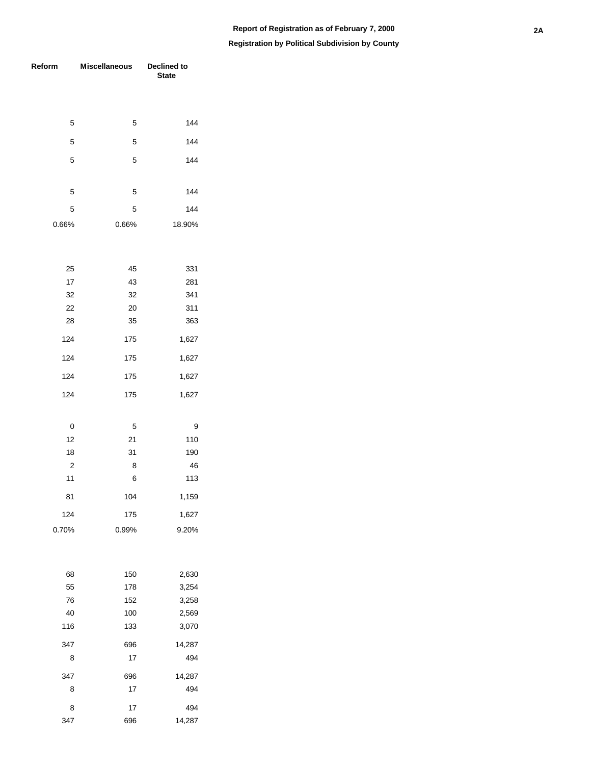**Report of Registration as of February 7, 2000**

**Registration by Political Subdivision by County**

| Reform | Miscellaneous | Declined to State |
|---|---|---|
| | | |
| 5 | 5 | 144 |
| 5 | 5 | 144 |
| 5 | 5 | 144 |
| | | |
| 5 | 5 | 144 |
| 5 | 5 | 144 |
| 0.66% | 0.66% | 18.90% |
| | | |
| 25 | 45 | 331 |
| 17 | 43 | 281 |
| 32 | 32 | 341 |
| 22 | 20 | 311 |
| 28 | 35 | 363 |
| 124 | 175 | 1,627 |
| 124 | 175 | 1,627 |
| 124 | 175 | 1,627 |
| 124 | 175 | 1,627 |
| | | |
| 0 | 5 | 9 |
| 12 | 21 | 110 |
| 18 | 31 | 190 |
| 2 | 8 | 46 |
| 11 | 6 | 113 |
| 81 | 104 | 1,159 |
| 124 | 175 | 1,627 |
| 0.70% | 0.99% | 9.20% |
| | | |
| 68 | 150 | 2,630 |
| 55 | 178 | 3,254 |
| 76 | 152 | 3,258 |
| 40 | 100 | 2,569 |
| 116 | 133 | 3,070 |
| 347 | 696 | 14,287 |
| 8 | 17 | 494 |
| 347 | 696 | 14,287 |
| 8 | 17 | 494 |
| 8 | 17 | 494 |
| 347 | 696 | 14,287 |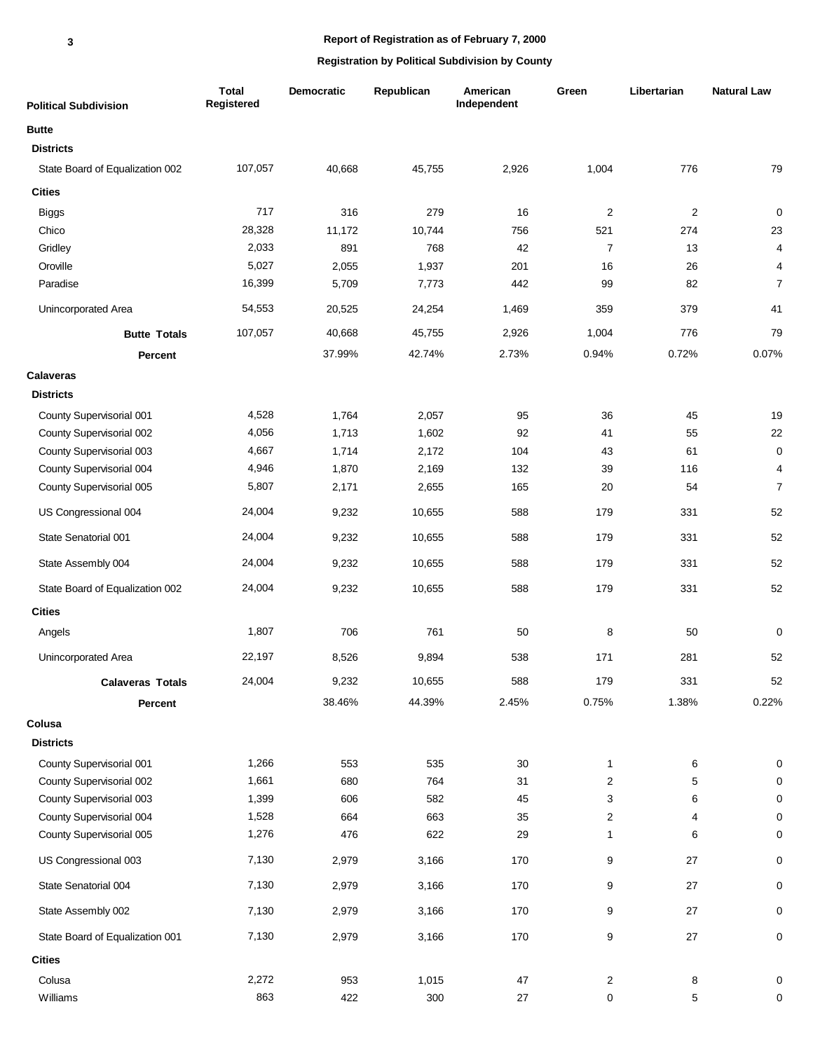**Report of Registration as of February 7, 2000**

**Registration by Political Subdivision by County**

| Political Subdivision | Total Registered | Democratic | Republican | American Independent | Green | Libertarian | Natural Law |
|---|---|---|---|---|---|---|---|
| **Butte** | | | | | | | |
| **Districts** | | | | | | | |
| State Board of Equalization 002 | 107,057 | 40,668 | 45,755 | 2,926 | 1,004 | 776 | 79 |
| **Cities** | | | | | | | |
| Biggs | 717 | 316 | 279 | 16 | 2 | 2 | 0 |
| Chico | 28,328 | 11,172 | 10,744 | 756 | 521 | 274 | 23 |
| Gridley | 2,033 | 891 | 768 | 42 | 7 | 13 | 4 |
| Oroville | 5,027 | 2,055 | 1,937 | 201 | 16 | 26 | 4 |
| Paradise | 16,399 | 5,709 | 7,773 | 442 | 99 | 82 | 7 |
| Unincorporated Area | 54,553 | 20,525 | 24,254 | 1,469 | 359 | 379 | 41 |
| **Butte Totals** | 107,057 | 40,668 | 45,755 | 2,926 | 1,004 | 776 | 79 |
| **Percent** | | 37.99% | 42.74% | 2.73% | 0.94% | 0.72% | 0.07% |
| **Calaveras** | | | | | | | |
| **Districts** | | | | | | | |
| County Supervisorial 001 | 4,528 | 1,764 | 2,057 | 95 | 36 | 45 | 19 |
| County Supervisorial 002 | 4,056 | 1,713 | 1,602 | 92 | 41 | 55 | 22 |
| County Supervisorial 003 | 4,667 | 1,714 | 2,172 | 104 | 43 | 61 | 0 |
| County Supervisorial 004 | 4,946 | 1,870 | 2,169 | 132 | 39 | 116 | 4 |
| County Supervisorial 005 | 5,807 | 2,171 | 2,655 | 165 | 20 | 54 | 7 |
| US Congressional 004 | 24,004 | 9,232 | 10,655 | 588 | 179 | 331 | 52 |
| State Senatorial 001 | 24,004 | 9,232 | 10,655 | 588 | 179 | 331 | 52 |
| State Assembly 004 | 24,004 | 9,232 | 10,655 | 588 | 179 | 331 | 52 |
| State Board of Equalization 002 | 24,004 | 9,232 | 10,655 | 588 | 179 | 331 | 52 |
| **Cities** | | | | | | | |
| Angels | 1,807 | 706 | 761 | 50 | 8 | 50 | 0 |
| Unincorporated Area | 22,197 | 8,526 | 9,894 | 538 | 171 | 281 | 52 |
| **Calaveras Totals** | 24,004 | 9,232 | 10,655 | 588 | 179 | 331 | 52 |
| **Percent** | | 38.46% | 44.39% | 2.45% | 0.75% | 1.38% | 0.22% |
| **Colusa** | | | | | | | |
| **Districts** | | | | | | | |
| County Supervisorial 001 | 1,266 | 553 | 535 | 30 | 1 | 6 | 0 |
| County Supervisorial 002 | 1,661 | 680 | 764 | 31 | 2 | 5 | 0 |
| County Supervisorial 003 | 1,399 | 606 | 582 | 45 | 3 | 6 | 0 |
| County Supervisorial 004 | 1,528 | 664 | 663 | 35 | 2 | 4 | 0 |
| County Supervisorial 005 | 1,276 | 476 | 622 | 29 | 1 | 6 | 0 |
| US Congressional 003 | 7,130 | 2,979 | 3,166 | 170 | 9 | 27 | 0 |
| State Senatorial 004 | 7,130 | 2,979 | 3,166 | 170 | 9 | 27 | 0 |
| State Assembly 002 | 7,130 | 2,979 | 3,166 | 170 | 9 | 27 | 0 |
| State Board of Equalization 001 | 7,130 | 2,979 | 3,166 | 170 | 9 | 27 | 0 |
| **Cities** | | | | | | | |
| Colusa | 2,272 | 953 | 1,015 | 47 | 2 | 8 | 0 |
| Williams | 863 | 422 | 300 | 27 | 0 | 5 | 0 |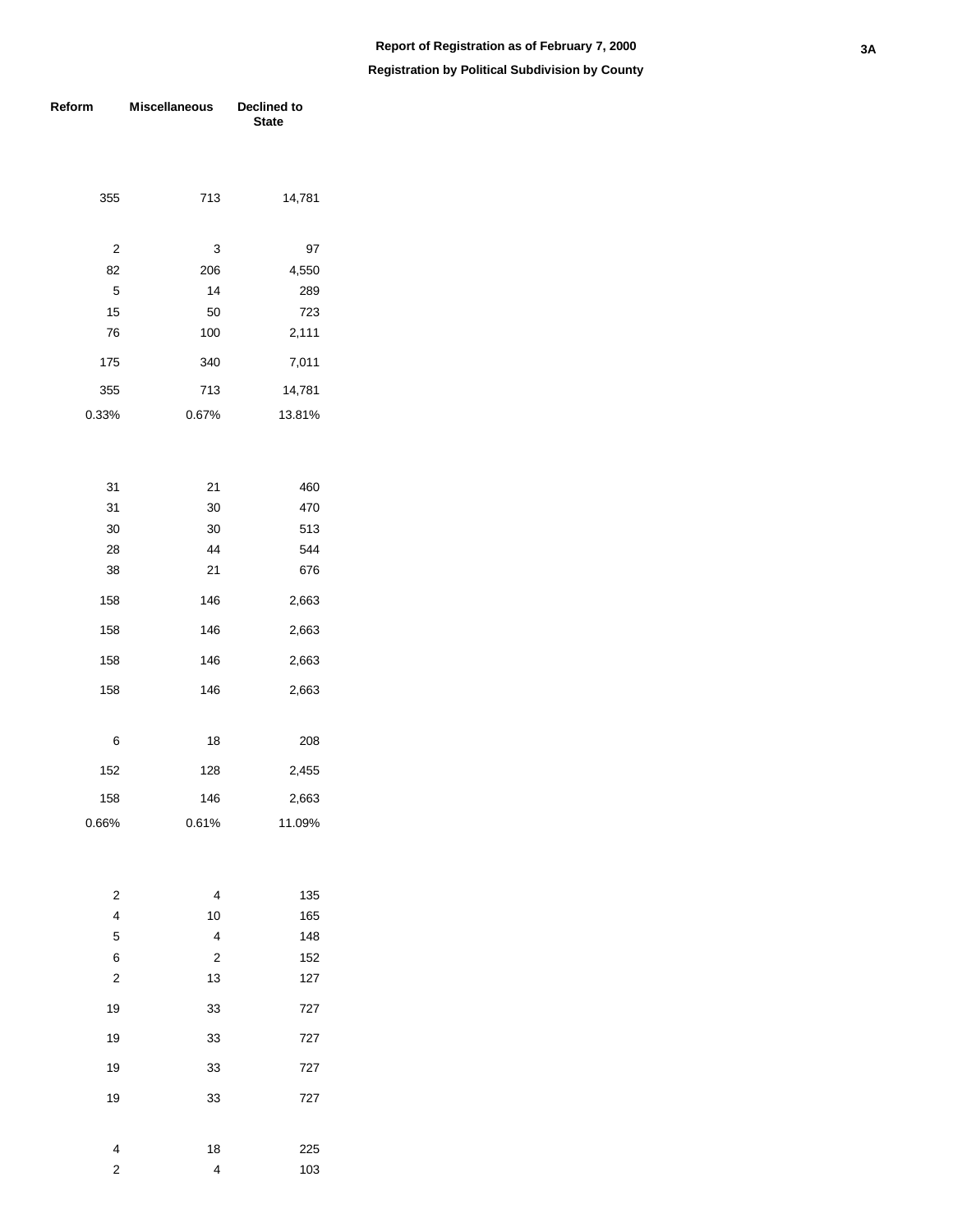**Report of Registration as of February 7, 2000**

**Registration by Political Subdivision by County**

| Reform | Miscellaneous | Declined to State |
|---|---|---|
| 355 | 713 | 14,781 |
| | | |
| 2 | 3 | 97 |
| 82 | 206 | 4,550 |
| 5 | 14 | 289 |
| 15 | 50 | 723 |
| 76 | 100 | 2,111 |
| 175 | 340 | 7,011 |
| 355 | 713 | 14,781 |
| 0.33% | 0.67% | 13.81% |
| | | |
| 31 | 21 | 460 |
| 31 | 30 | 470 |
| 30 | 30 | 513 |
| 28 | 44 | 544 |
| 38 | 21 | 676 |
| 158 | 146 | 2,663 |
| 158 | 146 | 2,663 |
| 158 | 146 | 2,663 |
| 158 | 146 | 2,663 |
| | | |
| 6 | 18 | 208 |
| 152 | 128 | 2,455 |
| 158 | 146 | 2,663 |
| 0.66% | 0.61% | 11.09% |
| | | |
| 2 | 4 | 135 |
| 4 | 10 | 165 |
| 5 | 4 | 148 |
| 6 | 2 | 152 |
| 2 | 13 | 127 |
| 19 | 33 | 727 |
| 19 | 33 | 727 |
| 19 | 33 | 727 |
| 19 | 33 | 727 |
| | | |
| 4 | 18 | 225 |
| 2 | 4 | 103 |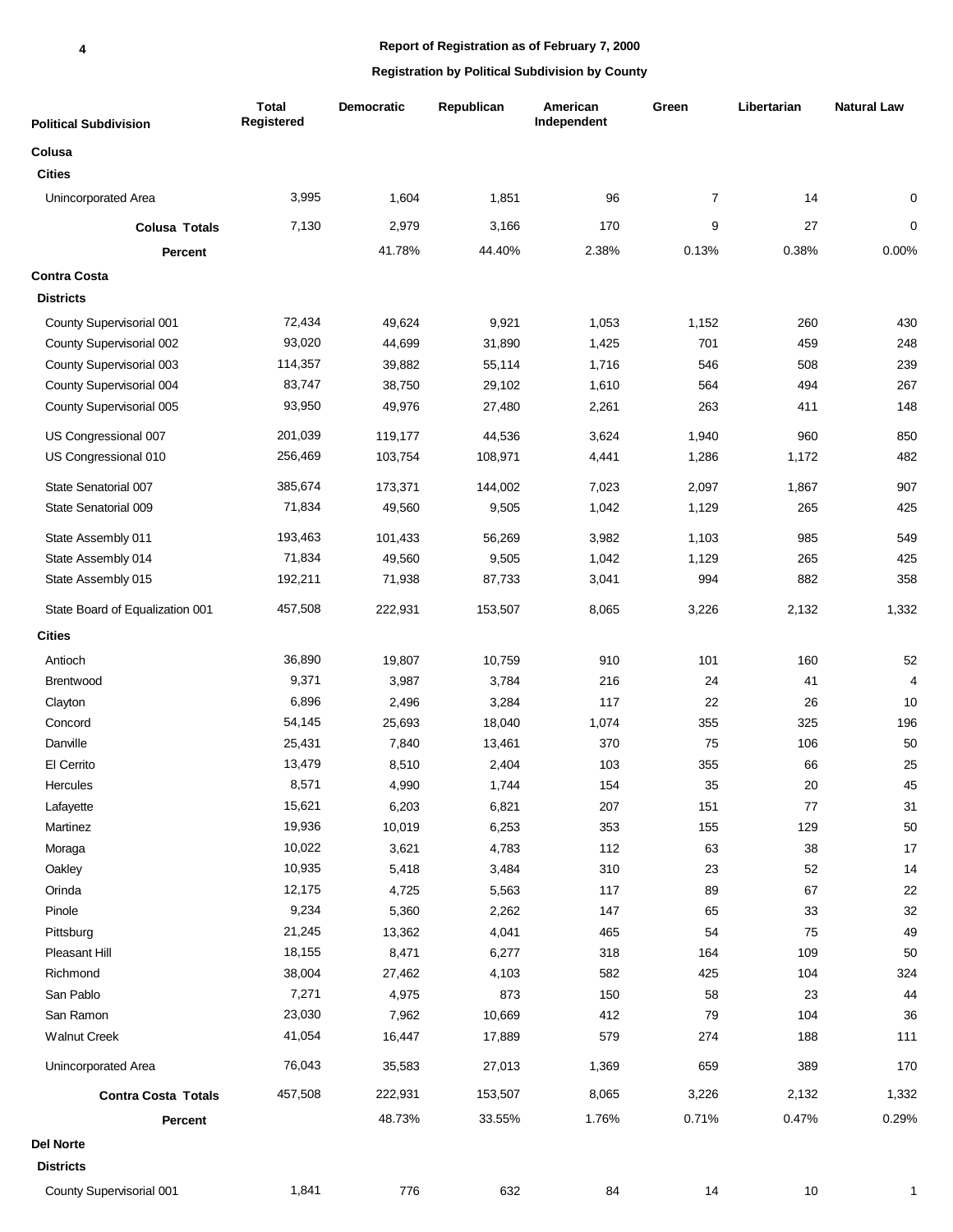**Report of Registration as of February 7, 2000**

**Registration by Political Subdivision by County**

| Political Subdivision | Total Registered | Democratic | Republican | American Independent | Green | Libertarian | Natural Law |
|---|---|---|---|---|---|---|---|
| **Colusa** | | | | | | | |
| **Cities** | | | | | | | |
| Unincorporated Area | 3,995 | 1,604 | 1,851 | 96 | 7 | 14 | 0 |
| **Colusa Totals** | 7,130 | 2,979 | 3,166 | 170 | 9 | 27 | 0 |
| **Percent** | | 41.78% | 44.40% | 2.38% | 0.13% | 0.38% | 0.00% |
| **Contra Costa** | | | | | | | |
| **Districts** | | | | | | | |
| County Supervisorial 001 | 72,434 | 49,624 | 9,921 | 1,053 | 1,152 | 260 | 430 |
| County Supervisorial 002 | 93,020 | 44,699 | 31,890 | 1,425 | 701 | 459 | 248 |
| County Supervisorial 003 | 114,357 | 39,882 | 55,114 | 1,716 | 546 | 508 | 239 |
| County Supervisorial 004 | 83,747 | 38,750 | 29,102 | 1,610 | 564 | 494 | 267 |
| County Supervisorial 005 | 93,950 | 49,976 | 27,480 | 2,261 | 263 | 411 | 148 |
| US Congressional 007 | 201,039 | 119,177 | 44,536 | 3,624 | 1,940 | 960 | 850 |
| US Congressional 010 | 256,469 | 103,754 | 108,971 | 4,441 | 1,286 | 1,172 | 482 |
| State Senatorial 007 | 385,674 | 173,371 | 144,002 | 7,023 | 2,097 | 1,867 | 907 |
| State Senatorial 009 | 71,834 | 49,560 | 9,505 | 1,042 | 1,129 | 265 | 425 |
| State Assembly 011 | 193,463 | 101,433 | 56,269 | 3,982 | 1,103 | 985 | 549 |
| State Assembly 014 | 71,834 | 49,560 | 9,505 | 1,042 | 1,129 | 265 | 425 |
| State Assembly 015 | 192,211 | 71,938 | 87,733 | 3,041 | 994 | 882 | 358 |
| State Board of Equalization 001 | 457,508 | 222,931 | 153,507 | 8,065 | 3,226 | 2,132 | 1,332 |
| **Cities** | | | | | | | |
| Antioch | 36,890 | 19,807 | 10,759 | 910 | 101 | 160 | 52 |
| Brentwood | 9,371 | 3,987 | 3,784 | 216 | 24 | 41 | 4 |
| Clayton | 6,896 | 2,496 | 3,284 | 117 | 22 | 26 | 10 |
| Concord | 54,145 | 25,693 | 18,040 | 1,074 | 355 | 325 | 196 |
| Danville | 25,431 | 7,840 | 13,461 | 370 | 75 | 106 | 50 |
| El Cerrito | 13,479 | 8,510 | 2,404 | 103 | 355 | 66 | 25 |
| Hercules | 8,571 | 4,990 | 1,744 | 154 | 35 | 20 | 45 |
| Lafayette | 15,621 | 6,203 | 6,821 | 207 | 151 | 77 | 31 |
| Martinez | 19,936 | 10,019 | 6,253 | 353 | 155 | 129 | 50 |
| Moraga | 10,022 | 3,621 | 4,783 | 112 | 63 | 38 | 17 |
| Oakley | 10,935 | 5,418 | 3,484 | 310 | 23 | 52 | 14 |
| Orinda | 12,175 | 4,725 | 5,563 | 117 | 89 | 67 | 22 |
| Pinole | 9,234 | 5,360 | 2,262 | 147 | 65 | 33 | 32 |
| Pittsburg | 21,245 | 13,362 | 4,041 | 465 | 54 | 75 | 49 |
| Pleasant Hill | 18,155 | 8,471 | 6,277 | 318 | 164 | 109 | 50 |
| Richmond | 38,004 | 27,462 | 4,103 | 582 | 425 | 104 | 324 |
| San Pablo | 7,271 | 4,975 | 873 | 150 | 58 | 23 | 44 |
| San Ramon | 23,030 | 7,962 | 10,669 | 412 | 79 | 104 | 36 |
| Walnut Creek | 41,054 | 16,447 | 17,889 | 579 | 274 | 188 | 111 |
| Unincorporated Area | 76,043 | 35,583 | 27,013 | 1,369 | 659 | 389 | 170 |
| **Contra Costa Totals** | 457,508 | 222,931 | 153,507 | 8,065 | 3,226 | 2,132 | 1,332 |
| **Percent** | | 48.73% | 33.55% | 1.76% | 0.71% | 0.47% | 0.29% |
| **Del Norte** | | | | | | | |
| **Districts** | | | | | | | |
| County Supervisorial 001 | 1,841 | 776 | 632 | 84 | 14 | 10 | 1 |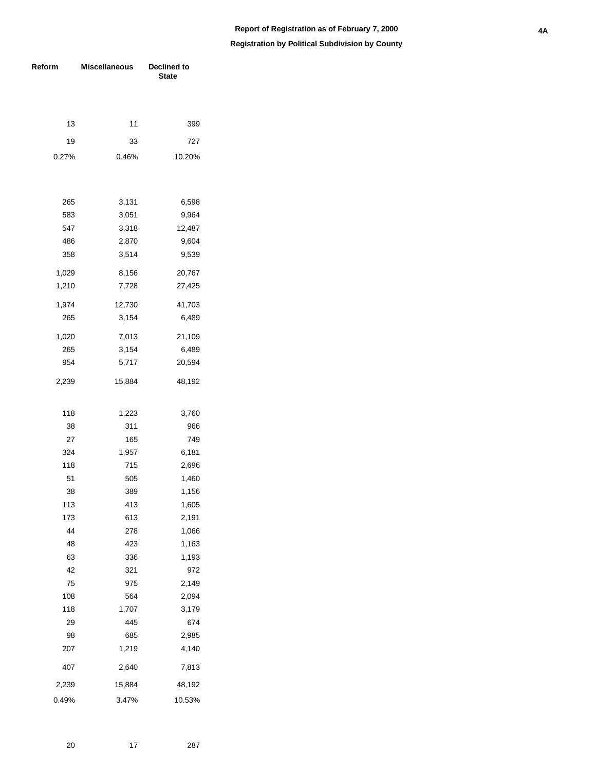# Report of Registration as of February 7, 2000

## Registration by Political Subdivision by County

| Reform | Miscellaneous | Declined to State |
|---|---|---|
| 13 | 11 | 399 |
| 19 | 33 | 727 |
| 0.27% | 0.46% | 10.20% |
| | | |
| 265 | 3,131 | 6,598 |
| 583 | 3,051 | 9,964 |
| 547 | 3,318 | 12,487 |
| 486 | 2,870 | 9,604 |
| 358 | 3,514 | 9,539 |
| 1,029 | 8,156 | 20,767 |
| 1,210 | 7,728 | 27,425 |
| 1,974 | 12,730 | 41,703 |
| 265 | 3,154 | 6,489 |
| 1,020 | 7,013 | 21,109 |
| 265 | 3,154 | 6,489 |
| 954 | 5,717 | 20,594 |
| 2,239 | 15,884 | 48,192 |
| | | |
| 118 | 1,223 | 3,760 |
| 38 | 311 | 966 |
| 27 | 165 | 749 |
| 324 | 1,957 | 6,181 |
| 118 | 715 | 2,696 |
| 51 | 505 | 1,460 |
| 38 | 389 | 1,156 |
| 113 | 413 | 1,605 |
| 173 | 613 | 2,191 |
| 44 | 278 | 1,066 |
| 48 | 423 | 1,163 |
| 63 | 336 | 1,193 |
| 42 | 321 | 972 |
| 75 | 975 | 2,149 |
| 108 | 564 | 2,094 |
| 118 | 1,707 | 3,179 |
| 29 | 445 | 674 |
| 98 | 685 | 2,985 |
| 207 | 1,219 | 4,140 |
| 407 | 2,640 | 7,813 |
| 2,239 | 15,884 | 48,192 |
| 0.49% | 3.47% | 10.53% |
| | | |
| 20 | 17 | 287 |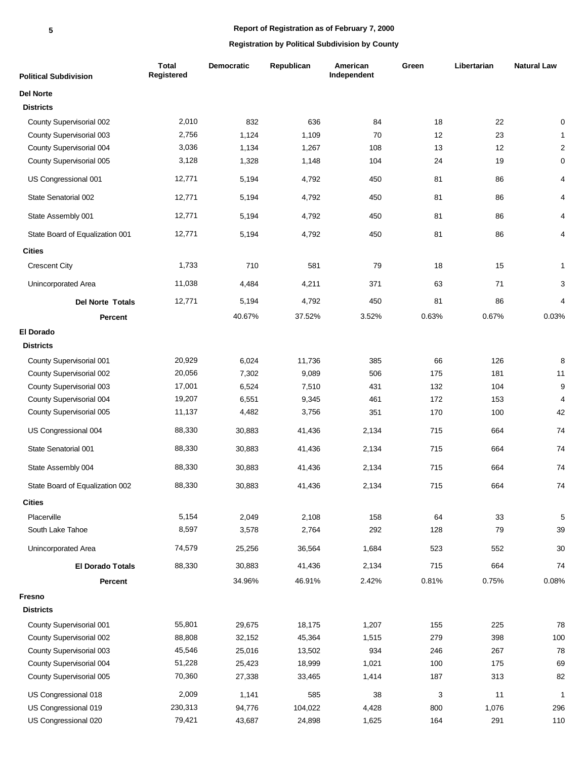**Report of Registration as of February 7, 2000**

**Registration by Political Subdivision by County**

| Political Subdivision | Total Registered | Democratic | Republican | American Independent | Green | Libertarian | Natural Law |
|---|---|---|---|---|---|---|---|
| **Del Norte** | | | | | | | |
| **Districts** | | | | | | | |
| County Supervisorial 002 | 2,010 | 832 | 636 | 84 | 18 | 22 | 0 |
| County Supervisorial 003 | 2,756 | 1,124 | 1,109 | 70 | 12 | 23 | 1 |
| County Supervisorial 004 | 3,036 | 1,134 | 1,267 | 108 | 13 | 12 | 2 |
| County Supervisorial 005 | 3,128 | 1,328 | 1,148 | 104 | 24 | 19 | 0 |
| US Congressional 001 | 12,771 | 5,194 | 4,792 | 450 | 81 | 86 | 4 |
| State Senatorial 002 | 12,771 | 5,194 | 4,792 | 450 | 81 | 86 | 4 |
| State Assembly 001 | 12,771 | 5,194 | 4,792 | 450 | 81 | 86 | 4 |
| State Board of Equalization 001 | 12,771 | 5,194 | 4,792 | 450 | 81 | 86 | 4 |
| **Cities** | | | | | | | |
| Crescent City | 1,733 | 710 | 581 | 79 | 18 | 15 | 1 |
| Unincorporated Area | 11,038 | 4,484 | 4,211 | 371 | 63 | 71 | 3 |
| **Del Norte Totals** | 12,771 | 5,194 | 4,792 | 450 | 81 | 86 | 4 |
| **Percent** | | 40.67% | 37.52% | 3.52% | 0.63% | 0.67% | 0.03% |
| **El Dorado** | | | | | | | |
| **Districts** | | | | | | | |
| County Supervisorial 001 | 20,929 | 6,024 | 11,736 | 385 | 66 | 126 | 8 |
| County Supervisorial 002 | 20,056 | 7,302 | 9,089 | 506 | 175 | 181 | 11 |
| County Supervisorial 003 | 17,001 | 6,524 | 7,510 | 431 | 132 | 104 | 9 |
| County Supervisorial 004 | 19,207 | 6,551 | 9,345 | 461 | 172 | 153 | 4 |
| County Supervisorial 005 | 11,137 | 4,482 | 3,756 | 351 | 170 | 100 | 42 |
| US Congressional 004 | 88,330 | 30,883 | 41,436 | 2,134 | 715 | 664 | 74 |
| State Senatorial 001 | 88,330 | 30,883 | 41,436 | 2,134 | 715 | 664 | 74 |
| State Assembly 004 | 88,330 | 30,883 | 41,436 | 2,134 | 715 | 664 | 74 |
| State Board of Equalization 002 | 88,330 | 30,883 | 41,436 | 2,134 | 715 | 664 | 74 |
| **Cities** | | | | | | | |
| Placerville | 5,154 | 2,049 | 2,108 | 158 | 64 | 33 | 5 |
| South Lake Tahoe | 8,597 | 3,578 | 2,764 | 292 | 128 | 79 | 39 |
| Unincorporated Area | 74,579 | 25,256 | 36,564 | 1,684 | 523 | 552 | 30 |
| **El Dorado Totals** | 88,330 | 30,883 | 41,436 | 2,134 | 715 | 664 | 74 |
| **Percent** | | 34.96% | 46.91% | 2.42% | 0.81% | 0.75% | 0.08% |
| **Fresno** | | | | | | | |
| **Districts** | | | | | | | |
| County Supervisorial 001 | 55,801 | 29,675 | 18,175 | 1,207 | 155 | 225 | 78 |
| County Supervisorial 002 | 88,808 | 32,152 | 45,364 | 1,515 | 279 | 398 | 100 |
| County Supervisorial 003 | 45,546 | 25,016 | 13,502 | 934 | 246 | 267 | 78 |
| County Supervisorial 004 | 51,228 | 25,423 | 18,999 | 1,021 | 100 | 175 | 69 |
| County Supervisorial 005 | 70,360 | 27,338 | 33,465 | 1,414 | 187 | 313 | 82 |
| US Congressional 018 | 2,009 | 1,141 | 585 | 38 | 3 | 11 | 1 |
| US Congressional 019 | 230,313 | 94,776 | 104,022 | 4,428 | 800 | 1,076 | 296 |
| US Congressional 020 | 79,421 | 43,687 | 24,898 | 1,625 | 164 | 291 | 110 |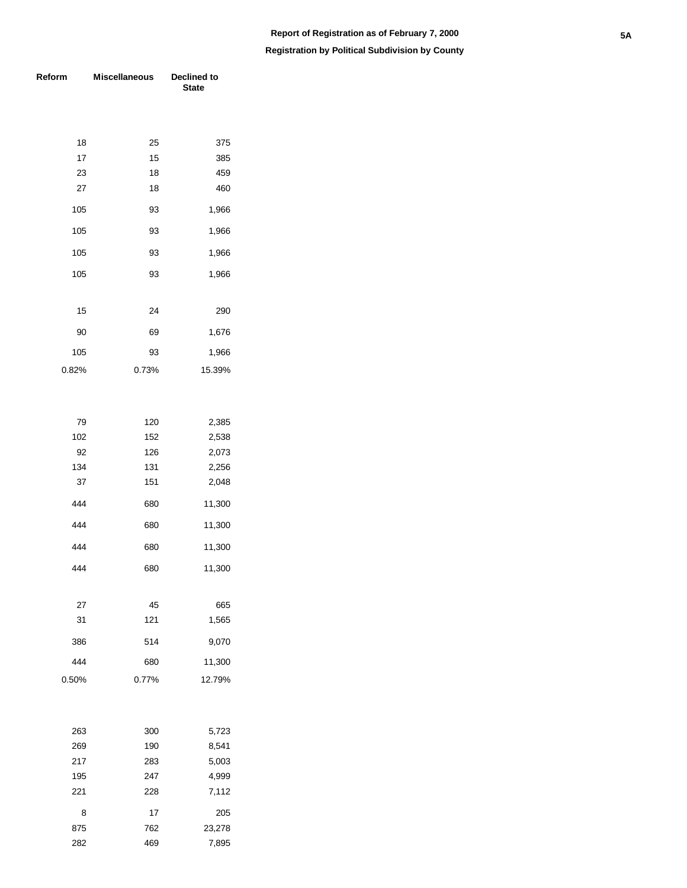**Report of Registration as of February 7, 2000**

**Registration by Political Subdivision by County**

| Reform | Miscellaneous | Declined to State |
|---|---|---|
| 18 | 25 | 375 |
| 17 | 15 | 385 |
| 23 | 18 | 459 |
| 27 | 18 | 460 |
| 105 | 93 | 1,966 |
| 105 | 93 | 1,966 |
| 105 | 93 | 1,966 |
| 105 | 93 | 1,966 |
| | | |
| 15 | 24 | 290 |
| 90 | 69 | 1,676 |
| 105 | 93 | 1,966 |
| 0.82% | 0.73% | 15.39% |
| | | |
| 79 | 120 | 2,385 |
| 102 | 152 | 2,538 |
| 92 | 126 | 2,073 |
| 134 | 131 | 2,256 |
| 37 | 151 | 2,048 |
| 444 | 680 | 11,300 |
| 444 | 680 | 11,300 |
| 444 | 680 | 11,300 |
| 444 | 680 | 11,300 |
| | | |
| 27 | 45 | 665 |
| 31 | 121 | 1,565 |
| 386 | 514 | 9,070 |
| 444 | 680 | 11,300 |
| 0.50% | 0.77% | 12.79% |
| | | |
| 263 | 300 | 5,723 |
| 269 | 190 | 8,541 |
| 217 | 283 | 5,003 |
| 195 | 247 | 4,999 |
| 221 | 228 | 7,112 |
| 8 | 17 | 205 |
| 875 | 762 | 23,278 |
| 282 | 469 | 7,895 |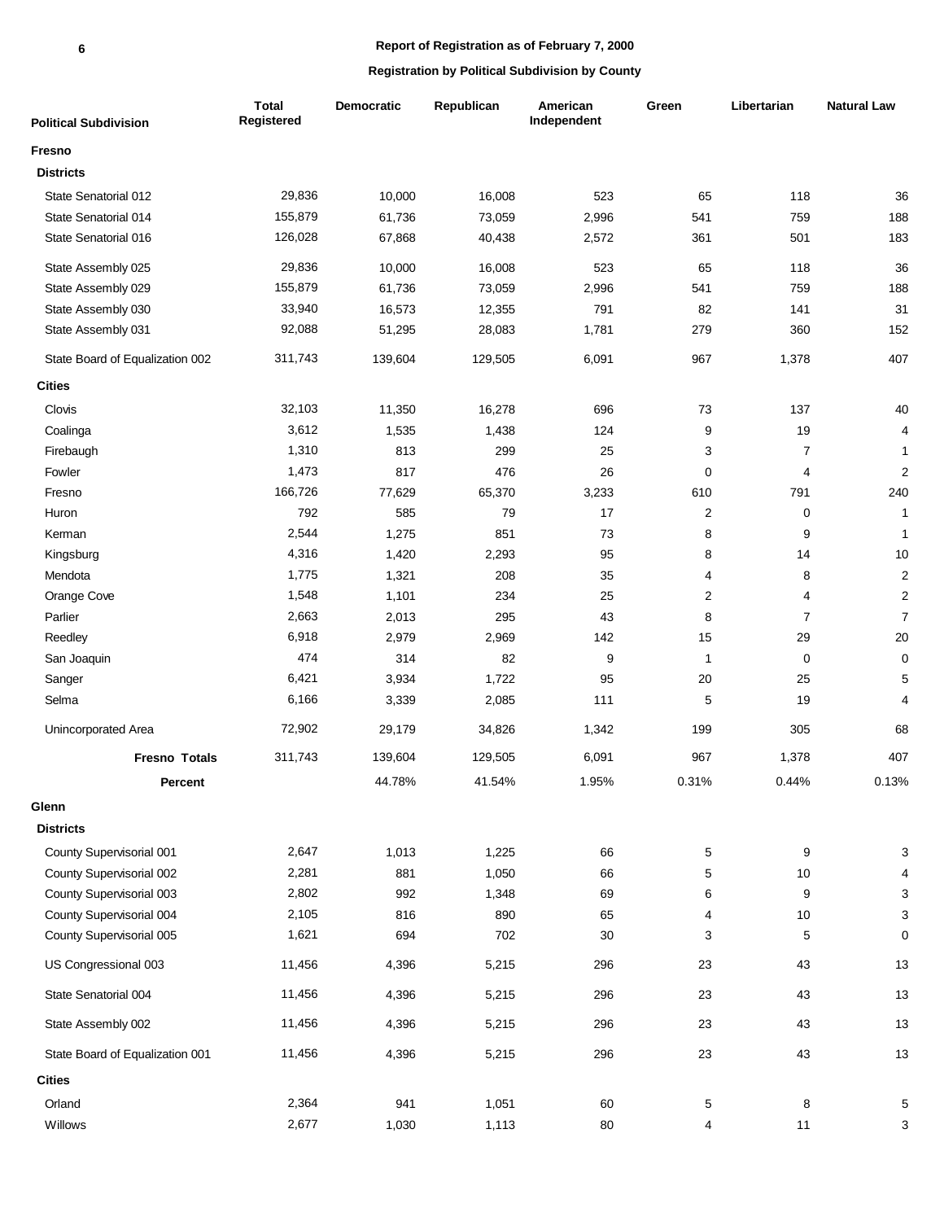**Report of Registration as of February 7, 2000**

**Registration by Political Subdivision by County**

| Political Subdivision | Total Registered | Democratic | Republican | American Independent | Green | Libertarian | Natural Law |
|---|---|---|---|---|---|---|---|
| **Fresno** | | | | | | | |
| **Districts** | | | | | | | |
| State Senatorial 012 | 29,836 | 10,000 | 16,008 | 523 | 65 | 118 | 36 |
| State Senatorial 014 | 155,879 | 61,736 | 73,059 | 2,996 | 541 | 759 | 188 |
| State Senatorial 016 | 126,028 | 67,868 | 40,438 | 2,572 | 361 | 501 | 183 |
| State Assembly 025 | 29,836 | 10,000 | 16,008 | 523 | 65 | 118 | 36 |
| State Assembly 029 | 155,879 | 61,736 | 73,059 | 2,996 | 541 | 759 | 188 |
| State Assembly 030 | 33,940 | 16,573 | 12,355 | 791 | 82 | 141 | 31 |
| State Assembly 031 | 92,088 | 51,295 | 28,083 | 1,781 | 279 | 360 | 152 |
| State Board of Equalization 002 | 311,743 | 139,604 | 129,505 | 6,091 | 967 | 1,378 | 407 |
| **Cities** | | | | | | | |
| Clovis | 32,103 | 11,350 | 16,278 | 696 | 73 | 137 | 40 |
| Coalinga | 3,612 | 1,535 | 1,438 | 124 | 9 | 19 | 4 |
| Firebaugh | 1,310 | 813 | 299 | 25 | 3 | 7 | 1 |
| Fowler | 1,473 | 817 | 476 | 26 | 0 | 4 | 2 |
| Fresno | 166,726 | 77,629 | 65,370 | 3,233 | 610 | 791 | 240 |
| Huron | 792 | 585 | 79 | 17 | 2 | 0 | 1 |
| Kerman | 2,544 | 1,275 | 851 | 73 | 8 | 9 | 1 |
| Kingsburg | 4,316 | 1,420 | 2,293 | 95 | 8 | 14 | 10 |
| Mendota | 1,775 | 1,321 | 208 | 35 | 4 | 8 | 2 |
| Orange Cove | 1,548 | 1,101 | 234 | 25 | 2 | 4 | 2 |
| Parlier | 2,663 | 2,013 | 295 | 43 | 8 | 7 | 7 |
| Reedley | 6,918 | 2,979 | 2,969 | 142 | 15 | 29 | 20 |
| San Joaquin | 474 | 314 | 82 | 9 | 1 | 0 | 0 |
| Sanger | 6,421 | 3,934 | 1,722 | 95 | 20 | 25 | 5 |
| Selma | 6,166 | 3,339 | 2,085 | 111 | 5 | 19 | 4 |
| Unincorporated Area | 72,902 | 29,179 | 34,826 | 1,342 | 199 | 305 | 68 |
| **Fresno Totals** | 311,743 | 139,604 | 129,505 | 6,091 | 967 | 1,378 | 407 |
| **Percent** | | 44.78% | 41.54% | 1.95% | 0.31% | 0.44% | 0.13% |
| **Glenn** | | | | | | | |
| **Districts** | | | | | | | |
| County Supervisorial 001 | 2,647 | 1,013 | 1,225 | 66 | 5 | 9 | 3 |
| County Supervisorial 002 | 2,281 | 881 | 1,050 | 66 | 5 | 10 | 4 |
| County Supervisorial 003 | 2,802 | 992 | 1,348 | 69 | 6 | 9 | 3 |
| County Supervisorial 004 | 2,105 | 816 | 890 | 65 | 4 | 10 | 3 |
| County Supervisorial 005 | 1,621 | 694 | 702 | 30 | 3 | 5 | 0 |
| US Congressional 003 | 11,456 | 4,396 | 5,215 | 296 | 23 | 43 | 13 |
| State Senatorial 004 | 11,456 | 4,396 | 5,215 | 296 | 23 | 43 | 13 |
| State Assembly 002 | 11,456 | 4,396 | 5,215 | 296 | 23 | 43 | 13 |
| State Board of Equalization 001 | 11,456 | 4,396 | 5,215 | 296 | 23 | 43 | 13 |
| **Cities** | | | | | | | |
| Orland | 2,364 | 941 | 1,051 | 60 | 5 | 8 | 5 |
| Willows | 2,677 | 1,030 | 1,113 | 80 | 4 | 11 | 3 |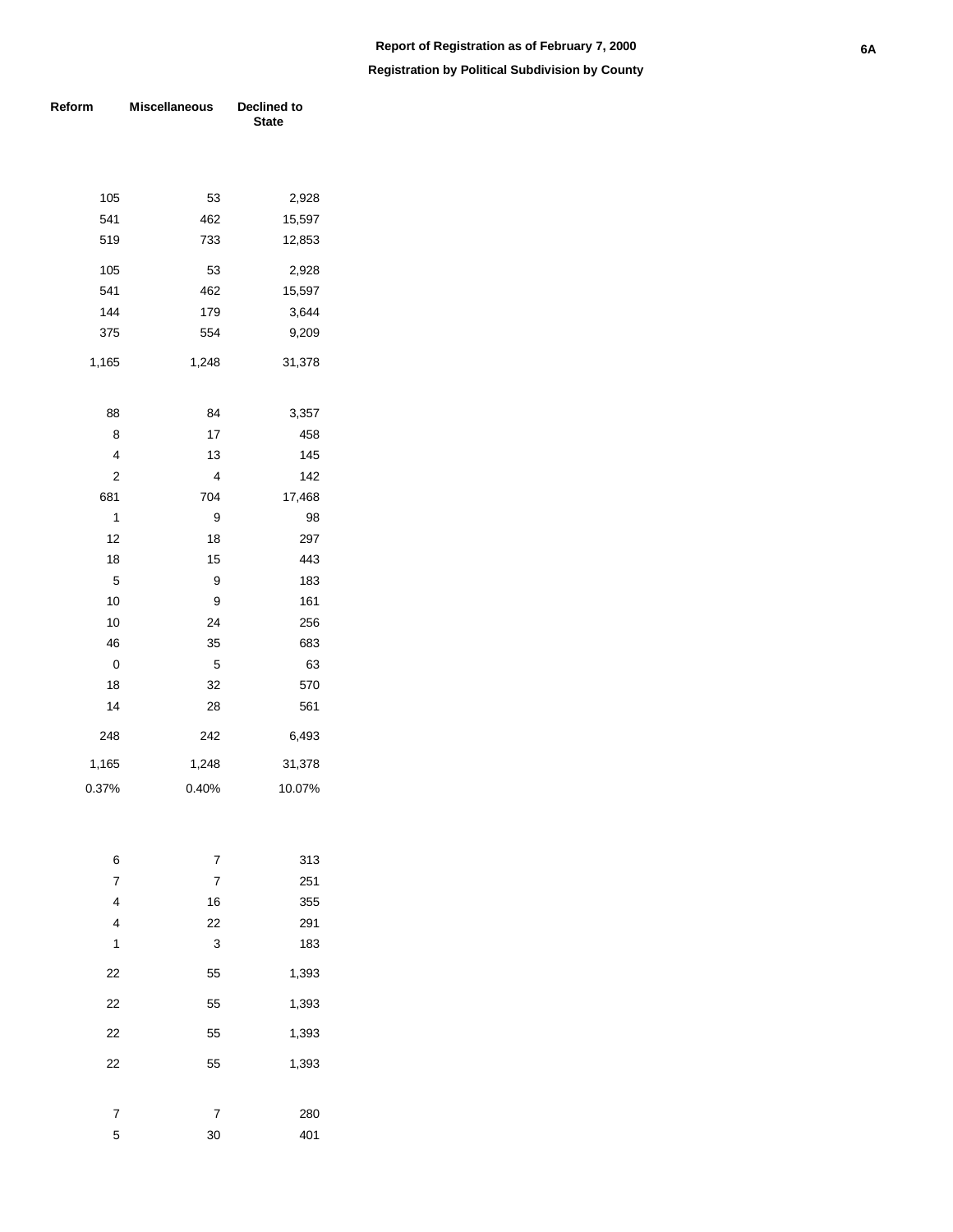**Report of Registration as of February 7, 2000**

**Registration by Political Subdivision by County**

| Reform | Miscellaneous | Declined to State |
|---|---|---|
| 105 | 53 | 2,928 |
| 541 | 462 | 15,597 |
| 519 | 733 | 12,853 |
| 105 | 53 | 2,928 |
| 541 | 462 | 15,597 |
| 144 | 179 | 3,644 |
| 375 | 554 | 9,209 |
| 1,165 | 1,248 | 31,378 |
| | | |
| 88 | 84 | 3,357 |
| 8 | 17 | 458 |
| 4 | 13 | 145 |
| 2 | 4 | 142 |
| 681 | 704 | 17,468 |
| 1 | 9 | 98 |
| 12 | 18 | 297 |
| 18 | 15 | 443 |
| 5 | 9 | 183 |
| 10 | 9 | 161 |
| 10 | 24 | 256 |
| 46 | 35 | 683 |
| 0 | 5 | 63 |
| 18 | 32 | 570 |
| 14 | 28 | 561 |
| 248 | 242 | 6,493 |
| 1,165 | 1,248 | 31,378 |
| 0.37% | 0.40% | 10.07% |
| | | |
| 6 | 7 | 313 |
| 7 | 7 | 251 |
| 4 | 16 | 355 |
| 4 | 22 | 291 |
| 1 | 3 | 183 |
| 22 | 55 | 1,393 |
| 22 | 55 | 1,393 |
| 22 | 55 | 1,393 |
| 22 | 55 | 1,393 |
| | | |
| 7 | 7 | 280 |
| 5 | 30 | 401 |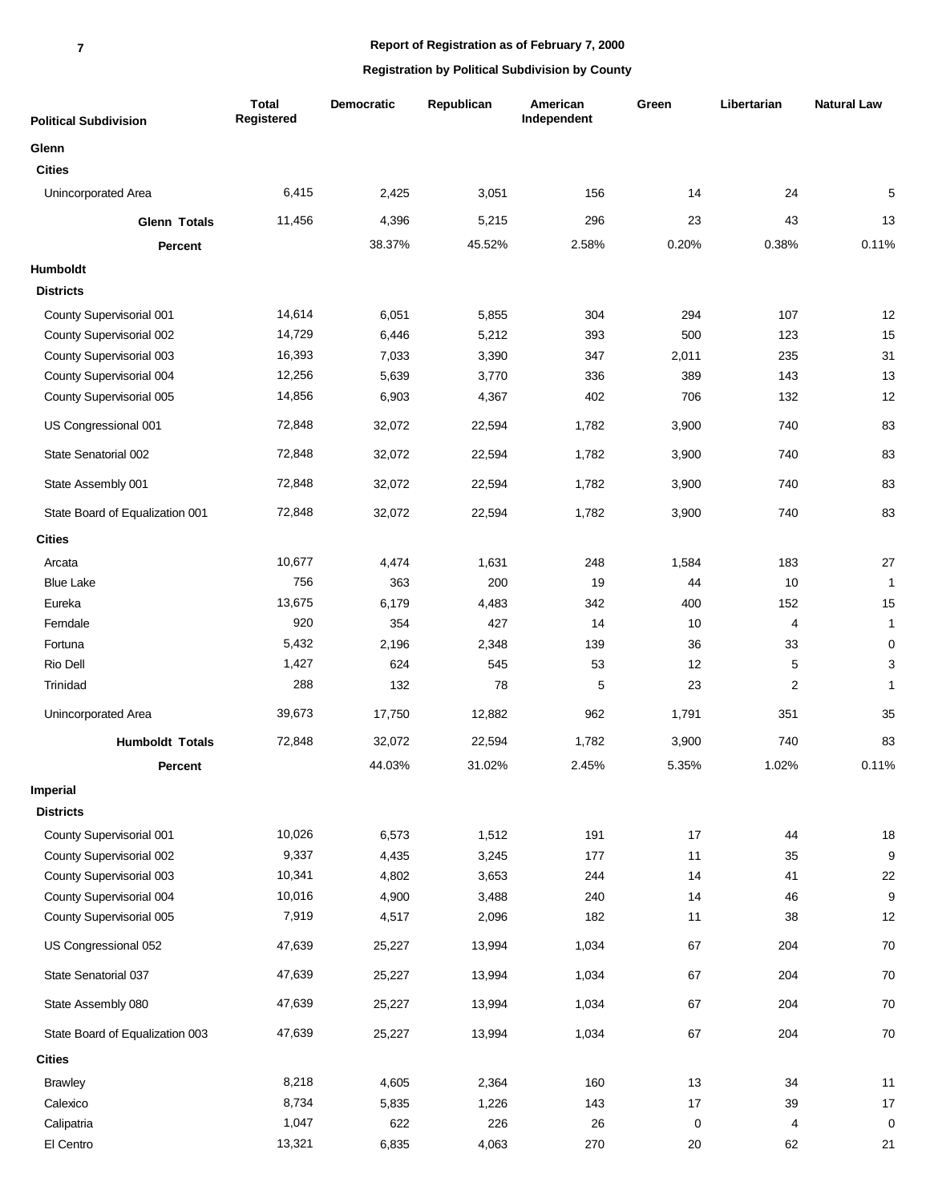**Report of Registration as of February 7, 2000**

**Registration by Political Subdivision by County**

| Political Subdivision | Total Registered | Democratic | Republican | American Independent | Green | Libertarian | Natural Law |
|---|---|---|---|---|---|---|---|
| **Glenn** | | | | | | | |
| **Cities** | | | | | | | |
| Unincorporated Area | 6,415 | 2,425 | 3,051 | 156 | 14 | 24 | 5 |
| **Glenn Totals** | 11,456 | 4,396 | 5,215 | 296 | 23 | 43 | 13 |
| **Percent** | | 38.37% | 45.52% | 2.58% | 0.20% | 0.38% | 0.11% |
| **Humboldt** | | | | | | | |
| **Districts** | | | | | | | |
| County Supervisorial 001 | 14,614 | 6,051 | 5,855 | 304 | 294 | 107 | 12 |
| County Supervisorial 002 | 14,729 | 6,446 | 5,212 | 393 | 500 | 123 | 15 |
| County Supervisorial 003 | 16,393 | 7,033 | 3,390 | 347 | 2,011 | 235 | 31 |
| County Supervisorial 004 | 12,256 | 5,639 | 3,770 | 336 | 389 | 143 | 13 |
| County Supervisorial 005 | 14,856 | 6,903 | 4,367 | 402 | 706 | 132 | 12 |
| US Congressional 001 | 72,848 | 32,072 | 22,594 | 1,782 | 3,900 | 740 | 83 |
| State Senatorial 002 | 72,848 | 32,072 | 22,594 | 1,782 | 3,900 | 740 | 83 |
| State Assembly 001 | 72,848 | 32,072 | 22,594 | 1,782 | 3,900 | 740 | 83 |
| State Board of Equalization 001 | 72,848 | 32,072 | 22,594 | 1,782 | 3,900 | 740 | 83 |
| **Cities** | | | | | | | |
| Arcata | 10,677 | 4,474 | 1,631 | 248 | 1,584 | 183 | 27 |
| Blue Lake | 756 | 363 | 200 | 19 | 44 | 10 | 1 |
| Eureka | 13,675 | 6,179 | 4,483 | 342 | 400 | 152 | 15 |
| Ferndale | 920 | 354 | 427 | 14 | 10 | 4 | 1 |
| Fortuna | 5,432 | 2,196 | 2,348 | 139 | 36 | 33 | 0 |
| Rio Dell | 1,427 | 624 | 545 | 53 | 12 | 5 | 3 |
| Trinidad | 288 | 132 | 78 | 5 | 23 | 2 | 1 |
| Unincorporated Area | 39,673 | 17,750 | 12,882 | 962 | 1,791 | 351 | 35 |
| **Humboldt Totals** | 72,848 | 32,072 | 22,594 | 1,782 | 3,900 | 740 | 83 |
| **Percent** | | 44.03% | 31.02% | 2.45% | 5.35% | 1.02% | 0.11% |
| **Imperial** | | | | | | | |
| **Districts** | | | | | | | |
| County Supervisorial 001 | 10,026 | 6,573 | 1,512 | 191 | 17 | 44 | 18 |
| County Supervisorial 002 | 9,337 | 4,435 | 3,245 | 177 | 11 | 35 | 9 |
| County Supervisorial 003 | 10,341 | 4,802 | 3,653 | 244 | 14 | 41 | 22 |
| County Supervisorial 004 | 10,016 | 4,900 | 3,488 | 240 | 14 | 46 | 9 |
| County Supervisorial 005 | 7,919 | 4,517 | 2,096 | 182 | 11 | 38 | 12 |
| US Congressional 052 | 47,639 | 25,227 | 13,994 | 1,034 | 67 | 204 | 70 |
| State Senatorial 037 | 47,639 | 25,227 | 13,994 | 1,034 | 67 | 204 | 70 |
| State Assembly 080 | 47,639 | 25,227 | 13,994 | 1,034 | 67 | 204 | 70 |
| State Board of Equalization 003 | 47,639 | 25,227 | 13,994 | 1,034 | 67 | 204 | 70 |
| **Cities** | | | | | | | |
| Brawley | 8,218 | 4,605 | 2,364 | 160 | 13 | 34 | 11 |
| Calexico | 8,734 | 5,835 | 1,226 | 143 | 17 | 39 | 17 |
| Calipatria | 1,047 | 622 | 226 | 26 | 0 | 4 | 0 |
| El Centro | 13,321 | 6,835 | 4,063 | 270 | 20 | 62 | 21 |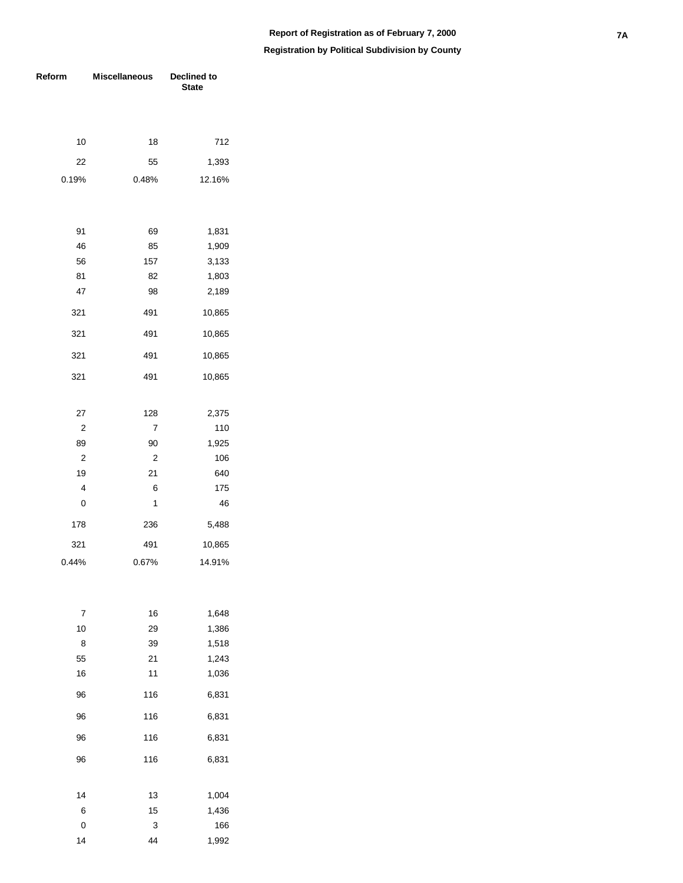**Report of Registration as of February 7, 2000**

**Registration by Political Subdivision by County**

| Reform | Miscellaneous | Declined to State |
|---|---|---|
| | | |
| 10 | 18 | 712 |
| 22 | 55 | 1,393 |
| 0.19% | 0.48% | 12.16% |
| | | |
| 91 | 69 | 1,831 |
| 46 | 85 | 1,909 |
| 56 | 157 | 3,133 |
| 81 | 82 | 1,803 |
| 47 | 98 | 2,189 |
| 321 | 491 | 10,865 |
| 321 | 491 | 10,865 |
| 321 | 491 | 10,865 |
| 321 | 491 | 10,865 |
| | | |
| 27 | 128 | 2,375 |
| 2 | 7 | 110 |
| 89 | 90 | 1,925 |
| 2 | 2 | 106 |
| 19 | 21 | 640 |
| 4 | 6 | 175 |
| 0 | 1 | 46 |
| 178 | 236 | 5,488 |
| 321 | 491 | 10,865 |
| 0.44% | 0.67% | 14.91% |
| | | |
| 7 | 16 | 1,648 |
| 10 | 29 | 1,386 |
| 8 | 39 | 1,518 |
| 55 | 21 | 1,243 |
| 16 | 11 | 1,036 |
| 96 | 116 | 6,831 |
| 96 | 116 | 6,831 |
| 96 | 116 | 6,831 |
| 96 | 116 | 6,831 |
| | | |
| 14 | 13 | 1,004 |
| 6 | 15 | 1,436 |
| 0 | 3 | 166 |
| 14 | 44 | 1,992 |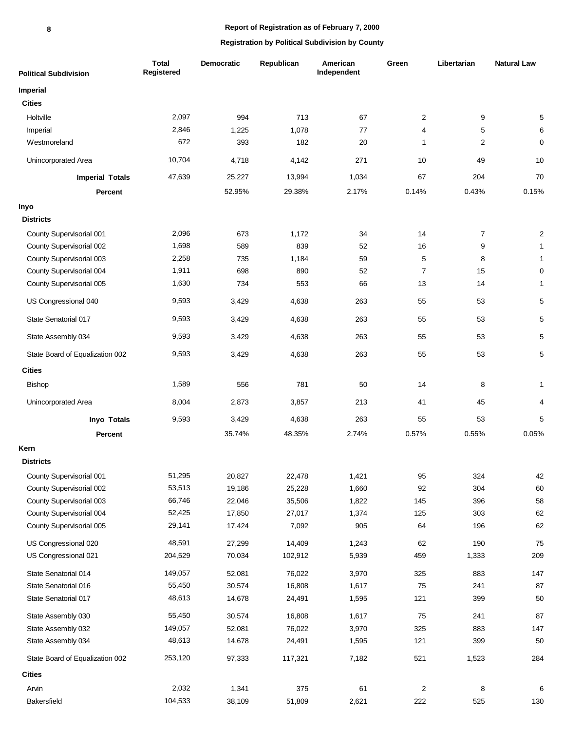**Report of Registration as of February 7, 2000**

**Registration by Political Subdivision by County**

| Political Subdivision | Total Registered | Democratic | Republican | American Independent | Green | Libertarian | Natural Law |
|---|---|---|---|---|---|---|---|
| **Imperial** | | | | | | | |
| **Cities** | | | | | | | |
| Holtville | 2,097 | 994 | 713 | 67 | 2 | 9 | 5 |
| Imperial | 2,846 | 1,225 | 1,078 | 77 | 4 | 5 | 6 |
| Westmoreland | 672 | 393 | 182 | 20 | 1 | 2 | 0 |
| Unincorporated Area | 10,704 | 4,718 | 4,142 | 271 | 10 | 49 | 10 |
| **Imperial Totals** | 47,639 | 25,227 | 13,994 | 1,034 | 67 | 204 | 70 |
| **Percent** | | 52.95% | 29.38% | 2.17% | 0.14% | 0.43% | 0.15% |
| **Inyo** | | | | | | | |
| **Districts** | | | | | | | |
| County Supervisorial 001 | 2,096 | 673 | 1,172 | 34 | 14 | 7 | 2 |
| County Supervisorial 002 | 1,698 | 589 | 839 | 52 | 16 | 9 | 1 |
| County Supervisorial 003 | 2,258 | 735 | 1,184 | 59 | 5 | 8 | 1 |
| County Supervisorial 004 | 1,911 | 698 | 890 | 52 | 7 | 15 | 0 |
| County Supervisorial 005 | 1,630 | 734 | 553 | 66 | 13 | 14 | 1 |
| US Congressional 040 | 9,593 | 3,429 | 4,638 | 263 | 55 | 53 | 5 |
| State Senatorial 017 | 9,593 | 3,429 | 4,638 | 263 | 55 | 53 | 5 |
| State Assembly 034 | 9,593 | 3,429 | 4,638 | 263 | 55 | 53 | 5 |
| State Board of Equalization 002 | 9,593 | 3,429 | 4,638 | 263 | 55 | 53 | 5 |
| **Cities** | | | | | | | |
| Bishop | 1,589 | 556 | 781 | 50 | 14 | 8 | 1 |
| Unincorporated Area | 8,004 | 2,873 | 3,857 | 213 | 41 | 45 | 4 |
| **Inyo Totals** | 9,593 | 3,429 | 4,638 | 263 | 55 | 53 | 5 |
| **Percent** | | 35.74% | 48.35% | 2.74% | 0.57% | 0.55% | 0.05% |
| **Kern** | | | | | | | |
| **Districts** | | | | | | | |
| County Supervisorial 001 | 51,295 | 20,827 | 22,478 | 1,421 | 95 | 324 | 42 |
| County Supervisorial 002 | 53,513 | 19,186 | 25,228 | 1,660 | 92 | 304 | 60 |
| County Supervisorial 003 | 66,746 | 22,046 | 35,506 | 1,822 | 145 | 396 | 58 |
| County Supervisorial 004 | 52,425 | 17,850 | 27,017 | 1,374 | 125 | 303 | 62 |
| County Supervisorial 005 | 29,141 | 17,424 | 7,092 | 905 | 64 | 196 | 62 |
| US Congressional 020 | 48,591 | 27,299 | 14,409 | 1,243 | 62 | 190 | 75 |
| US Congressional 021 | 204,529 | 70,034 | 102,912 | 5,939 | 459 | 1,333 | 209 |
| State Senatorial 014 | 149,057 | 52,081 | 76,022 | 3,970 | 325 | 883 | 147 |
| State Senatorial 016 | 55,450 | 30,574 | 16,808 | 1,617 | 75 | 241 | 87 |
| State Senatorial 017 | 48,613 | 14,678 | 24,491 | 1,595 | 121 | 399 | 50 |
| State Assembly 030 | 55,450 | 30,574 | 16,808 | 1,617 | 75 | 241 | 87 |
| State Assembly 032 | 149,057 | 52,081 | 76,022 | 3,970 | 325 | 883 | 147 |
| State Assembly 034 | 48,613 | 14,678 | 24,491 | 1,595 | 121 | 399 | 50 |
| State Board of Equalization 002 | 253,120 | 97,333 | 117,321 | 7,182 | 521 | 1,523 | 284 |
| **Cities** | | | | | | | |
| Arvin | 2,032 | 1,341 | 375 | 61 | 2 | 8 | 6 |
| Bakersfield | 104,533 | 38,109 | 51,809 | 2,621 | 222 | 525 | 130 |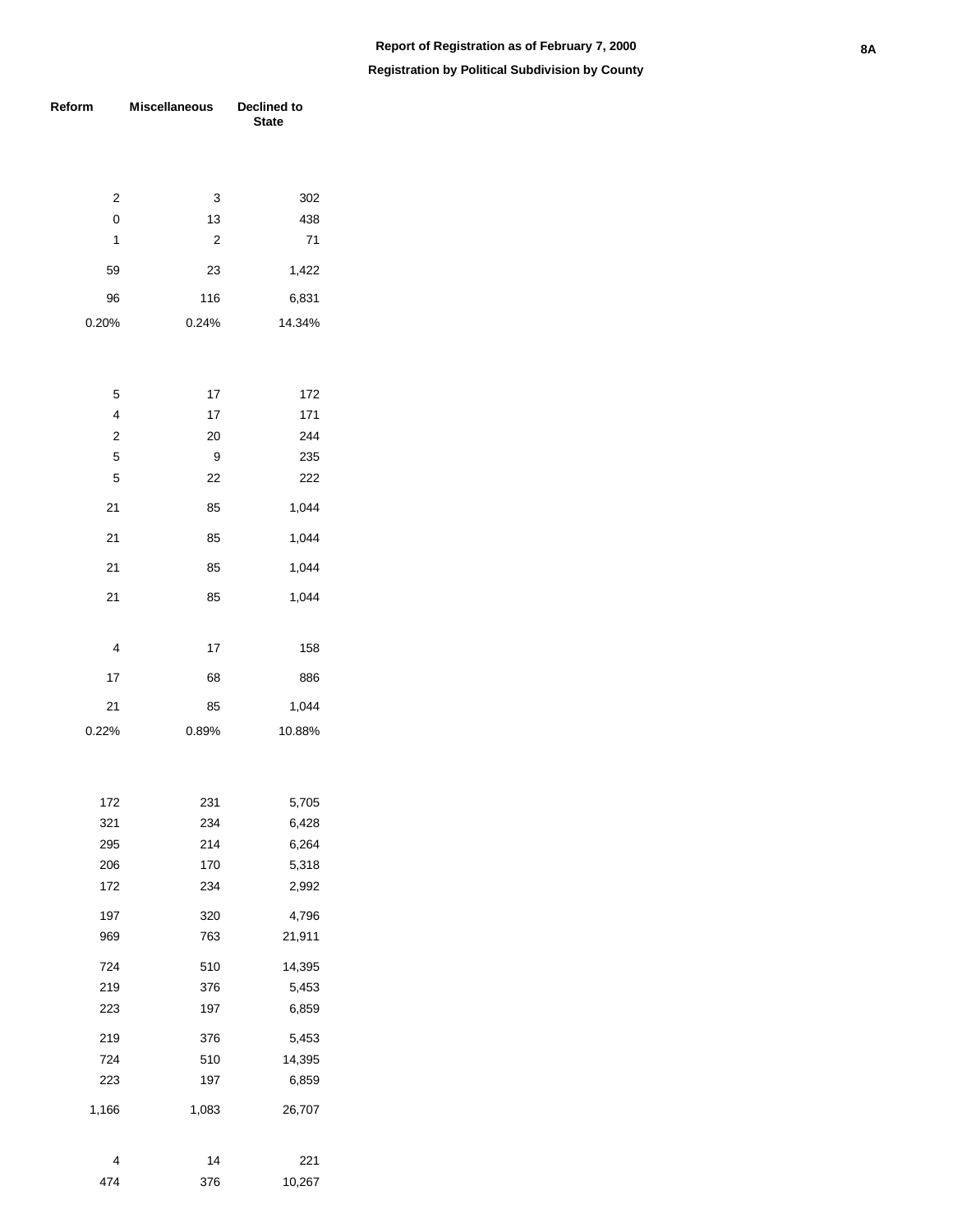**Report of Registration as of February 7, 2000**

**Registration by Political Subdivision by County**

| Reform | Miscellaneous | Declined to State |
|---|---|---|
| | | |
| 2 | 3 | 302 |
| 0 | 13 | 438 |
| 1 | 2 | 71 |
| 59 | 23 | 1,422 |
| 96 | 116 | 6,831 |
| 0.20% | 0.24% | 14.34% |
| | | |
| 5 | 17 | 172 |
| 4 | 17 | 171 |
| 2 | 20 | 244 |
| 5 | 9 | 235 |
| 5 | 22 | 222 |
| 21 | 85 | 1,044 |
| 21 | 85 | 1,044 |
| 21 | 85 | 1,044 |
| 21 | 85 | 1,044 |
| | | |
| 4 | 17 | 158 |
| 17 | 68 | 886 |
| 21 | 85 | 1,044 |
| 0.22% | 0.89% | 10.88% |
| | | |
| 172 | 231 | 5,705 |
| 321 | 234 | 6,428 |
| 295 | 214 | 6,264 |
| 206 | 170 | 5,318 |
| 172 | 234 | 2,992 |
| 197 | 320 | 4,796 |
| 969 | 763 | 21,911 |
| 724 | 510 | 14,395 |
| 219 | 376 | 5,453 |
| 223 | 197 | 6,859 |
| 219 | 376 | 5,453 |
| 724 | 510 | 14,395 |
| 223 | 197 | 6,859 |
| 1,166 | 1,083 | 26,707 |
| | | |
| 4 | 14 | 221 |
| 474 | 376 | 10,267 |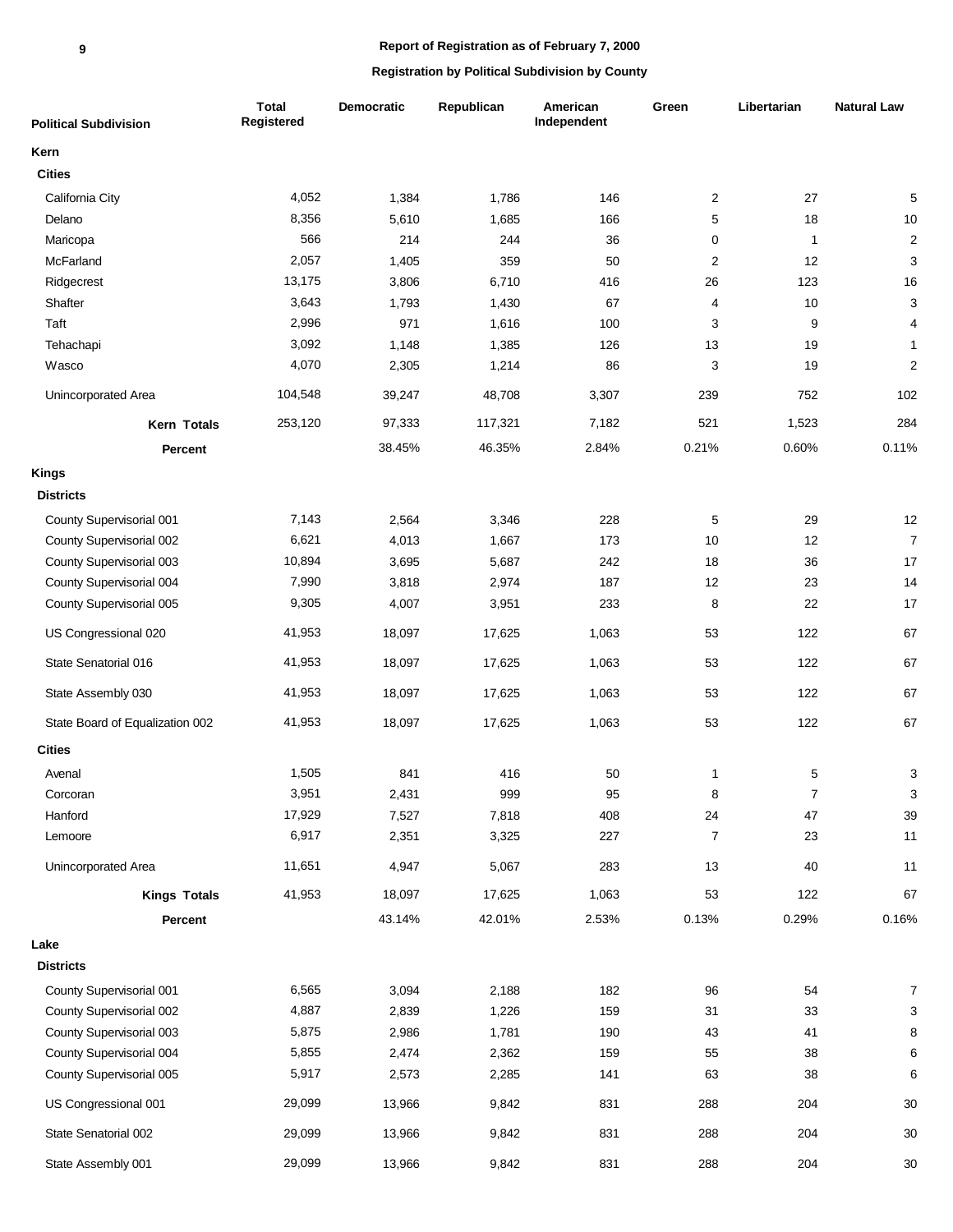**Report of Registration as of February 7, 2000**

**Registration by Political Subdivision by County**

| Political Subdivision | Total Registered | Democratic | Republican | American Independent | Green | Libertarian | Natural Law |
|---|---|---|---|---|---|---|---|
| **Kern** | | | | | | | |
| **Cities** | | | | | | | |
| California City | 4,052 | 1,384 | 1,786 | 146 | 2 | 27 | 5 |
| Delano | 8,356 | 5,610 | 1,685 | 166 | 5 | 18 | 10 |
| Maricopa | 566 | 214 | 244 | 36 | 0 | 1 | 2 |
| McFarland | 2,057 | 1,405 | 359 | 50 | 2 | 12 | 3 |
| Ridgecrest | 13,175 | 3,806 | 6,710 | 416 | 26 | 123 | 16 |
| Shafter | 3,643 | 1,793 | 1,430 | 67 | 4 | 10 | 3 |
| Taft | 2,996 | 971 | 1,616 | 100 | 3 | 9 | 4 |
| Tehachapi | 3,092 | 1,148 | 1,385 | 126 | 13 | 19 | 1 |
| Wasco | 4,070 | 2,305 | 1,214 | 86 | 3 | 19 | 2 |
| Unincorporated Area | 104,548 | 39,247 | 48,708 | 3,307 | 239 | 752 | 102 |
| **Kern Totals** | 253,120 | 97,333 | 117,321 | 7,182 | 521 | 1,523 | 284 |
| **Percent** | | 38.45% | 46.35% | 2.84% | 0.21% | 0.60% | 0.11% |
| **Kings** | | | | | | | |
| **Districts** | | | | | | | |
| County Supervisorial 001 | 7,143 | 2,564 | 3,346 | 228 | 5 | 29 | 12 |
| County Supervisorial 002 | 6,621 | 4,013 | 1,667 | 173 | 10 | 12 | 7 |
| County Supervisorial 003 | 10,894 | 3,695 | 5,687 | 242 | 18 | 36 | 17 |
| County Supervisorial 004 | 7,990 | 3,818 | 2,974 | 187 | 12 | 23 | 14 |
| County Supervisorial 005 | 9,305 | 4,007 | 3,951 | 233 | 8 | 22 | 17 |
| US Congressional 020 | 41,953 | 18,097 | 17,625 | 1,063 | 53 | 122 | 67 |
| State Senatorial 016 | 41,953 | 18,097 | 17,625 | 1,063 | 53 | 122 | 67 |
| State Assembly 030 | 41,953 | 18,097 | 17,625 | 1,063 | 53 | 122 | 67 |
| State Board of Equalization 002 | 41,953 | 18,097 | 17,625 | 1,063 | 53 | 122 | 67 |
| **Cities** | | | | | | | |
| Avenal | 1,505 | 841 | 416 | 50 | 1 | 5 | 3 |
| Corcoran | 3,951 | 2,431 | 999 | 95 | 8 | 7 | 3 |
| Hanford | 17,929 | 7,527 | 7,818 | 408 | 24 | 47 | 39 |
| Lemoore | 6,917 | 2,351 | 3,325 | 227 | 7 | 23 | 11 |
| Unincorporated Area | 11,651 | 4,947 | 5,067 | 283 | 13 | 40 | 11 |
| **Kings Totals** | 41,953 | 18,097 | 17,625 | 1,063 | 53 | 122 | 67 |
| **Percent** | | 43.14% | 42.01% | 2.53% | 0.13% | 0.29% | 0.16% |
| **Lake** | | | | | | | |
| **Districts** | | | | | | | |
| County Supervisorial 001 | 6,565 | 3,094 | 2,188 | 182 | 96 | 54 | 7 |
| County Supervisorial 002 | 4,887 | 2,839 | 1,226 | 159 | 31 | 33 | 3 |
| County Supervisorial 003 | 5,875 | 2,986 | 1,781 | 190 | 43 | 41 | 8 |
| County Supervisorial 004 | 5,855 | 2,474 | 2,362 | 159 | 55 | 38 | 6 |
| County Supervisorial 005 | 5,917 | 2,573 | 2,285 | 141 | 63 | 38 | 6 |
| US Congressional 001 | 29,099 | 13,966 | 9,842 | 831 | 288 | 204 | 30 |
| State Senatorial 002 | 29,099 | 13,966 | 9,842 | 831 | 288 | 204 | 30 |
| State Assembly 001 | 29,099 | 13,966 | 9,842 | 831 | 288 | 204 | 30 |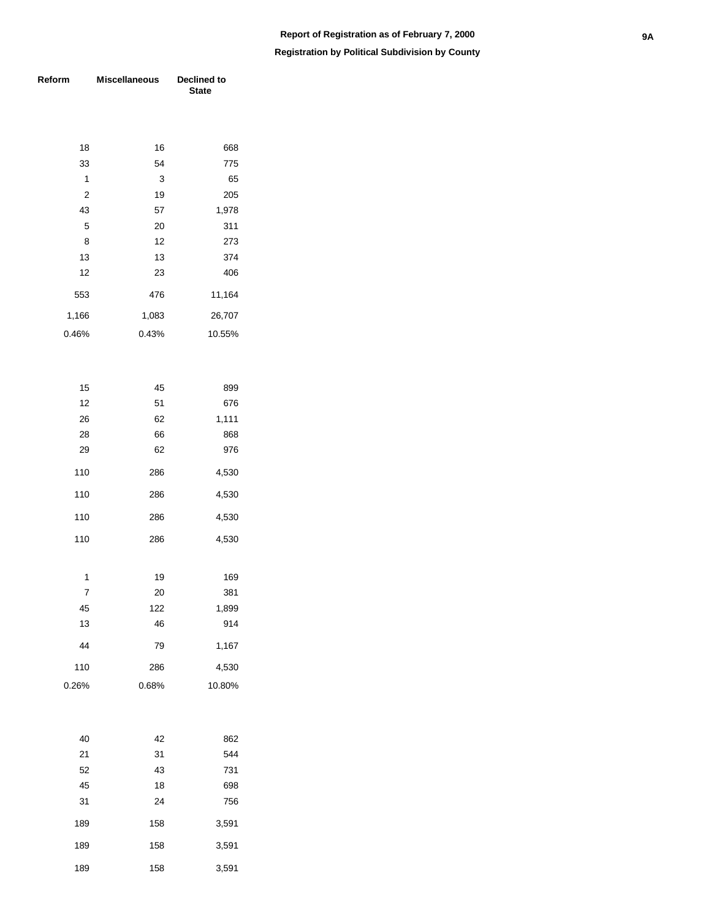**Report of Registration as of February 7, 2000**

**Registration by Political Subdivision by County**

| Reform | Miscellaneous | Declined to State |
|---|---|---|
| | | |
| 18 | 16 | 668 |
| 33 | 54 | 775 |
| 1 | 3 | 65 |
| 2 | 19 | 205 |
| 43 | 57 | 1,978 |
| 5 | 20 | 311 |
| 8 | 12 | 273 |
| 13 | 13 | 374 |
| 12 | 23 | 406 |
| 553 | 476 | 11,164 |
| 1,166 | 1,083 | 26,707 |
| 0.46% | 0.43% | 10.55% |
| | | |
| 15 | 45 | 899 |
| 12 | 51 | 676 |
| 26 | 62 | 1,111 |
| 28 | 66 | 868 |
| 29 | 62 | 976 |
| 110 | 286 | 4,530 |
| 110 | 286 | 4,530 |
| 110 | 286 | 4,530 |
| 110 | 286 | 4,530 |
| | | |
| 1 | 19 | 169 |
| 7 | 20 | 381 |
| 45 | 122 | 1,899 |
| 13 | 46 | 914 |
| 44 | 79 | 1,167 |
| 110 | 286 | 4,530 |
| 0.26% | 0.68% | 10.80% |
| | | |
| 40 | 42 | 862 |
| 21 | 31 | 544 |
| 52 | 43 | 731 |
| 45 | 18 | 698 |
| 31 | 24 | 756 |
| 189 | 158 | 3,591 |
| 189 | 158 | 3,591 |
| 189 | 158 | 3,591 |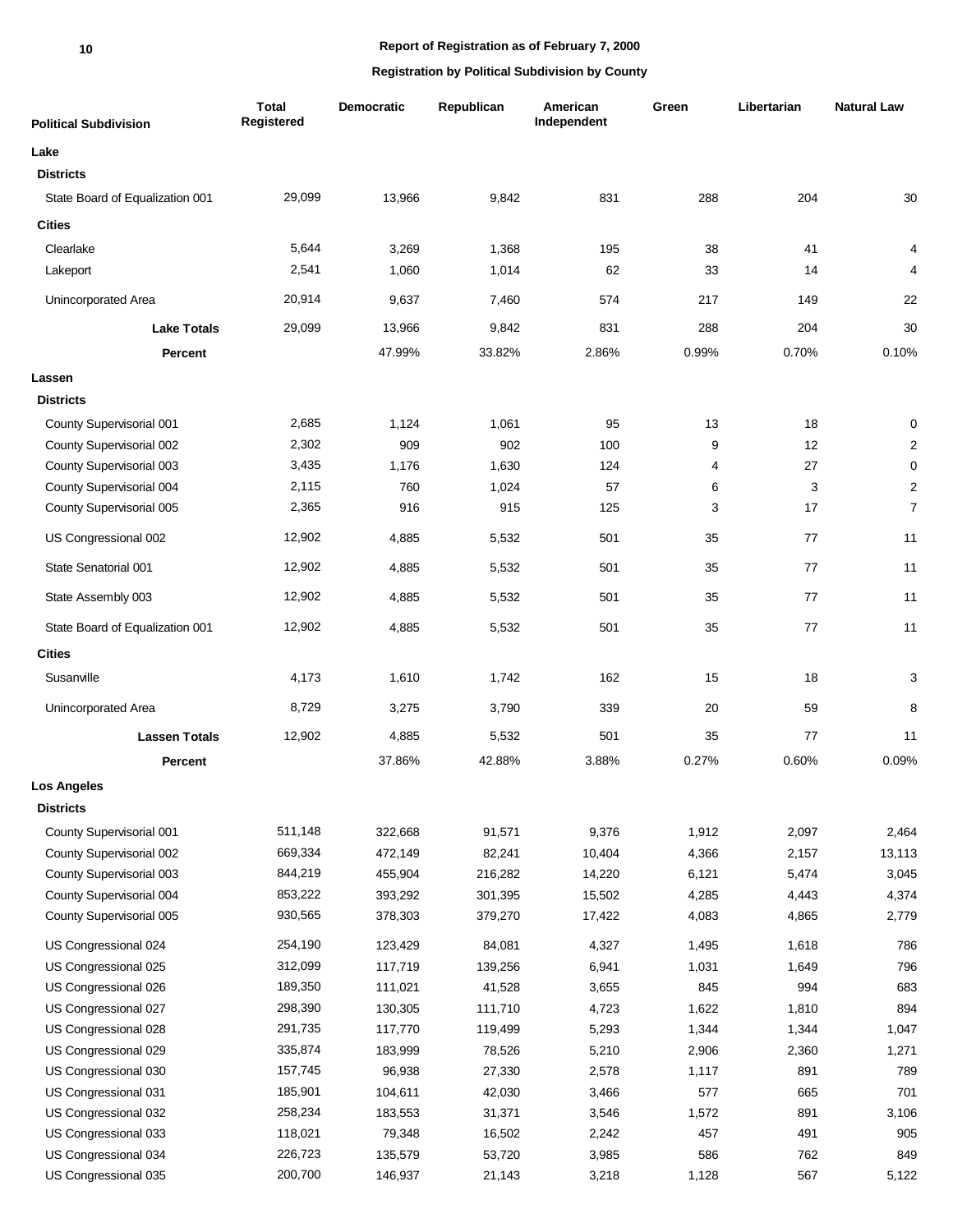**Report of Registration as of February 7, 2000**

**Registration by Political Subdivision by County**

| Political Subdivision | Total Registered | Democratic | Republican | American Independent | Green | Libertarian | Natural Law |
|---|---|---|---|---|---|---|---|
| **Lake** | | | | | | | |
| **Districts** | | | | | | | |
| State Board of Equalization 001 | 29,099 | 13,966 | 9,842 | 831 | 288 | 204 | 30 |
| **Cities** | | | | | | | |
| Clearlake | 5,644 | 3,269 | 1,368 | 195 | 38 | 41 | 4 |
| Lakeport | 2,541 | 1,060 | 1,014 | 62 | 33 | 14 | 4 |
| Unincorporated Area | 20,914 | 9,637 | 7,460 | 574 | 217 | 149 | 22 |
| **Lake Totals** | 29,099 | 13,966 | 9,842 | 831 | 288 | 204 | 30 |
| **Percent** | | 47.99% | 33.82% | 2.86% | 0.99% | 0.70% | 0.10% |
| **Lassen** | | | | | | | |
| **Districts** | | | | | | | |
| County Supervisorial 001 | 2,685 | 1,124 | 1,061 | 95 | 13 | 18 | 0 |
| County Supervisorial 002 | 2,302 | 909 | 902 | 100 | 9 | 12 | 2 |
| County Supervisorial 003 | 3,435 | 1,176 | 1,630 | 124 | 4 | 27 | 0 |
| County Supervisorial 004 | 2,115 | 760 | 1,024 | 57 | 6 | 3 | 2 |
| County Supervisorial 005 | 2,365 | 916 | 915 | 125 | 3 | 17 | 7 |
| US Congressional 002 | 12,902 | 4,885 | 5,532 | 501 | 35 | 77 | 11 |
| State Senatorial 001 | 12,902 | 4,885 | 5,532 | 501 | 35 | 77 | 11 |
| State Assembly 003 | 12,902 | 4,885 | 5,532 | 501 | 35 | 77 | 11 |
| State Board of Equalization 001 | 12,902 | 4,885 | 5,532 | 501 | 35 | 77 | 11 |
| **Cities** | | | | | | | |
| Susanville | 4,173 | 1,610 | 1,742 | 162 | 15 | 18 | 3 |
| Unincorporated Area | 8,729 | 3,275 | 3,790 | 339 | 20 | 59 | 8 |
| **Lassen Totals** | 12,902 | 4,885 | 5,532 | 501 | 35 | 77 | 11 |
| **Percent** | | 37.86% | 42.88% | 3.88% | 0.27% | 0.60% | 0.09% |
| **Los Angeles** | | | | | | | |
| **Districts** | | | | | | | |
| County Supervisorial 001 | 511,148 | 322,668 | 91,571 | 9,376 | 1,912 | 2,097 | 2,464 |
| County Supervisorial 002 | 669,334 | 472,149 | 82,241 | 10,404 | 4,366 | 2,157 | 13,113 |
| County Supervisorial 003 | 844,219 | 455,904 | 216,282 | 14,220 | 6,121 | 5,474 | 3,045 |
| County Supervisorial 004 | 853,222 | 393,292 | 301,395 | 15,502 | 4,285 | 4,443 | 4,374 |
| County Supervisorial 005 | 930,565 | 378,303 | 379,270 | 17,422 | 4,083 | 4,865 | 2,779 |
| US Congressional 024 | 254,190 | 123,429 | 84,081 | 4,327 | 1,495 | 1,618 | 786 |
| US Congressional 025 | 312,099 | 117,719 | 139,256 | 6,941 | 1,031 | 1,649 | 796 |
| US Congressional 026 | 189,350 | 111,021 | 41,528 | 3,655 | 845 | 994 | 683 |
| US Congressional 027 | 298,390 | 130,305 | 111,710 | 4,723 | 1,622 | 1,810 | 894 |
| US Congressional 028 | 291,735 | 117,770 | 119,499 | 5,293 | 1,344 | 1,344 | 1,047 |
| US Congressional 029 | 335,874 | 183,999 | 78,526 | 5,210 | 2,906 | 2,360 | 1,271 |
| US Congressional 030 | 157,745 | 96,938 | 27,330 | 2,578 | 1,117 | 891 | 789 |
| US Congressional 031 | 185,901 | 104,611 | 42,030 | 3,466 | 577 | 665 | 701 |
| US Congressional 032 | 258,234 | 183,553 | 31,371 | 3,546 | 1,572 | 891 | 3,106 |
| US Congressional 033 | 118,021 | 79,348 | 16,502 | 2,242 | 457 | 491 | 905 |
| US Congressional 034 | 226,723 | 135,579 | 53,720 | 3,985 | 586 | 762 | 849 |
| US Congressional 035 | 200,700 | 146,937 | 21,143 | 3,218 | 1,128 | 567 | 5,122 |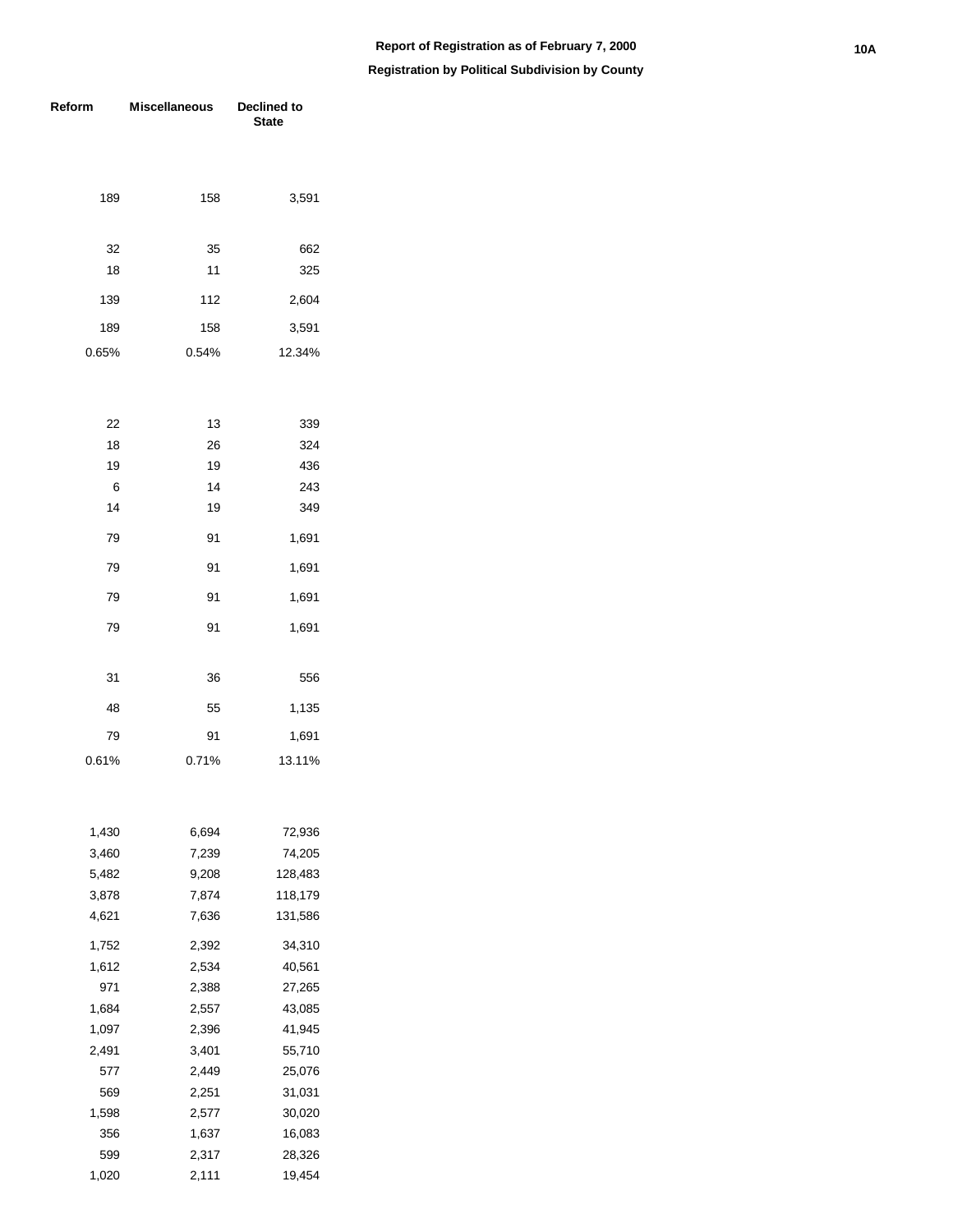# Report of Registration as of February 7, 2000

## Registration by Political Subdivision by County

| Reform | Miscellaneous | Declined to State |
|---|---|---|
| 189 | 158 | 3,591 |
| | | |
| 32 | 35 | 662 |
| 18 | 11 | 325 |
| 139 | 112 | 2,604 |
| 189 | 158 | 3,591 |
| 0.65% | 0.54% | 12.34% |
| | | |
| 22 | 13 | 339 |
| 18 | 26 | 324 |
| 19 | 19 | 436 |
| 6 | 14 | 243 |
| 14 | 19 | 349 |
| 79 | 91 | 1,691 |
| 79 | 91 | 1,691 |
| 79 | 91 | 1,691 |
| 79 | 91 | 1,691 |
| | | |
| 31 | 36 | 556 |
| 48 | 55 | 1,135 |
| 79 | 91 | 1,691 |
| 0.61% | 0.71% | 13.11% |
| | | |
| 1,430 | 6,694 | 72,936 |
| 3,460 | 7,239 | 74,205 |
| 5,482 | 9,208 | 128,483 |
| 3,878 | 7,874 | 118,179 |
| 4,621 | 7,636 | 131,586 |
| 1,752 | 2,392 | 34,310 |
| 1,612 | 2,534 | 40,561 |
| 971 | 2,388 | 27,265 |
| 1,684 | 2,557 | 43,085 |
| 1,097 | 2,396 | 41,945 |
| 2,491 | 3,401 | 55,710 |
| 577 | 2,449 | 25,076 |
| 569 | 2,251 | 31,031 |
| 1,598 | 2,577 | 30,020 |
| 356 | 1,637 | 16,083 |
| 599 | 2,317 | 28,326 |
| 1,020 | 2,111 | 19,454 |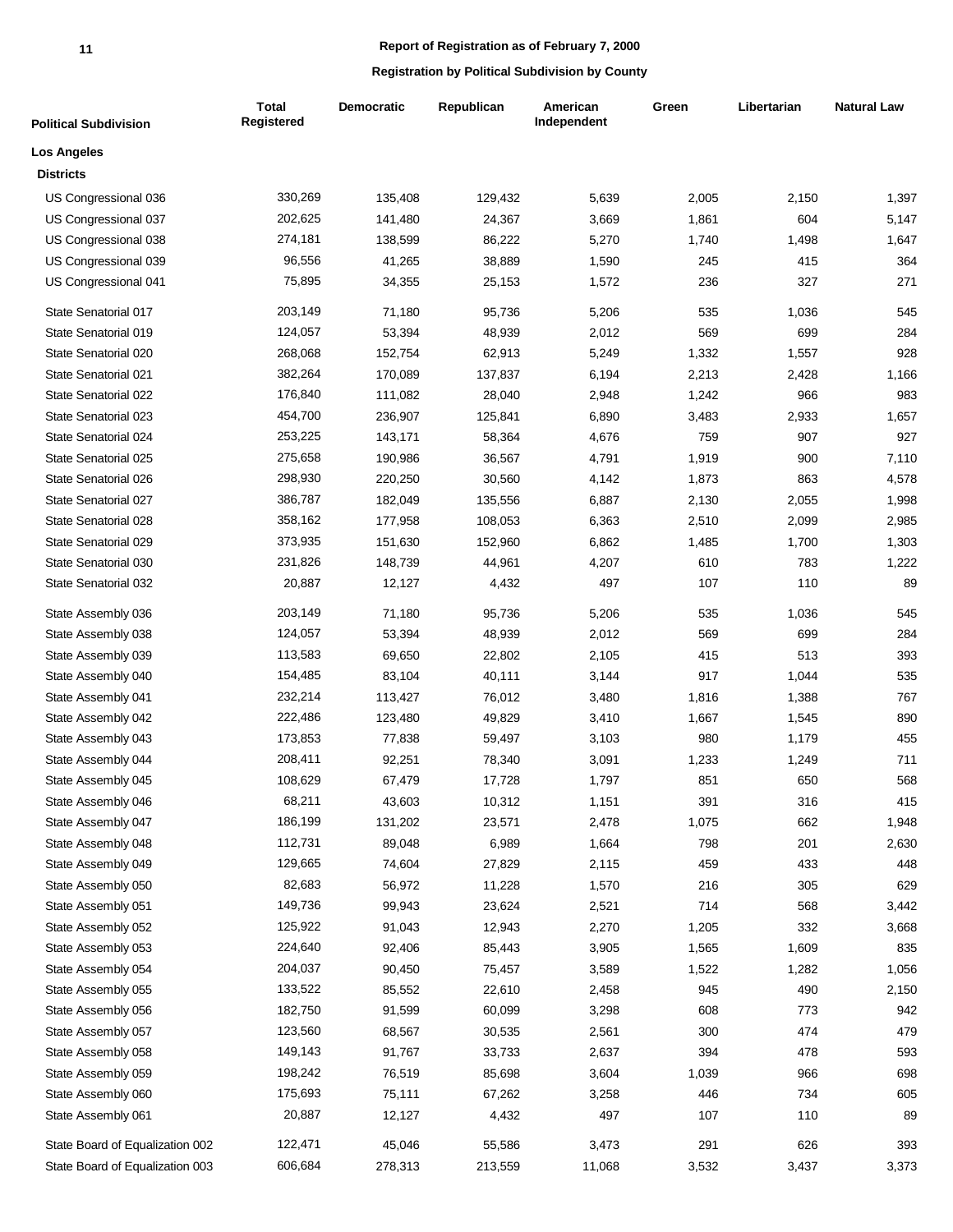**Report of Registration as of February 7, 2000**

**Registration by Political Subdivision by County**

| Political Subdivision | Total Registered | Democratic | Republican | American Independent | Green | Libertarian | Natural Law |
|---|---|---|---|---|---|---|---|
| **Los Angeles** | | | | | | | |
| **Districts** | | | | | | | |
| US Congressional 036 | 330,269 | 135,408 | 129,432 | 5,639 | 2,005 | 2,150 | 1,397 |
| US Congressional 037 | 202,625 | 141,480 | 24,367 | 3,669 | 1,861 | 604 | 5,147 |
| US Congressional 038 | 274,181 | 138,599 | 86,222 | 5,270 | 1,740 | 1,498 | 1,647 |
| US Congressional 039 | 96,556 | 41,265 | 38,889 | 1,590 | 245 | 415 | 364 |
| US Congressional 041 | 75,895 | 34,355 | 25,153 | 1,572 | 236 | 327 | 271 |
| State Senatorial 017 | 203,149 | 71,180 | 95,736 | 5,206 | 535 | 1,036 | 545 |
| State Senatorial 019 | 124,057 | 53,394 | 48,939 | 2,012 | 569 | 699 | 284 |
| State Senatorial 020 | 268,068 | 152,754 | 62,913 | 5,249 | 1,332 | 1,557 | 928 |
| State Senatorial 021 | 382,264 | 170,089 | 137,837 | 6,194 | 2,213 | 2,428 | 1,166 |
| State Senatorial 022 | 176,840 | 111,082 | 28,040 | 2,948 | 1,242 | 966 | 983 |
| State Senatorial 023 | 454,700 | 236,907 | 125,841 | 6,890 | 3,483 | 2,933 | 1,657 |
| State Senatorial 024 | 253,225 | 143,171 | 58,364 | 4,676 | 759 | 907 | 927 |
| State Senatorial 025 | 275,658 | 190,986 | 36,567 | 4,791 | 1,919 | 900 | 7,110 |
| State Senatorial 026 | 298,930 | 220,250 | 30,560 | 4,142 | 1,873 | 863 | 4,578 |
| State Senatorial 027 | 386,787 | 182,049 | 135,556 | 6,887 | 2,130 | 2,055 | 1,998 |
| State Senatorial 028 | 358,162 | 177,958 | 108,053 | 6,363 | 2,510 | 2,099 | 2,985 |
| State Senatorial 029 | 373,935 | 151,630 | 152,960 | 6,862 | 1,485 | 1,700 | 1,303 |
| State Senatorial 030 | 231,826 | 148,739 | 44,961 | 4,207 | 610 | 783 | 1,222 |
| State Senatorial 032 | 20,887 | 12,127 | 4,432 | 497 | 107 | 110 | 89 |
| State Assembly 036 | 203,149 | 71,180 | 95,736 | 5,206 | 535 | 1,036 | 545 |
| State Assembly 038 | 124,057 | 53,394 | 48,939 | 2,012 | 569 | 699 | 284 |
| State Assembly 039 | 113,583 | 69,650 | 22,802 | 2,105 | 415 | 513 | 393 |
| State Assembly 040 | 154,485 | 83,104 | 40,111 | 3,144 | 917 | 1,044 | 535 |
| State Assembly 041 | 232,214 | 113,427 | 76,012 | 3,480 | 1,816 | 1,388 | 767 |
| State Assembly 042 | 222,486 | 123,480 | 49,829 | 3,410 | 1,667 | 1,545 | 890 |
| State Assembly 043 | 173,853 | 77,838 | 59,497 | 3,103 | 980 | 1,179 | 455 |
| State Assembly 044 | 208,411 | 92,251 | 78,340 | 3,091 | 1,233 | 1,249 | 711 |
| State Assembly 045 | 108,629 | 67,479 | 17,728 | 1,797 | 851 | 650 | 568 |
| State Assembly 046 | 68,211 | 43,603 | 10,312 | 1,151 | 391 | 316 | 415 |
| State Assembly 047 | 186,199 | 131,202 | 23,571 | 2,478 | 1,075 | 662 | 1,948 |
| State Assembly 048 | 112,731 | 89,048 | 6,989 | 1,664 | 798 | 201 | 2,630 |
| State Assembly 049 | 129,665 | 74,604 | 27,829 | 2,115 | 459 | 433 | 448 |
| State Assembly 050 | 82,683 | 56,972 | 11,228 | 1,570 | 216 | 305 | 629 |
| State Assembly 051 | 149,736 | 99,943 | 23,624 | 2,521 | 714 | 568 | 3,442 |
| State Assembly 052 | 125,922 | 91,043 | 12,943 | 2,270 | 1,205 | 332 | 3,668 |
| State Assembly 053 | 224,640 | 92,406 | 85,443 | 3,905 | 1,565 | 1,609 | 835 |
| State Assembly 054 | 204,037 | 90,450 | 75,457 | 3,589 | 1,522 | 1,282 | 1,056 |
| State Assembly 055 | 133,522 | 85,552 | 22,610 | 2,458 | 945 | 490 | 2,150 |
| State Assembly 056 | 182,750 | 91,599 | 60,099 | 3,298 | 608 | 773 | 942 |
| State Assembly 057 | 123,560 | 68,567 | 30,535 | 2,561 | 300 | 474 | 479 |
| State Assembly 058 | 149,143 | 91,767 | 33,733 | 2,637 | 394 | 478 | 593 |
| State Assembly 059 | 198,242 | 76,519 | 85,698 | 3,604 | 1,039 | 966 | 698 |
| State Assembly 060 | 175,693 | 75,111 | 67,262 | 3,258 | 446 | 734 | 605 |
| State Assembly 061 | 20,887 | 12,127 | 4,432 | 497 | 107 | 110 | 89 |
| State Board of Equalization 002 | 122,471 | 45,046 | 55,586 | 3,473 | 291 | 626 | 393 |
| State Board of Equalization 003 | 606,684 | 278,313 | 213,559 | 11,068 | 3,532 | 3,437 | 3,373 |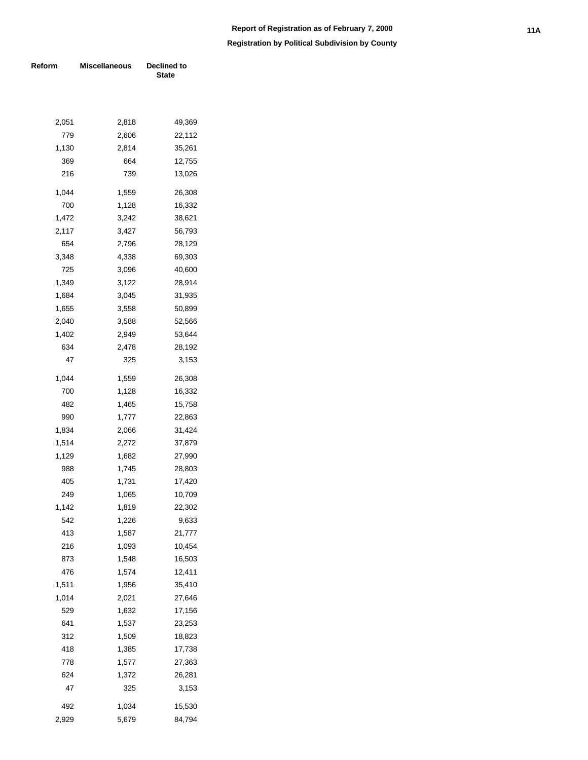## Report of Registration as of February 7, 2000

### Registration by Political Subdivision by County

| Reform | Miscellaneous | Declined to State |
|---|---|---|
| 2,051 | 2,818 | 49,369 |
| 779 | 2,606 | 22,112 |
| 1,130 | 2,814 | 35,261 |
| 369 | 664 | 12,755 |
| 216 | 739 | 13,026 |
| 1,044 | 1,559 | 26,308 |
| 700 | 1,128 | 16,332 |
| 1,472 | 3,242 | 38,621 |
| 2,117 | 3,427 | 56,793 |
| 654 | 2,796 | 28,129 |
| 3,348 | 4,338 | 69,303 |
| 725 | 3,096 | 40,600 |
| 1,349 | 3,122 | 28,914 |
| 1,684 | 3,045 | 31,935 |
| 1,655 | 3,558 | 50,899 |
| 2,040 | 3,588 | 52,566 |
| 1,402 | 2,949 | 53,644 |
| 634 | 2,478 | 28,192 |
| 47 | 325 | 3,153 |
| 1,044 | 1,559 | 26,308 |
| 700 | 1,128 | 16,332 |
| 482 | 1,465 | 15,758 |
| 990 | 1,777 | 22,863 |
| 1,834 | 2,066 | 31,424 |
| 1,514 | 2,272 | 37,879 |
| 1,129 | 1,682 | 27,990 |
| 988 | 1,745 | 28,803 |
| 405 | 1,731 | 17,420 |
| 249 | 1,065 | 10,709 |
| 1,142 | 1,819 | 22,302 |
| 542 | 1,226 | 9,633 |
| 413 | 1,587 | 21,777 |
| 216 | 1,093 | 10,454 |
| 873 | 1,548 | 16,503 |
| 476 | 1,574 | 12,411 |
| 1,511 | 1,956 | 35,410 |
| 1,014 | 2,021 | 27,646 |
| 529 | 1,632 | 17,156 |
| 641 | 1,537 | 23,253 |
| 312 | 1,509 | 18,823 |
| 418 | 1,385 | 17,738 |
| 778 | 1,577 | 27,363 |
| 624 | 1,372 | 26,281 |
| 47 | 325 | 3,153 |
| 492 | 1,034 | 15,530 |
| 2,929 | 5,679 | 84,794 |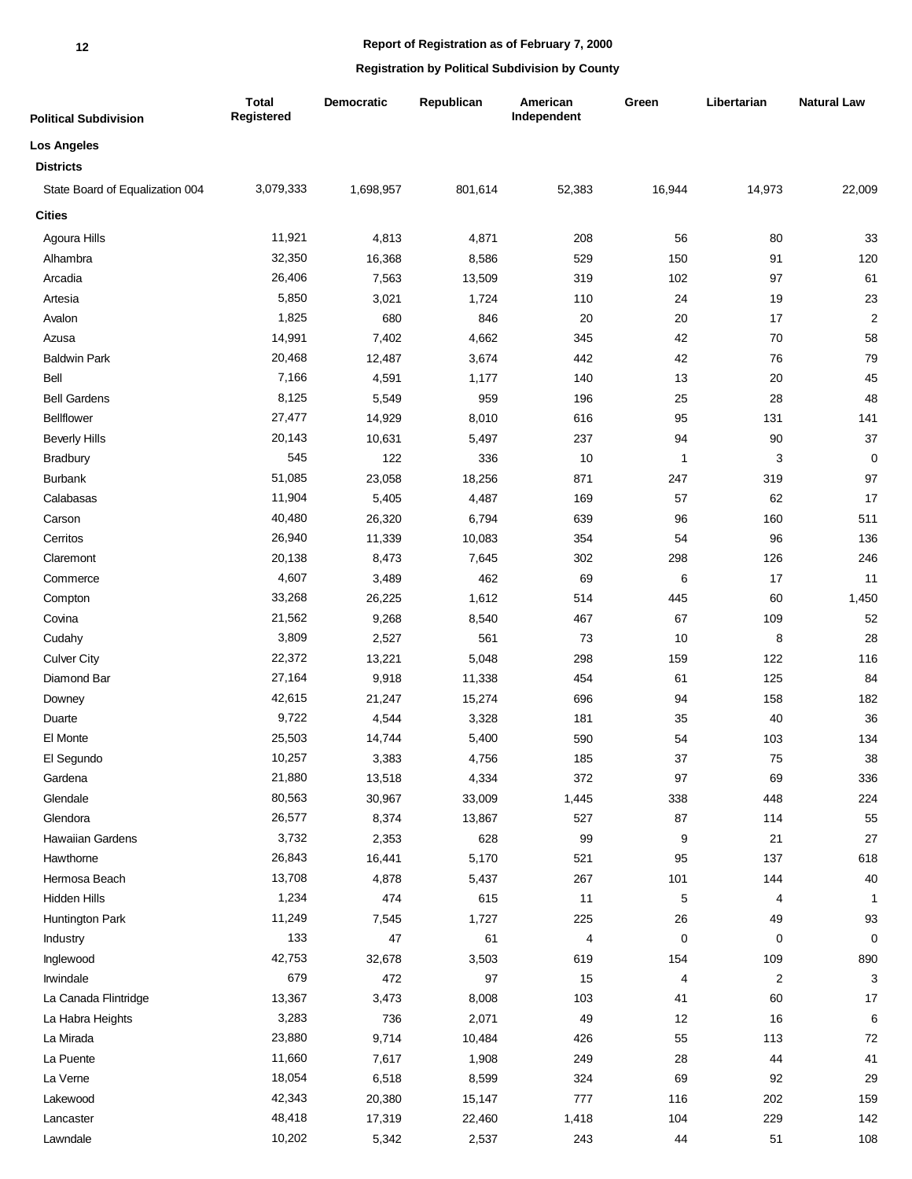## Report of Registration as of February 7, 2000

### Registration by Political Subdivision by County

| Political Subdivision | Total Registered | Democratic | Republican | American Independent | Green | Libertarian | Natural Law |
|---|---|---|---|---|---|---|---|
| **Los Angeles** | | | | | | | |
| **Districts** | | | | | | | |
| State Board of Equalization 004 | 3,079,333 | 1,698,957 | 801,614 | 52,383 | 16,944 | 14,973 | 22,009 |
| **Cities** | | | | | | | |
| Agoura Hills | 11,921 | 4,813 | 4,871 | 208 | 56 | 80 | 33 |
| Alhambra | 32,350 | 16,368 | 8,586 | 529 | 150 | 91 | 120 |
| Arcadia | 26,406 | 7,563 | 13,509 | 319 | 102 | 97 | 61 |
| Artesia | 5,850 | 3,021 | 1,724 | 110 | 24 | 19 | 23 |
| Avalon | 1,825 | 680 | 846 | 20 | 20 | 17 | 2 |
| Azusa | 14,991 | 7,402 | 4,662 | 345 | 42 | 70 | 58 |
| Baldwin Park | 20,468 | 12,487 | 3,674 | 442 | 42 | 76 | 79 |
| Bell | 7,166 | 4,591 | 1,177 | 140 | 13 | 20 | 45 |
| Bell Gardens | 8,125 | 5,549 | 959 | 196 | 25 | 28 | 48 |
| Bellflower | 27,477 | 14,929 | 8,010 | 616 | 95 | 131 | 141 |
| Beverly Hills | 20,143 | 10,631 | 5,497 | 237 | 94 | 90 | 37 |
| Bradbury | 545 | 122 | 336 | 10 | 1 | 3 | 0 |
| Burbank | 51,085 | 23,058 | 18,256 | 871 | 247 | 319 | 97 |
| Calabasas | 11,904 | 5,405 | 4,487 | 169 | 57 | 62 | 17 |
| Carson | 40,480 | 26,320 | 6,794 | 639 | 96 | 160 | 511 |
| Cerritos | 26,940 | 11,339 | 10,083 | 354 | 54 | 96 | 136 |
| Claremont | 20,138 | 8,473 | 7,645 | 302 | 298 | 126 | 246 |
| Commerce | 4,607 | 3,489 | 462 | 69 | 6 | 17 | 11 |
| Compton | 33,268 | 26,225 | 1,612 | 514 | 445 | 60 | 1,450 |
| Covina | 21,562 | 9,268 | 8,540 | 467 | 67 | 109 | 52 |
| Cudahy | 3,809 | 2,527 | 561 | 73 | 10 | 8 | 28 |
| Culver City | 22,372 | 13,221 | 5,048 | 298 | 159 | 122 | 116 |
| Diamond Bar | 27,164 | 9,918 | 11,338 | 454 | 61 | 125 | 84 |
| Downey | 42,615 | 21,247 | 15,274 | 696 | 94 | 158 | 182 |
| Duarte | 9,722 | 4,544 | 3,328 | 181 | 35 | 40 | 36 |
| El Monte | 25,503 | 14,744 | 5,400 | 590 | 54 | 103 | 134 |
| El Segundo | 10,257 | 3,383 | 4,756 | 185 | 37 | 75 | 38 |
| Gardena | 21,880 | 13,518 | 4,334 | 372 | 97 | 69 | 336 |
| Glendale | 80,563 | 30,967 | 33,009 | 1,445 | 338 | 448 | 224 |
| Glendora | 26,577 | 8,374 | 13,867 | 527 | 87 | 114 | 55 |
| Hawaiian Gardens | 3,732 | 2,353 | 628 | 99 | 9 | 21 | 27 |
| Hawthorne | 26,843 | 16,441 | 5,170 | 521 | 95 | 137 | 618 |
| Hermosa Beach | 13,708 | 4,878 | 5,437 | 267 | 101 | 144 | 40 |
| Hidden Hills | 1,234 | 474 | 615 | 11 | 5 | 4 | 1 |
| Huntington Park | 11,249 | 7,545 | 1,727 | 225 | 26 | 49 | 93 |
| Industry | 133 | 47 | 61 | 4 | 0 | 0 | 0 |
| Inglewood | 42,753 | 32,678 | 3,503 | 619 | 154 | 109 | 890 |
| Irwindale | 679 | 472 | 97 | 15 | 4 | 2 | 3 |
| La Canada Flintridge | 13,367 | 3,473 | 8,008 | 103 | 41 | 60 | 17 |
| La Habra Heights | 3,283 | 736 | 2,071 | 49 | 12 | 16 | 6 |
| La Mirada | 23,880 | 9,714 | 10,484 | 426 | 55 | 113 | 72 |
| La Puente | 11,660 | 7,617 | 1,908 | 249 | 28 | 44 | 41 |
| La Verne | 18,054 | 6,518 | 8,599 | 324 | 69 | 92 | 29 |
| Lakewood | 42,343 | 20,380 | 15,147 | 777 | 116 | 202 | 159 |
| Lancaster | 48,418 | 17,319 | 22,460 | 1,418 | 104 | 229 | 142 |
| Lawndale | 10,202 | 5,342 | 2,537 | 243 | 44 | 51 | 108 |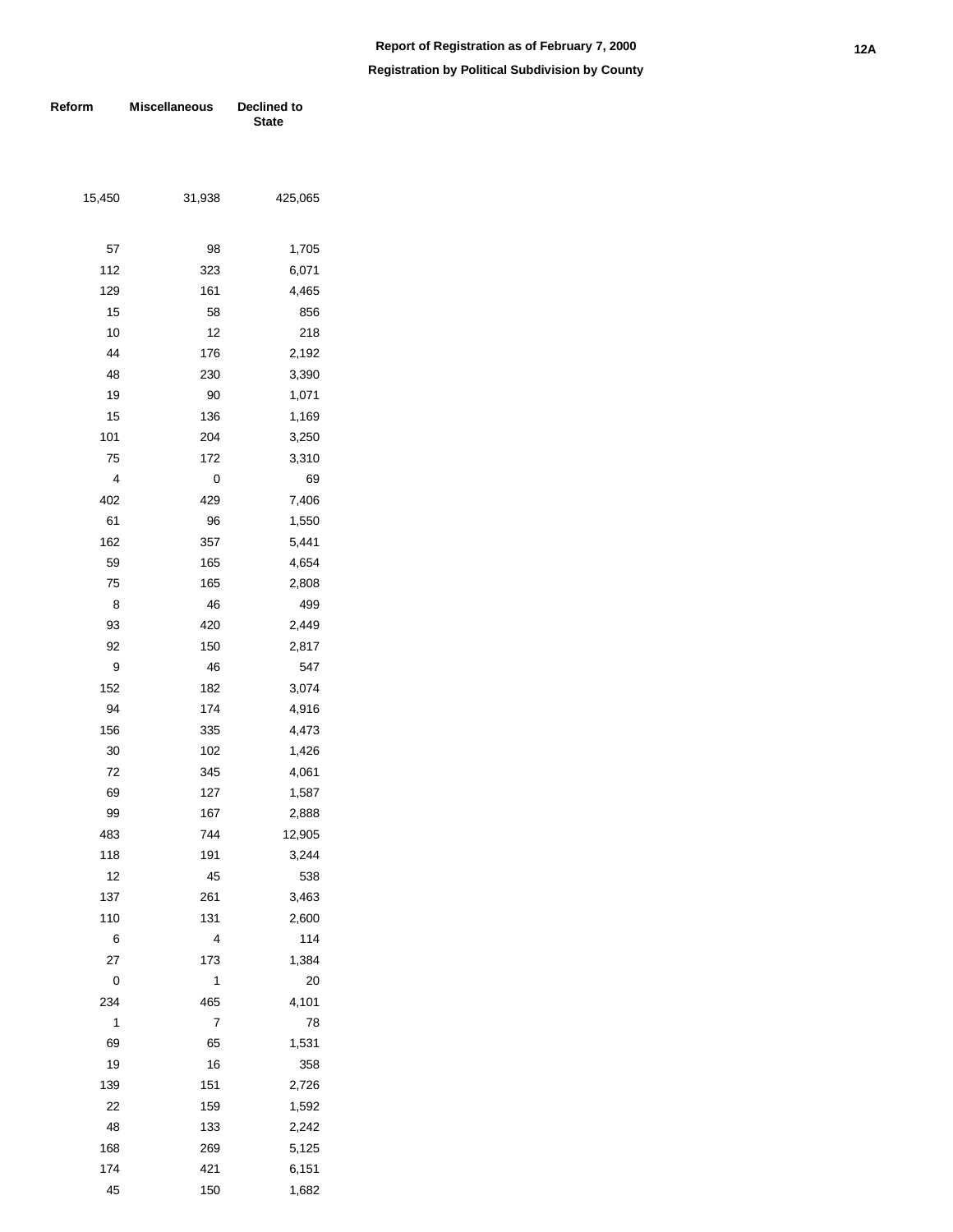**Report of Registration as of February 7, 2000**

**Registration by Political Subdivision by County**

| Reform | Miscellaneous | Declined to State |
|---|---|---|
| 15,450 | 31,938 | 425,065 |
| | | |
| 57 | 98 | 1,705 |
| 112 | 323 | 6,071 |
| 129 | 161 | 4,465 |
| 15 | 58 | 856 |
| 10 | 12 | 218 |
| 44 | 176 | 2,192 |
| 48 | 230 | 3,390 |
| 19 | 90 | 1,071 |
| 15 | 136 | 1,169 |
| 101 | 204 | 3,250 |
| 75 | 172 | 3,310 |
| 4 | 0 | 69 |
| 402 | 429 | 7,406 |
| 61 | 96 | 1,550 |
| 162 | 357 | 5,441 |
| 59 | 165 | 4,654 |
| 75 | 165 | 2,808 |
| 8 | 46 | 499 |
| 93 | 420 | 2,449 |
| 92 | 150 | 2,817 |
| 9 | 46 | 547 |
| 152 | 182 | 3,074 |
| 94 | 174 | 4,916 |
| 156 | 335 | 4,473 |
| 30 | 102 | 1,426 |
| 72 | 345 | 4,061 |
| 69 | 127 | 1,587 |
| 99 | 167 | 2,888 |
| 483 | 744 | 12,905 |
| 118 | 191 | 3,244 |
| 12 | 45 | 538 |
| 137 | 261 | 3,463 |
| 110 | 131 | 2,600 |
| 6 | 4 | 114 |
| 27 | 173 | 1,384 |
| 0 | 1 | 20 |
| 234 | 465 | 4,101 |
| 1 | 7 | 78 |
| 69 | 65 | 1,531 |
| 19 | 16 | 358 |
| 139 | 151 | 2,726 |
| 22 | 159 | 1,592 |
| 48 | 133 | 2,242 |
| 168 | 269 | 5,125 |
| 174 | 421 | 6,151 |
| 45 | 150 | 1,682 |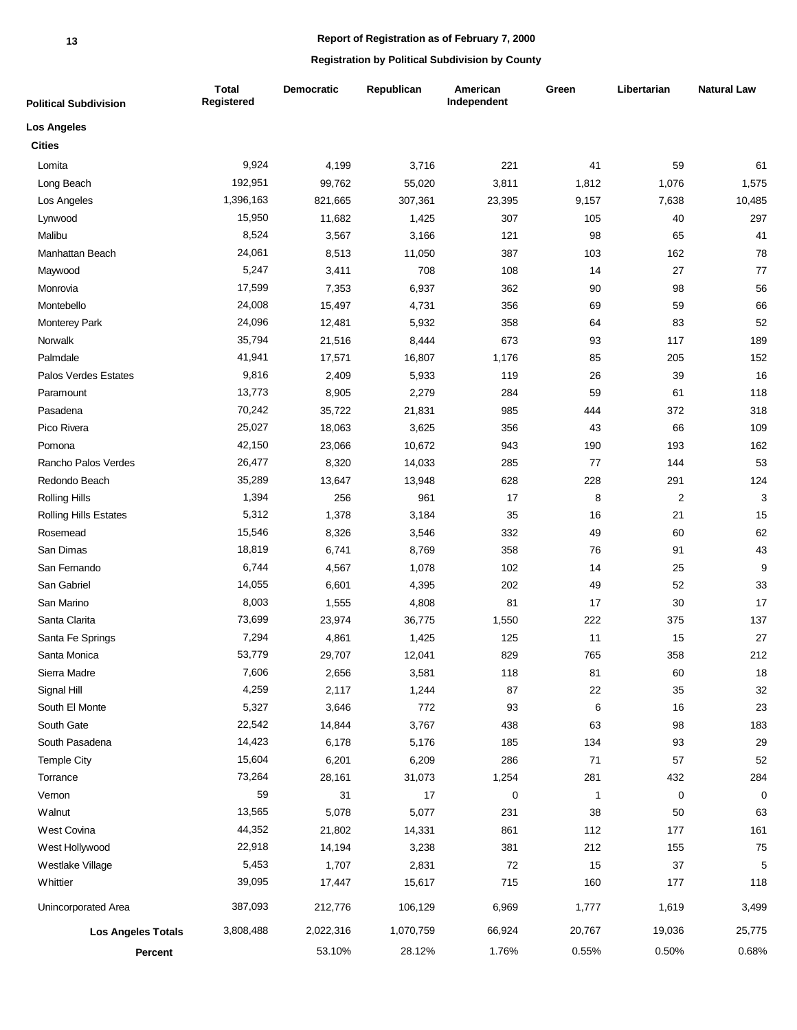## Report of Registration as of February 7, 2000

### Registration by Political Subdivision by County

| Political Subdivision | Total Registered | Democratic | Republican | American Independent | Green | Libertarian | Natural Law |
|---|---|---|---|---|---|---|---|
| **Los Angeles** | | | | | | | |
| **Cities** | | | | | | | |
| Lomita | 9,924 | 4,199 | 3,716 | 221 | 41 | 59 | 61 |
| Long Beach | 192,951 | 99,762 | 55,020 | 3,811 | 1,812 | 1,076 | 1,575 |
| Los Angeles | 1,396,163 | 821,665 | 307,361 | 23,395 | 9,157 | 7,638 | 10,485 |
| Lynwood | 15,950 | 11,682 | 1,425 | 307 | 105 | 40 | 297 |
| Malibu | 8,524 | 3,567 | 3,166 | 121 | 98 | 65 | 41 |
| Manhattan Beach | 24,061 | 8,513 | 11,050 | 387 | 103 | 162 | 78 |
| Maywood | 5,247 | 3,411 | 708 | 108 | 14 | 27 | 77 |
| Monrovia | 17,599 | 7,353 | 6,937 | 362 | 90 | 98 | 56 |
| Montebello | 24,008 | 15,497 | 4,731 | 356 | 69 | 59 | 66 |
| Monterey Park | 24,096 | 12,481 | 5,932 | 358 | 64 | 83 | 52 |
| Norwalk | 35,794 | 21,516 | 8,444 | 673 | 93 | 117 | 189 |
| Palmdale | 41,941 | 17,571 | 16,807 | 1,176 | 85 | 205 | 152 |
| Palos Verdes Estates | 9,816 | 2,409 | 5,933 | 119 | 26 | 39 | 16 |
| Paramount | 13,773 | 8,905 | 2,279 | 284 | 59 | 61 | 118 |
| Pasadena | 70,242 | 35,722 | 21,831 | 985 | 444 | 372 | 318 |
| Pico Rivera | 25,027 | 18,063 | 3,625 | 356 | 43 | 66 | 109 |
| Pomona | 42,150 | 23,066 | 10,672 | 943 | 190 | 193 | 162 |
| Rancho Palos Verdes | 26,477 | 8,320 | 14,033 | 285 | 77 | 144 | 53 |
| Redondo Beach | 35,289 | 13,647 | 13,948 | 628 | 228 | 291 | 124 |
| Rolling Hills | 1,394 | 256 | 961 | 17 | 8 | 2 | 3 |
| Rolling Hills Estates | 5,312 | 1,378 | 3,184 | 35 | 16 | 21 | 15 |
| Rosemead | 15,546 | 8,326 | 3,546 | 332 | 49 | 60 | 62 |
| San Dimas | 18,819 | 6,741 | 8,769 | 358 | 76 | 91 | 43 |
| San Fernando | 6,744 | 4,567 | 1,078 | 102 | 14 | 25 | 9 |
| San Gabriel | 14,055 | 6,601 | 4,395 | 202 | 49 | 52 | 33 |
| San Marino | 8,003 | 1,555 | 4,808 | 81 | 17 | 30 | 17 |
| Santa Clarita | 73,699 | 23,974 | 36,775 | 1,550 | 222 | 375 | 137 |
| Santa Fe Springs | 7,294 | 4,861 | 1,425 | 125 | 11 | 15 | 27 |
| Santa Monica | 53,779 | 29,707 | 12,041 | 829 | 765 | 358 | 212 |
| Sierra Madre | 7,606 | 2,656 | 3,581 | 118 | 81 | 60 | 18 |
| Signal Hill | 4,259 | 2,117 | 1,244 | 87 | 22 | 35 | 32 |
| South El Monte | 5,327 | 3,646 | 772 | 93 | 6 | 16 | 23 |
| South Gate | 22,542 | 14,844 | 3,767 | 438 | 63 | 98 | 183 |
| South Pasadena | 14,423 | 6,178 | 5,176 | 185 | 134 | 93 | 29 |
| Temple City | 15,604 | 6,201 | 6,209 | 286 | 71 | 57 | 52 |
| Torrance | 73,264 | 28,161 | 31,073 | 1,254 | 281 | 432 | 284 |
| Vernon | 59 | 31 | 17 | 0 | 1 | 0 | 0 |
| Walnut | 13,565 | 5,078 | 5,077 | 231 | 38 | 50 | 63 |
| West Covina | 44,352 | 21,802 | 14,331 | 861 | 112 | 177 | 161 |
| West Hollywood | 22,918 | 14,194 | 3,238 | 381 | 212 | 155 | 75 |
| Westlake Village | 5,453 | 1,707 | 2,831 | 72 | 15 | 37 | 5 |
| Whittier | 39,095 | 17,447 | 15,617 | 715 | 160 | 177 | 118 |
| Unincorporated Area | 387,093 | 212,776 | 106,129 | 6,969 | 1,777 | 1,619 | 3,499 |
| **Los Angeles Totals** | 3,808,488 | 2,022,316 | 1,070,759 | 66,924 | 20,767 | 19,036 | 25,775 |
| **Percent** | | 53.10% | 28.12% | 1.76% | 0.55% | 0.50% | 0.68% |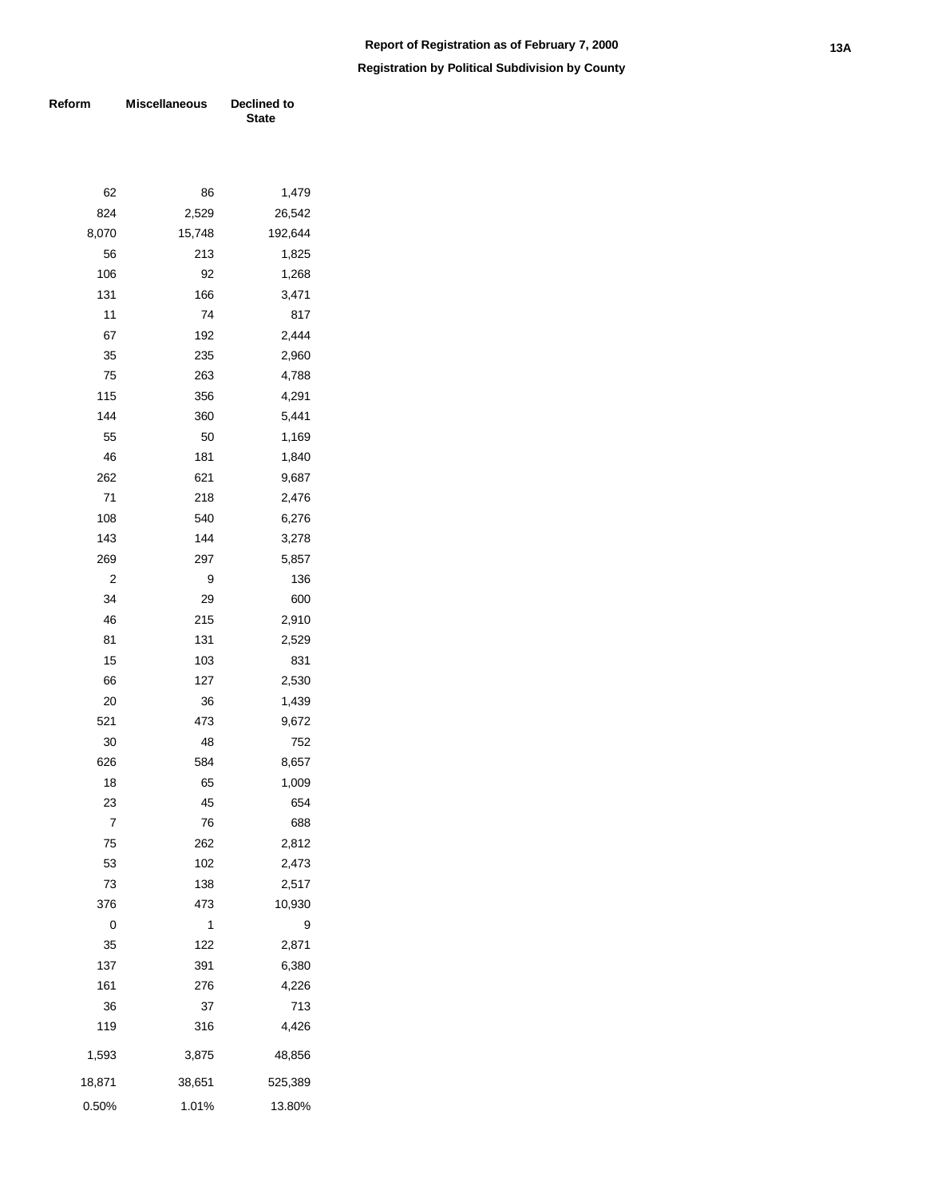**Report of Registration as of February 7, 2000**

**Registration by Political Subdivision by County**

| Reform | Miscellaneous | Declined to State |
|---:|---:|---:|
| 62 | 86 | 1,479 |
| 824 | 2,529 | 26,542 |
| 8,070 | 15,748 | 192,644 |
| 56 | 213 | 1,825 |
| 106 | 92 | 1,268 |
| 131 | 166 | 3,471 |
| 11 | 74 | 817 |
| 67 | 192 | 2,444 |
| 35 | 235 | 2,960 |
| 75 | 263 | 4,788 |
| 115 | 356 | 4,291 |
| 144 | 360 | 5,441 |
| 55 | 50 | 1,169 |
| 46 | 181 | 1,840 |
| 262 | 621 | 9,687 |
| 71 | 218 | 2,476 |
| 108 | 540 | 6,276 |
| 143 | 144 | 3,278 |
| 269 | 297 | 5,857 |
| 2 | 9 | 136 |
| 34 | 29 | 600 |
| 46 | 215 | 2,910 |
| 81 | 131 | 2,529 |
| 15 | 103 | 831 |
| 66 | 127 | 2,530 |
| 20 | 36 | 1,439 |
| 521 | 473 | 9,672 |
| 30 | 48 | 752 |
| 626 | 584 | 8,657 |
| 18 | 65 | 1,009 |
| 23 | 45 | 654 |
| 7 | 76 | 688 |
| 75 | 262 | 2,812 |
| 53 | 102 | 2,473 |
| 73 | 138 | 2,517 |
| 376 | 473 | 10,930 |
| 0 | 1 | 9 |
| 35 | 122 | 2,871 |
| 137 | 391 | 6,380 |
| 161 | 276 | 4,226 |
| 36 | 37 | 713 |
| 119 | 316 | 4,426 |
| 1,593 | 3,875 | 48,856 |
| 18,871 | 38,651 | 525,389 |
| 0.50% | 1.01% | 13.80% |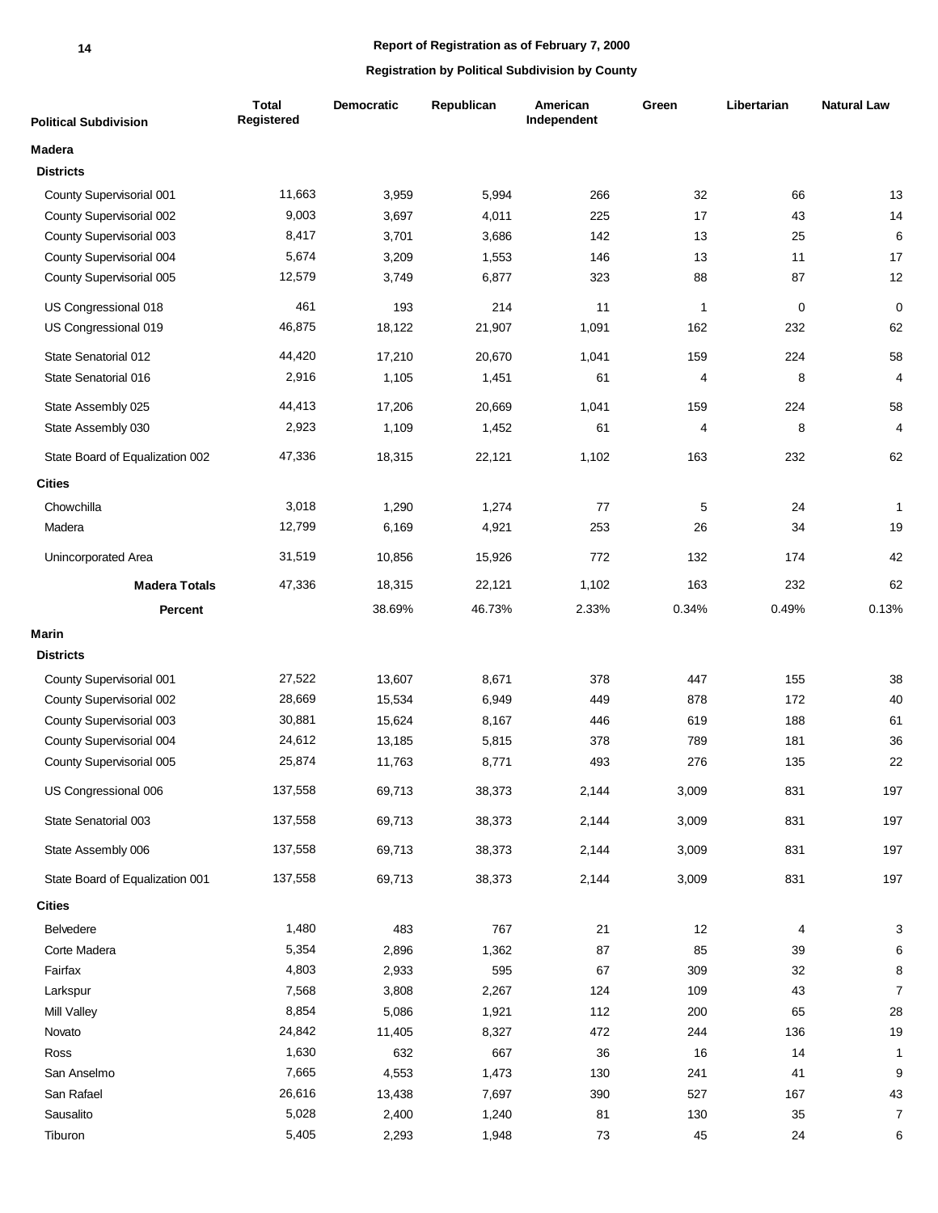**Report of Registration as of February 7, 2000**

**Registration by Political Subdivision by County**

| Political Subdivision | Total Registered | Democratic | Republican | American Independent | Green | Libertarian | Natural Law |
|---|---|---|---|---|---|---|---|
| **Madera** | | | | | | | |
| **Districts** | | | | | | | |
| County Supervisorial 001 | 11,663 | 3,959 | 5,994 | 266 | 32 | 66 | 13 |
| County Supervisorial 002 | 9,003 | 3,697 | 4,011 | 225 | 17 | 43 | 14 |
| County Supervisorial 003 | 8,417 | 3,701 | 3,686 | 142 | 13 | 25 | 6 |
| County Supervisorial 004 | 5,674 | 3,209 | 1,553 | 146 | 13 | 11 | 17 |
| County Supervisorial 005 | 12,579 | 3,749 | 6,877 | 323 | 88 | 87 | 12 |
| US Congressional 018 | 461 | 193 | 214 | 11 | 1 | 0 | 0 |
| US Congressional 019 | 46,875 | 18,122 | 21,907 | 1,091 | 162 | 232 | 62 |
| State Senatorial 012 | 44,420 | 17,210 | 20,670 | 1,041 | 159 | 224 | 58 |
| State Senatorial 016 | 2,916 | 1,105 | 1,451 | 61 | 4 | 8 | 4 |
| State Assembly 025 | 44,413 | 17,206 | 20,669 | 1,041 | 159 | 224 | 58 |
| State Assembly 030 | 2,923 | 1,109 | 1,452 | 61 | 4 | 8 | 4 |
| State Board of Equalization 002 | 47,336 | 18,315 | 22,121 | 1,102 | 163 | 232 | 62 |
| **Cities** | | | | | | | |
| Chowchilla | 3,018 | 1,290 | 1,274 | 77 | 5 | 24 | 1 |
| Madera | 12,799 | 6,169 | 4,921 | 253 | 26 | 34 | 19 |
| Unincorporated Area | 31,519 | 10,856 | 15,926 | 772 | 132 | 174 | 42 |
| **Madera Totals** | 47,336 | 18,315 | 22,121 | 1,102 | 163 | 232 | 62 |
| **Percent** | | 38.69% | 46.73% | 2.33% | 0.34% | 0.49% | 0.13% |
| **Marin** | | | | | | | |
| **Districts** | | | | | | | |
| County Supervisorial 001 | 27,522 | 13,607 | 8,671 | 378 | 447 | 155 | 38 |
| County Supervisorial 002 | 28,669 | 15,534 | 6,949 | 449 | 878 | 172 | 40 |
| County Supervisorial 003 | 30,881 | 15,624 | 8,167 | 446 | 619 | 188 | 61 |
| County Supervisorial 004 | 24,612 | 13,185 | 5,815 | 378 | 789 | 181 | 36 |
| County Supervisorial 005 | 25,874 | 11,763 | 8,771 | 493 | 276 | 135 | 22 |
| US Congressional 006 | 137,558 | 69,713 | 38,373 | 2,144 | 3,009 | 831 | 197 |
| State Senatorial 003 | 137,558 | 69,713 | 38,373 | 2,144 | 3,009 | 831 | 197 |
| State Assembly 006 | 137,558 | 69,713 | 38,373 | 2,144 | 3,009 | 831 | 197 |
| State Board of Equalization 001 | 137,558 | 69,713 | 38,373 | 2,144 | 3,009 | 831 | 197 |
| **Cities** | | | | | | | |
| Belvedere | 1,480 | 483 | 767 | 21 | 12 | 4 | 3 |
| Corte Madera | 5,354 | 2,896 | 1,362 | 87 | 85 | 39 | 6 |
| Fairfax | 4,803 | 2,933 | 595 | 67 | 309 | 32 | 8 |
| Larkspur | 7,568 | 3,808 | 2,267 | 124 | 109 | 43 | 7 |
| Mill Valley | 8,854 | 5,086 | 1,921 | 112 | 200 | 65 | 28 |
| Novato | 24,842 | 11,405 | 8,327 | 472 | 244 | 136 | 19 |
| Ross | 1,630 | 632 | 667 | 36 | 16 | 14 | 1 |
| San Anselmo | 7,665 | 4,553 | 1,473 | 130 | 241 | 41 | 9 |
| San Rafael | 26,616 | 13,438 | 7,697 | 390 | 527 | 167 | 43 |
| Sausalito | 5,028 | 2,400 | 1,240 | 81 | 130 | 35 | 7 |
| Tiburon | 5,405 | 2,293 | 1,948 | 73 | 45 | 24 | 6 |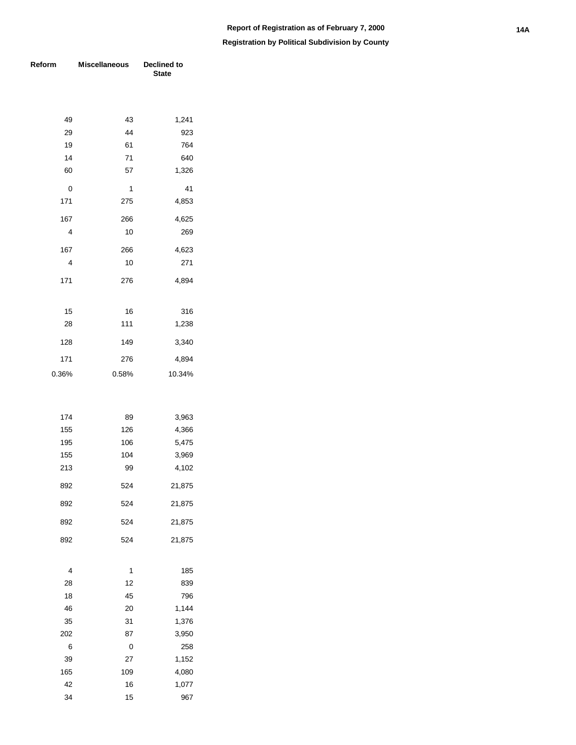# Report of Registration as of February 7, 2000

## Registration by Political Subdivision by County

| Reform | Miscellaneous | Declined to State |
|---|---|---|
| | | |
| 49 | 43 | 1,241 |
| 29 | 44 | 923 |
| 19 | 61 | 764 |
| 14 | 71 | 640 |
| 60 | 57 | 1,326 |
| 0 | 1 | 41 |
| 171 | 275 | 4,853 |
| 167 | 266 | 4,625 |
| 4 | 10 | 269 |
| 167 | 266 | 4,623 |
| 4 | 10 | 271 |
| 171 | 276 | 4,894 |
| | | |
| 15 | 16 | 316 |
| 28 | 111 | 1,238 |
| 128 | 149 | 3,340 |
| 171 | 276 | 4,894 |
| 0.36% | 0.58% | 10.34% |
| | | |
| 174 | 89 | 3,963 |
| 155 | 126 | 4,366 |
| 195 | 106 | 5,475 |
| 155 | 104 | 3,969 |
| 213 | 99 | 4,102 |
| 892 | 524 | 21,875 |
| 892 | 524 | 21,875 |
| 892 | 524 | 21,875 |
| 892 | 524 | 21,875 |
| | | |
| 4 | 1 | 185 |
| 28 | 12 | 839 |
| 18 | 45 | 796 |
| 46 | 20 | 1,144 |
| 35 | 31 | 1,376 |
| 202 | 87 | 3,950 |
| 6 | 0 | 258 |
| 39 | 27 | 1,152 |
| 165 | 109 | 4,080 |
| 42 | 16 | 1,077 |
| 34 | 15 | 967 |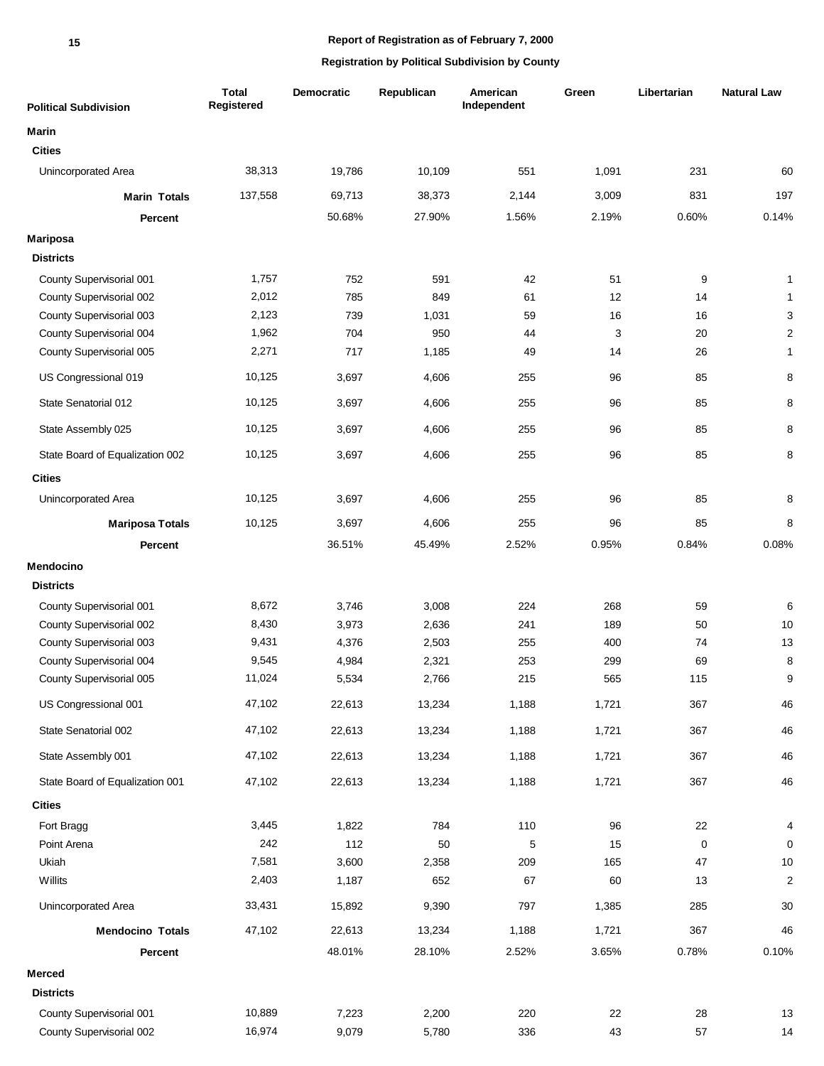**Report of Registration as of February 7, 2000**

**Registration by Political Subdivision by County**

| Political Subdivision | Total Registered | Democratic | Republican | American Independent | Green | Libertarian | Natural Law |
|---|---|---|---|---|---|---|---|
| **Marin** | | | | | | | |
| **Cities** | | | | | | | |
| Unincorporated Area | 38,313 | 19,786 | 10,109 | 551 | 1,091 | 231 | 60 |
| **Marin Totals** | 137,558 | 69,713 | 38,373 | 2,144 | 3,009 | 831 | 197 |
| **Percent** | | 50.68% | 27.90% | 1.56% | 2.19% | 0.60% | 0.14% |
| **Mariposa** | | | | | | | |
| **Districts** | | | | | | | |
| County Supervisorial 001 | 1,757 | 752 | 591 | 42 | 51 | 9 | 1 |
| County Supervisorial 002 | 2,012 | 785 | 849 | 61 | 12 | 14 | 1 |
| County Supervisorial 003 | 2,123 | 739 | 1,031 | 59 | 16 | 16 | 3 |
| County Supervisorial 004 | 1,962 | 704 | 950 | 44 | 3 | 20 | 2 |
| County Supervisorial 005 | 2,271 | 717 | 1,185 | 49 | 14 | 26 | 1 |
| US Congressional 019 | 10,125 | 3,697 | 4,606 | 255 | 96 | 85 | 8 |
| State Senatorial 012 | 10,125 | 3,697 | 4,606 | 255 | 96 | 85 | 8 |
| State Assembly 025 | 10,125 | 3,697 | 4,606 | 255 | 96 | 85 | 8 |
| State Board of Equalization 002 | 10,125 | 3,697 | 4,606 | 255 | 96 | 85 | 8 |
| **Cities** | | | | | | | |
| Unincorporated Area | 10,125 | 3,697 | 4,606 | 255 | 96 | 85 | 8 |
| **Mariposa Totals** | 10,125 | 3,697 | 4,606 | 255 | 96 | 85 | 8 |
| **Percent** | | 36.51% | 45.49% | 2.52% | 0.95% | 0.84% | 0.08% |
| **Mendocino** | | | | | | | |
| **Districts** | | | | | | | |
| County Supervisorial 001 | 8,672 | 3,746 | 3,008 | 224 | 268 | 59 | 6 |
| County Supervisorial 002 | 8,430 | 3,973 | 2,636 | 241 | 189 | 50 | 10 |
| County Supervisorial 003 | 9,431 | 4,376 | 2,503 | 255 | 400 | 74 | 13 |
| County Supervisorial 004 | 9,545 | 4,984 | 2,321 | 253 | 299 | 69 | 8 |
| County Supervisorial 005 | 11,024 | 5,534 | 2,766 | 215 | 565 | 115 | 9 |
| US Congressional 001 | 47,102 | 22,613 | 13,234 | 1,188 | 1,721 | 367 | 46 |
| State Senatorial 002 | 47,102 | 22,613 | 13,234 | 1,188 | 1,721 | 367 | 46 |
| State Assembly 001 | 47,102 | 22,613 | 13,234 | 1,188 | 1,721 | 367 | 46 |
| State Board of Equalization 001 | 47,102 | 22,613 | 13,234 | 1,188 | 1,721 | 367 | 46 |
| **Cities** | | | | | | | |
| Fort Bragg | 3,445 | 1,822 | 784 | 110 | 96 | 22 | 4 |
| Point Arena | 242 | 112 | 50 | 5 | 15 | 0 | 0 |
| Ukiah | 7,581 | 3,600 | 2,358 | 209 | 165 | 47 | 10 |
| Willits | 2,403 | 1,187 | 652 | 67 | 60 | 13 | 2 |
| Unincorporated Area | 33,431 | 15,892 | 9,390 | 797 | 1,385 | 285 | 30 |
| **Mendocino Totals** | 47,102 | 22,613 | 13,234 | 1,188 | 1,721 | 367 | 46 |
| **Percent** | | 48.01% | 28.10% | 2.52% | 3.65% | 0.78% | 0.10% |
| **Merced** | | | | | | | |
| **Districts** | | | | | | | |
| County Supervisorial 001 | 10,889 | 7,223 | 2,200 | 220 | 22 | 28 | 13 |
| County Supervisorial 002 | 16,974 | 9,079 | 5,780 | 336 | 43 | 57 | 14 |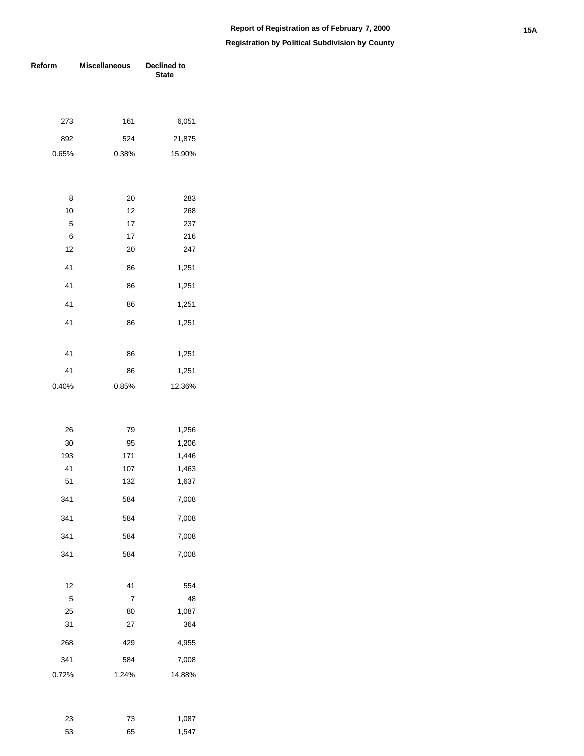## Report of Registration as of February 7, 2000

### Registration by Political Subdivision by County

| Reform | Miscellaneous | Declined to State |
|---|---|---|
| | | |
| 273 | 161 | 6,051 |
| 892 | 524 | 21,875 |
| 0.65% | 0.38% | 15.90% |
| | | |
| 8 | 20 | 283 |
| 10 | 12 | 268 |
| 5 | 17 | 237 |
| 6 | 17 | 216 |
| 12 | 20 | 247 |
| 41 | 86 | 1,251 |
| 41 | 86 | 1,251 |
| 41 | 86 | 1,251 |
| 41 | 86 | 1,251 |
| | | |
| 41 | 86 | 1,251 |
| 41 | 86 | 1,251 |
| 0.40% | 0.85% | 12.36% |
| | | |
| 26 | 79 | 1,256 |
| 30 | 95 | 1,206 |
| 193 | 171 | 1,446 |
| 41 | 107 | 1,463 |
| 51 | 132 | 1,637 |
| 341 | 584 | 7,008 |
| 341 | 584 | 7,008 |
| 341 | 584 | 7,008 |
| 341 | 584 | 7,008 |
| | | |
| 12 | 41 | 554 |
| 5 | 7 | 48 |
| 25 | 80 | 1,087 |
| 31 | 27 | 364 |
| 268 | 429 | 4,955 |
| 341 | 584 | 7,008 |
| 0.72% | 1.24% | 14.88% |
| | | |
| 23 | 73 | 1,087 |
| 53 | 65 | 1,547 |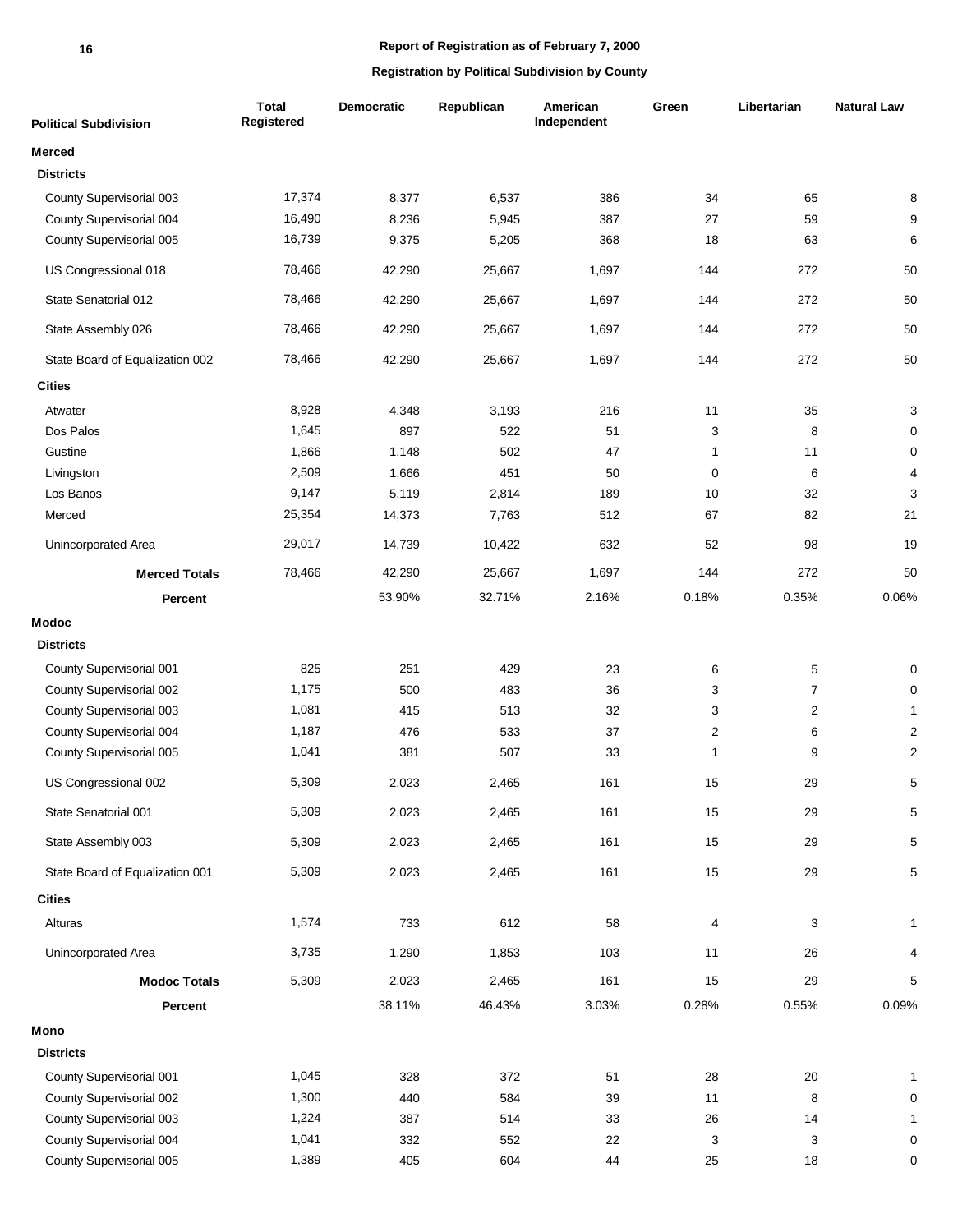**Report of Registration as of February 7, 2000**

**Registration by Political Subdivision by County**

| Political Subdivision | Total Registered | Democratic | Republican | American Independent | Green | Libertarian | Natural Law |
|---|---|---|---|---|---|---|---|
| **Merced** | | | | | | | |
| **Districts** | | | | | | | |
| County Supervisorial 003 | 17,374 | 8,377 | 6,537 | 386 | 34 | 65 | 8 |
| County Supervisorial 004 | 16,490 | 8,236 | 5,945 | 387 | 27 | 59 | 9 |
| County Supervisorial 005 | 16,739 | 9,375 | 5,205 | 368 | 18 | 63 | 6 |
| US Congressional 018 | 78,466 | 42,290 | 25,667 | 1,697 | 144 | 272 | 50 |
| State Senatorial 012 | 78,466 | 42,290 | 25,667 | 1,697 | 144 | 272 | 50 |
| State Assembly 026 | 78,466 | 42,290 | 25,667 | 1,697 | 144 | 272 | 50 |
| State Board of Equalization 002 | 78,466 | 42,290 | 25,667 | 1,697 | 144 | 272 | 50 |
| **Cities** | | | | | | | |
| Atwater | 8,928 | 4,348 | 3,193 | 216 | 11 | 35 | 3 |
| Dos Palos | 1,645 | 897 | 522 | 51 | 3 | 8 | 0 |
| Gustine | 1,866 | 1,148 | 502 | 47 | 1 | 11 | 0 |
| Livingston | 2,509 | 1,666 | 451 | 50 | 0 | 6 | 4 |
| Los Banos | 9,147 | 5,119 | 2,814 | 189 | 10 | 32 | 3 |
| Merced | 25,354 | 14,373 | 7,763 | 512 | 67 | 82 | 21 |
| Unincorporated Area | 29,017 | 14,739 | 10,422 | 632 | 52 | 98 | 19 |
| **Merced Totals** | 78,466 | 42,290 | 25,667 | 1,697 | 144 | 272 | 50 |
| **Percent** | | 53.90% | 32.71% | 2.16% | 0.18% | 0.35% | 0.06% |
| **Modoc** | | | | | | | |
| **Districts** | | | | | | | |
| County Supervisorial 001 | 825 | 251 | 429 | 23 | 6 | 5 | 0 |
| County Supervisorial 002 | 1,175 | 500 | 483 | 36 | 3 | 7 | 0 |
| County Supervisorial 003 | 1,081 | 415 | 513 | 32 | 3 | 2 | 1 |
| County Supervisorial 004 | 1,187 | 476 | 533 | 37 | 2 | 6 | 2 |
| County Supervisorial 005 | 1,041 | 381 | 507 | 33 | 1 | 9 | 2 |
| US Congressional 002 | 5,309 | 2,023 | 2,465 | 161 | 15 | 29 | 5 |
| State Senatorial 001 | 5,309 | 2,023 | 2,465 | 161 | 15 | 29 | 5 |
| State Assembly 003 | 5,309 | 2,023 | 2,465 | 161 | 15 | 29 | 5 |
| State Board of Equalization 001 | 5,309 | 2,023 | 2,465 | 161 | 15 | 29 | 5 |
| **Cities** | | | | | | | |
| Alturas | 1,574 | 733 | 612 | 58 | 4 | 3 | 1 |
| Unincorporated Area | 3,735 | 1,290 | 1,853 | 103 | 11 | 26 | 4 |
| **Modoc Totals** | 5,309 | 2,023 | 2,465 | 161 | 15 | 29 | 5 |
| **Percent** | | 38.11% | 46.43% | 3.03% | 0.28% | 0.55% | 0.09% |
| **Mono** | | | | | | | |
| **Districts** | | | | | | | |
| County Supervisorial 001 | 1,045 | 328 | 372 | 51 | 28 | 20 | 1 |
| County Supervisorial 002 | 1,300 | 440 | 584 | 39 | 11 | 8 | 0 |
| County Supervisorial 003 | 1,224 | 387 | 514 | 33 | 26 | 14 | 1 |
| County Supervisorial 004 | 1,041 | 332 | 552 | 22 | 3 | 3 | 0 |
| County Supervisorial 005 | 1,389 | 405 | 604 | 44 | 25 | 18 | 0 |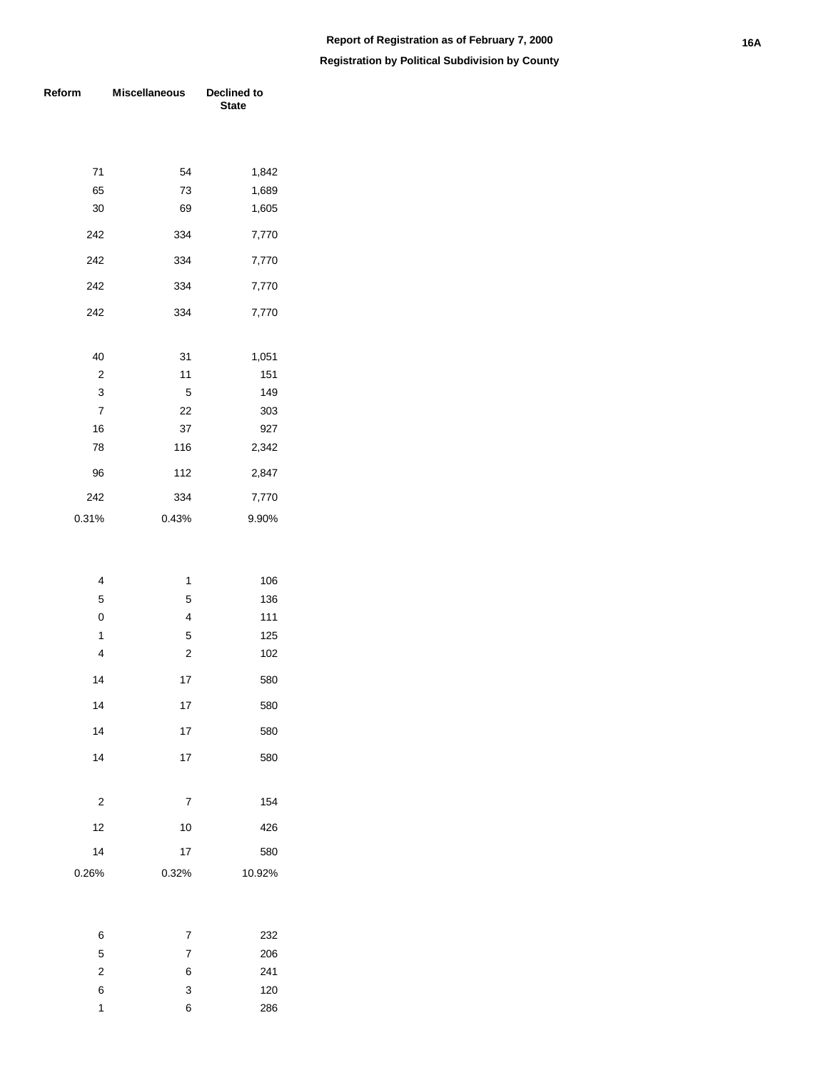**Report of Registration as of February 7, 2000**

**Registration by Political Subdivision by County**

| Reform | Miscellaneous | Declined to State |
|---|---|---|
| 71 | 54 | 1,842 |
| 65 | 73 | 1,689 |
| 30 | 69 | 1,605 |
| 242 | 334 | 7,770 |
| 242 | 334 | 7,770 |
| 242 | 334 | 7,770 |
| 242 | 334 | 7,770 |
| | | |
| 40 | 31 | 1,051 |
| 2 | 11 | 151 |
| 3 | 5 | 149 |
| 7 | 22 | 303 |
| 16 | 37 | 927 |
| 78 | 116 | 2,342 |
| 96 | 112 | 2,847 |
| 242 | 334 | 7,770 |
| 0.31% | 0.43% | 9.90% |
| | | |
| 4 | 1 | 106 |
| 5 | 5 | 136 |
| 0 | 4 | 111 |
| 1 | 5 | 125 |
| 4 | 2 | 102 |
| 14 | 17 | 580 |
| 14 | 17 | 580 |
| 14 | 17 | 580 |
| 14 | 17 | 580 |
| | | |
| 2 | 7 | 154 |
| 12 | 10 | 426 |
| 14 | 17 | 580 |
| 0.26% | 0.32% | 10.92% |
| | | |
| 6 | 7 | 232 |
| 5 | 7 | 206 |
| 2 | 6 | 241 |
| 6 | 3 | 120 |
| 1 | 6 | 286 |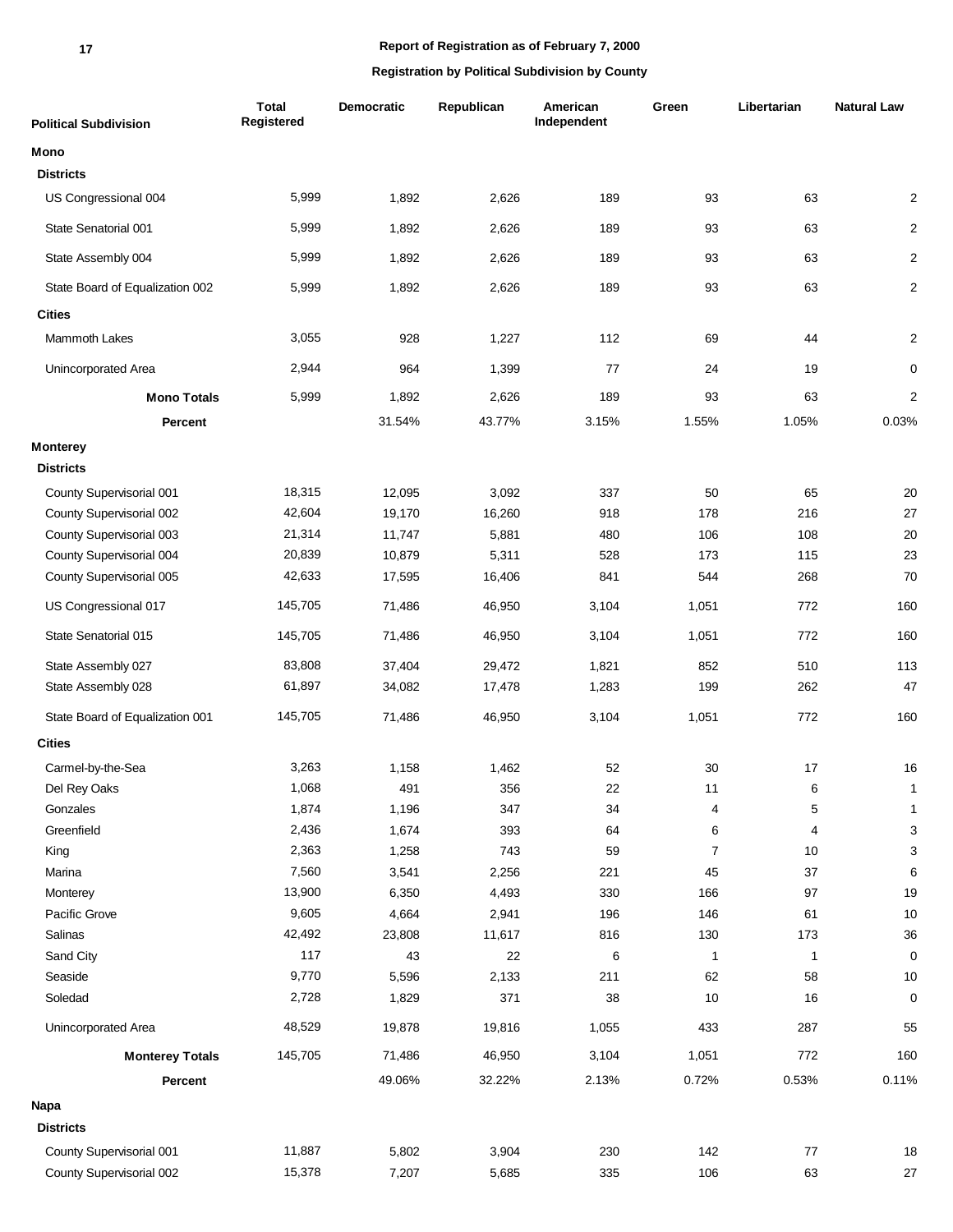**Report of Registration as of February 7, 2000**

**Registration by Political Subdivision by County**

| Political Subdivision | Total Registered | Democratic | Republican | American Independent | Green | Libertarian | Natural Law |
|---|---|---|---|---|---|---|---|
| **Mono** | | | | | | | |
| **Districts** | | | | | | | |
| US Congressional 004 | 5,999 | 1,892 | 2,626 | 189 | 93 | 63 | 2 |
| State Senatorial 001 | 5,999 | 1,892 | 2,626 | 189 | 93 | 63 | 2 |
| State Assembly 004 | 5,999 | 1,892 | 2,626 | 189 | 93 | 63 | 2 |
| State Board of Equalization 002 | 5,999 | 1,892 | 2,626 | 189 | 93 | 63 | 2 |
| **Cities** | | | | | | | |
| Mammoth Lakes | 3,055 | 928 | 1,227 | 112 | 69 | 44 | 2 |
| Unincorporated Area | 2,944 | 964 | 1,399 | 77 | 24 | 19 | 0 |
| **Mono Totals** | 5,999 | 1,892 | 2,626 | 189 | 93 | 63 | 2 |
| **Percent** | | 31.54% | 43.77% | 3.15% | 1.55% | 1.05% | 0.03% |
| **Monterey** | | | | | | | |
| **Districts** | | | | | | | |
| County Supervisorial 001 | 18,315 | 12,095 | 3,092 | 337 | 50 | 65 | 20 |
| County Supervisorial 002 | 42,604 | 19,170 | 16,260 | 918 | 178 | 216 | 27 |
| County Supervisorial 003 | 21,314 | 11,747 | 5,881 | 480 | 106 | 108 | 20 |
| County Supervisorial 004 | 20,839 | 10,879 | 5,311 | 528 | 173 | 115 | 23 |
| County Supervisorial 005 | 42,633 | 17,595 | 16,406 | 841 | 544 | 268 | 70 |
| US Congressional 017 | 145,705 | 71,486 | 46,950 | 3,104 | 1,051 | 772 | 160 |
| State Senatorial 015 | 145,705 | 71,486 | 46,950 | 3,104 | 1,051 | 772 | 160 |
| State Assembly 027 | 83,808 | 37,404 | 29,472 | 1,821 | 852 | 510 | 113 |
| State Assembly 028 | 61,897 | 34,082 | 17,478 | 1,283 | 199 | 262 | 47 |
| State Board of Equalization 001 | 145,705 | 71,486 | 46,950 | 3,104 | 1,051 | 772 | 160 |
| **Cities** | | | | | | | |
| Carmel-by-the-Sea | 3,263 | 1,158 | 1,462 | 52 | 30 | 17 | 16 |
| Del Rey Oaks | 1,068 | 491 | 356 | 22 | 11 | 6 | 1 |
| Gonzales | 1,874 | 1,196 | 347 | 34 | 4 | 5 | 1 |
| Greenfield | 2,436 | 1,674 | 393 | 64 | 6 | 4 | 3 |
| King | 2,363 | 1,258 | 743 | 59 | 7 | 10 | 3 |
| Marina | 7,560 | 3,541 | 2,256 | 221 | 45 | 37 | 6 |
| Monterey | 13,900 | 6,350 | 4,493 | 330 | 166 | 97 | 19 |
| Pacific Grove | 9,605 | 4,664 | 2,941 | 196 | 146 | 61 | 10 |
| Salinas | 42,492 | 23,808 | 11,617 | 816 | 130 | 173 | 36 |
| Sand City | 117 | 43 | 22 | 6 | 1 | 1 | 0 |
| Seaside | 9,770 | 5,596 | 2,133 | 211 | 62 | 58 | 10 |
| Soledad | 2,728 | 1,829 | 371 | 38 | 10 | 16 | 0 |
| Unincorporated Area | 48,529 | 19,878 | 19,816 | 1,055 | 433 | 287 | 55 |
| **Monterey Totals** | 145,705 | 71,486 | 46,950 | 3,104 | 1,051 | 772 | 160 |
| **Percent** | | 49.06% | 32.22% | 2.13% | 0.72% | 0.53% | 0.11% |
| **Napa** | | | | | | | |
| **Districts** | | | | | | | |
| County Supervisorial 001 | 11,887 | 5,802 | 3,904 | 230 | 142 | 77 | 18 |
| County Supervisorial 002 | 15,378 | 7,207 | 5,685 | 335 | 106 | 63 | 27 |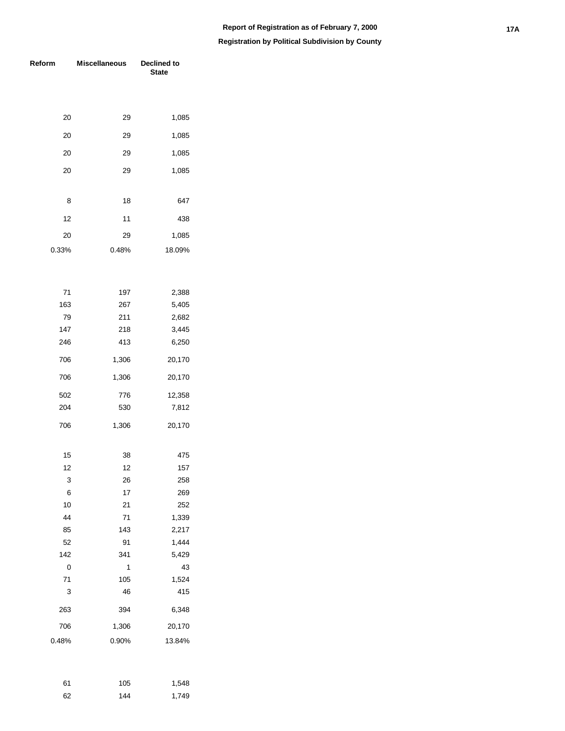## Report of Registration as of February 7, 2000

### Registration by Political Subdivision by County

| Reform | Miscellaneous | Declined to State |
|---|---|---|
| | | |
| 20 | 29 | 1,085 |
| 20 | 29 | 1,085 |
| 20 | 29 | 1,085 |
| 20 | 29 | 1,085 |
| | | |
| 8 | 18 | 647 |
| 12 | 11 | 438 |
| 20 | 29 | 1,085 |
| 0.33% | 0.48% | 18.09% |
| | | |
| 71 | 197 | 2,388 |
| 163 | 267 | 5,405 |
| 79 | 211 | 2,682 |
| 147 | 218 | 3,445 |
| 246 | 413 | 6,250 |
| 706 | 1,306 | 20,170 |
| 706 | 1,306 | 20,170 |
| 502 | 776 | 12,358 |
| 204 | 530 | 7,812 |
| 706 | 1,306 | 20,170 |
| | | |
| 15 | 38 | 475 |
| 12 | 12 | 157 |
| 3 | 26 | 258 |
| 6 | 17 | 269 |
| 10 | 21 | 252 |
| 44 | 71 | 1,339 |
| 85 | 143 | 2,217 |
| 52 | 91 | 1,444 |
| 142 | 341 | 5,429 |
| 0 | 1 | 43 |
| 71 | 105 | 1,524 |
| 3 | 46 | 415 |
| 263 | 394 | 6,348 |
| 706 | 1,306 | 20,170 |
| 0.48% | 0.90% | 13.84% |
| | | |
| 61 | 105 | 1,548 |
| 62 | 144 | 1,749 |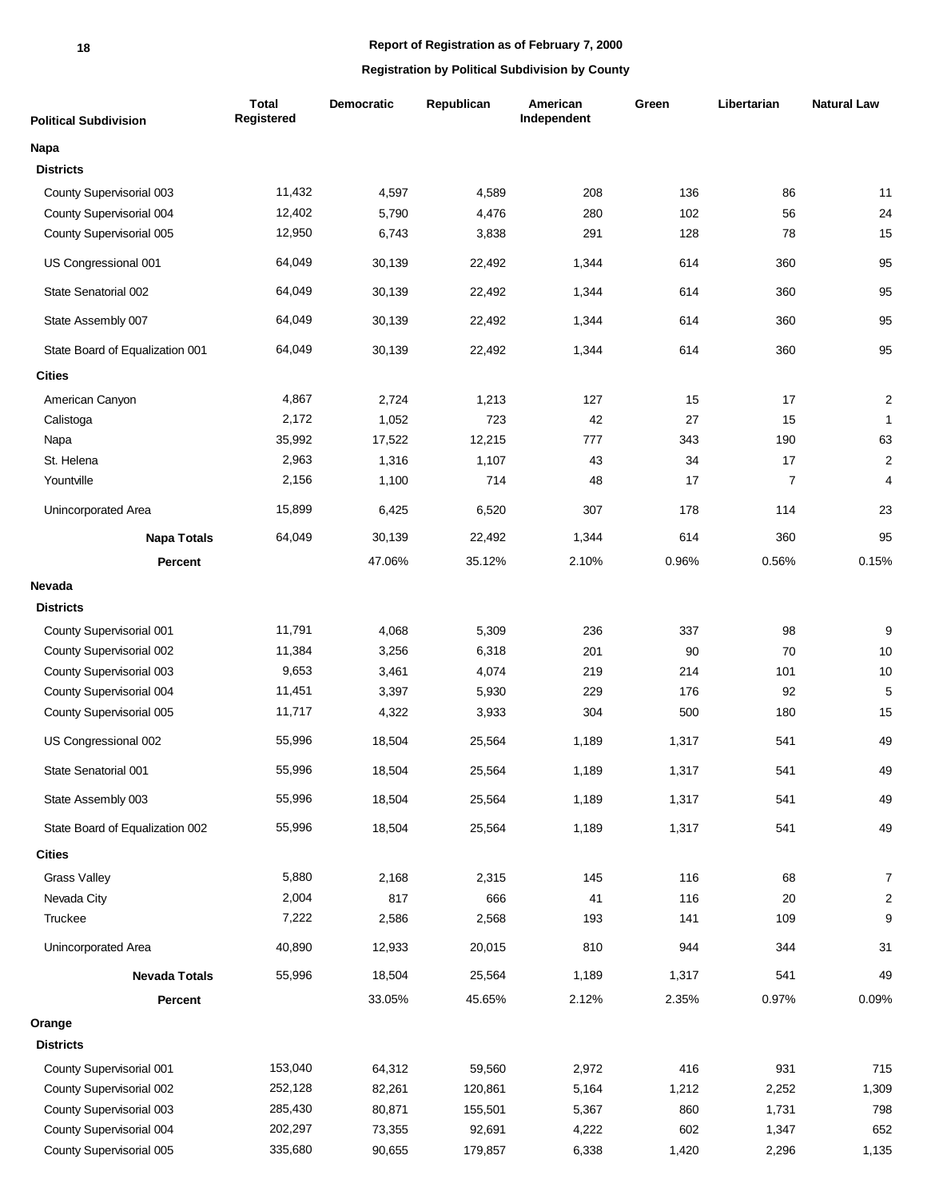**Report of Registration as of February 7, 2000**

**Registration by Political Subdivision by County**

| Political Subdivision | Total Registered | Democratic | Republican | American Independent | Green | Libertarian | Natural Law |
|---|---|---|---|---|---|---|---|
| **Napa** | | | | | | | |
| **Districts** | | | | | | | |
| County Supervisorial 003 | 11,432 | 4,597 | 4,589 | 208 | 136 | 86 | 11 |
| County Supervisorial 004 | 12,402 | 5,790 | 4,476 | 280 | 102 | 56 | 24 |
| County Supervisorial 005 | 12,950 | 6,743 | 3,838 | 291 | 128 | 78 | 15 |
| US Congressional 001 | 64,049 | 30,139 | 22,492 | 1,344 | 614 | 360 | 95 |
| State Senatorial 002 | 64,049 | 30,139 | 22,492 | 1,344 | 614 | 360 | 95 |
| State Assembly 007 | 64,049 | 30,139 | 22,492 | 1,344 | 614 | 360 | 95 |
| State Board of Equalization 001 | 64,049 | 30,139 | 22,492 | 1,344 | 614 | 360 | 95 |
| **Cities** | | | | | | | |
| American Canyon | 4,867 | 2,724 | 1,213 | 127 | 15 | 17 | 2 |
| Calistoga | 2,172 | 1,052 | 723 | 42 | 27 | 15 | 1 |
| Napa | 35,992 | 17,522 | 12,215 | 777 | 343 | 190 | 63 |
| St. Helena | 2,963 | 1,316 | 1,107 | 43 | 34 | 17 | 2 |
| Yountville | 2,156 | 1,100 | 714 | 48 | 17 | 7 | 4 |
| Unincorporated Area | 15,899 | 6,425 | 6,520 | 307 | 178 | 114 | 23 |
| **Napa Totals** | 64,049 | 30,139 | 22,492 | 1,344 | 614 | 360 | 95 |
| **Percent** | | 47.06% | 35.12% | 2.10% | 0.96% | 0.56% | 0.15% |
| **Nevada** | | | | | | | |
| **Districts** | | | | | | | |
| County Supervisorial 001 | 11,791 | 4,068 | 5,309 | 236 | 337 | 98 | 9 |
| County Supervisorial 002 | 11,384 | 3,256 | 6,318 | 201 | 90 | 70 | 10 |
| County Supervisorial 003 | 9,653 | 3,461 | 4,074 | 219 | 214 | 101 | 10 |
| County Supervisorial 004 | 11,451 | 3,397 | 5,930 | 229 | 176 | 92 | 5 |
| County Supervisorial 005 | 11,717 | 4,322 | 3,933 | 304 | 500 | 180 | 15 |
| US Congressional 002 | 55,996 | 18,504 | 25,564 | 1,189 | 1,317 | 541 | 49 |
| State Senatorial 001 | 55,996 | 18,504 | 25,564 | 1,189 | 1,317 | 541 | 49 |
| State Assembly 003 | 55,996 | 18,504 | 25,564 | 1,189 | 1,317 | 541 | 49 |
| State Board of Equalization 002 | 55,996 | 18,504 | 25,564 | 1,189 | 1,317 | 541 | 49 |
| **Cities** | | | | | | | |
| Grass Valley | 5,880 | 2,168 | 2,315 | 145 | 116 | 68 | 7 |
| Nevada City | 2,004 | 817 | 666 | 41 | 116 | 20 | 2 |
| Truckee | 7,222 | 2,586 | 2,568 | 193 | 141 | 109 | 9 |
| Unincorporated Area | 40,890 | 12,933 | 20,015 | 810 | 944 | 344 | 31 |
| **Nevada Totals** | 55,996 | 18,504 | 25,564 | 1,189 | 1,317 | 541 | 49 |
| **Percent** | | 33.05% | 45.65% | 2.12% | 2.35% | 0.97% | 0.09% |
| **Orange** | | | | | | | |
| **Districts** | | | | | | | |
| County Supervisorial 001 | 153,040 | 64,312 | 59,560 | 2,972 | 416 | 931 | 715 |
| County Supervisorial 002 | 252,128 | 82,261 | 120,861 | 5,164 | 1,212 | 2,252 | 1,309 |
| County Supervisorial 003 | 285,430 | 80,871 | 155,501 | 5,367 | 860 | 1,731 | 798 |
| County Supervisorial 004 | 202,297 | 73,355 | 92,691 | 4,222 | 602 | 1,347 | 652 |
| County Supervisorial 005 | 335,680 | 90,655 | 179,857 | 6,338 | 1,420 | 2,296 | 1,135 |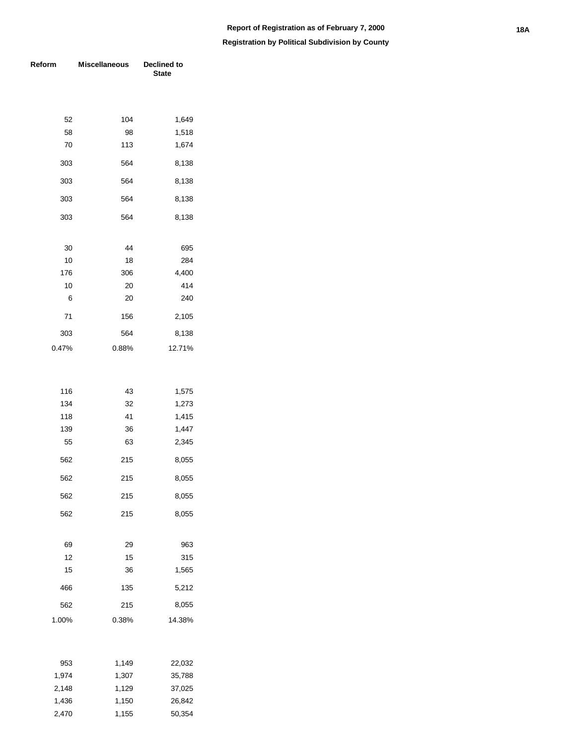**Report of Registration as of February 7, 2000**

**Registration by Political Subdivision by County**

| Reform | Miscellaneous | Declined to State |
|---|---|---|
| 52 | 104 | 1,649 |
| 58 | 98 | 1,518 |
| 70 | 113 | 1,674 |
| 303 | 564 | 8,138 |
| 303 | 564 | 8,138 |
| 303 | 564 | 8,138 |
| 303 | 564 | 8,138 |
| 30 | 44 | 695 |
| 10 | 18 | 284 |
| 176 | 306 | 4,400 |
| 10 | 20 | 414 |
| 6 | 20 | 240 |
| 71 | 156 | 2,105 |
| 303 | 564 | 8,138 |
| 0.47% | 0.88% | 12.71% |
| 116 | 43 | 1,575 |
| 134 | 32 | 1,273 |
| 118 | 41 | 1,415 |
| 139 | 36 | 1,447 |
| 55 | 63 | 2,345 |
| 562 | 215 | 8,055 |
| 562 | 215 | 8,055 |
| 562 | 215 | 8,055 |
| 562 | 215 | 8,055 |
| 69 | 29 | 963 |
| 12 | 15 | 315 |
| 15 | 36 | 1,565 |
| 466 | 135 | 5,212 |
| 562 | 215 | 8,055 |
| 1.00% | 0.38% | 14.38% |
| 953 | 1,149 | 22,032 |
| 1,974 | 1,307 | 35,788 |
| 2,148 | 1,129 | 37,025 |
| 1,436 | 1,150 | 26,842 |
| 2,470 | 1,155 | 50,354 |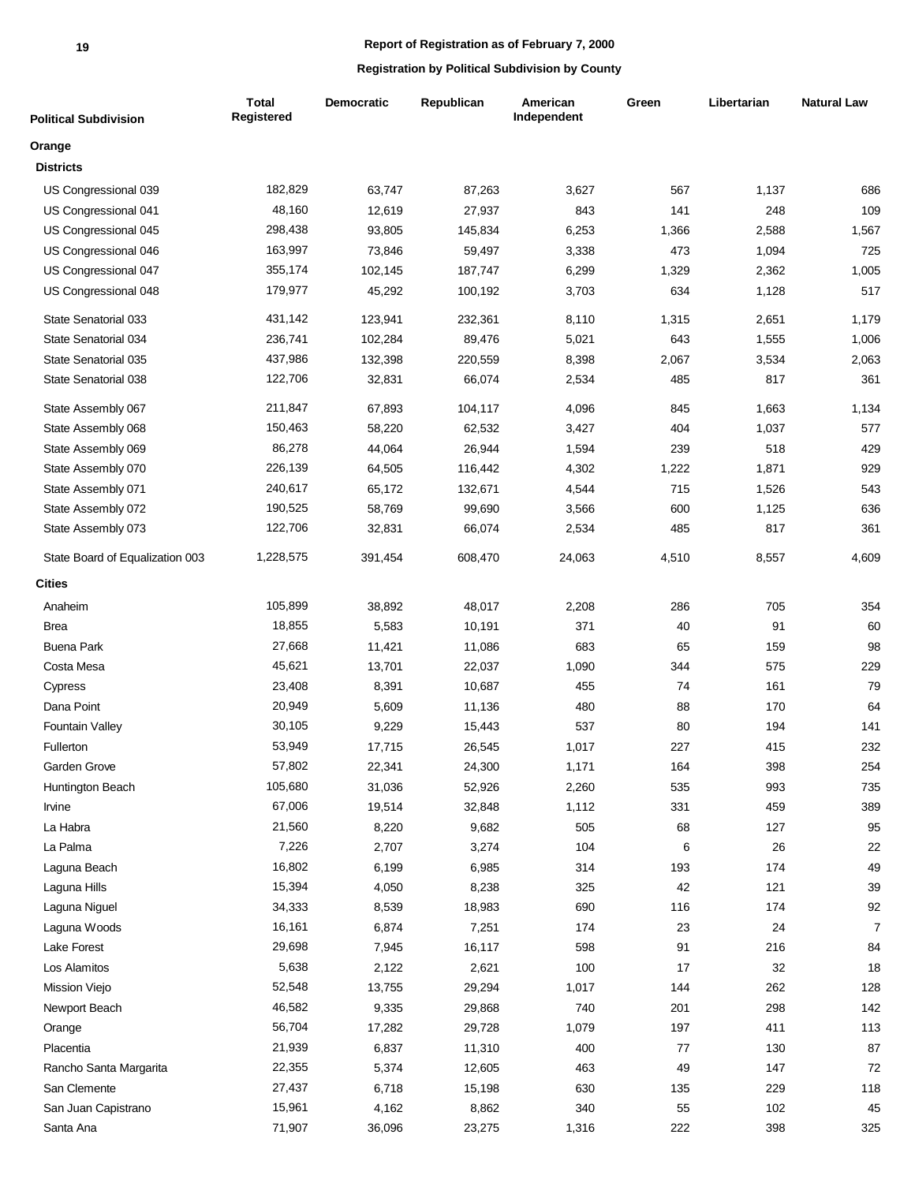**Report of Registration as of February 7, 2000**

**Registration by Political Subdivision by County**

| Political Subdivision | Total Registered | Democratic | Republican | American Independent | Green | Libertarian | Natural Law |
|---|---|---|---|---|---|---|---|
| **Orange** | | | | | | | |
| **Districts** | | | | | | | |
| US Congressional 039 | 182,829 | 63,747 | 87,263 | 3,627 | 567 | 1,137 | 686 |
| US Congressional 041 | 48,160 | 12,619 | 27,937 | 843 | 141 | 248 | 109 |
| US Congressional 045 | 298,438 | 93,805 | 145,834 | 6,253 | 1,366 | 2,588 | 1,567 |
| US Congressional 046 | 163,997 | 73,846 | 59,497 | 3,338 | 473 | 1,094 | 725 |
| US Congressional 047 | 355,174 | 102,145 | 187,747 | 6,299 | 1,329 | 2,362 | 1,005 |
| US Congressional 048 | 179,977 | 45,292 | 100,192 | 3,703 | 634 | 1,128 | 517 |
| State Senatorial 033 | 431,142 | 123,941 | 232,361 | 8,110 | 1,315 | 2,651 | 1,179 |
| State Senatorial 034 | 236,741 | 102,284 | 89,476 | 5,021 | 643 | 1,555 | 1,006 |
| State Senatorial 035 | 437,986 | 132,398 | 220,559 | 8,398 | 2,067 | 3,534 | 2,063 |
| State Senatorial 038 | 122,706 | 32,831 | 66,074 | 2,534 | 485 | 817 | 361 |
| State Assembly 067 | 211,847 | 67,893 | 104,117 | 4,096 | 845 | 1,663 | 1,134 |
| State Assembly 068 | 150,463 | 58,220 | 62,532 | 3,427 | 404 | 1,037 | 577 |
| State Assembly 069 | 86,278 | 44,064 | 26,944 | 1,594 | 239 | 518 | 429 |
| State Assembly 070 | 226,139 | 64,505 | 116,442 | 4,302 | 1,222 | 1,871 | 929 |
| State Assembly 071 | 240,617 | 65,172 | 132,671 | 4,544 | 715 | 1,526 | 543 |
| State Assembly 072 | 190,525 | 58,769 | 99,690 | 3,566 | 600 | 1,125 | 636 |
| State Assembly 073 | 122,706 | 32,831 | 66,074 | 2,534 | 485 | 817 | 361 |
| State Board of Equalization 003 | 1,228,575 | 391,454 | 608,470 | 24,063 | 4,510 | 8,557 | 4,609 |
| **Cities** | | | | | | | |
| Anaheim | 105,899 | 38,892 | 48,017 | 2,208 | 286 | 705 | 354 |
| Brea | 18,855 | 5,583 | 10,191 | 371 | 40 | 91 | 60 |
| Buena Park | 27,668 | 11,421 | 11,086 | 683 | 65 | 159 | 98 |
| Costa Mesa | 45,621 | 13,701 | 22,037 | 1,090 | 344 | 575 | 229 |
| Cypress | 23,408 | 8,391 | 10,687 | 455 | 74 | 161 | 79 |
| Dana Point | 20,949 | 5,609 | 11,136 | 480 | 88 | 170 | 64 |
| Fountain Valley | 30,105 | 9,229 | 15,443 | 537 | 80 | 194 | 141 |
| Fullerton | 53,949 | 17,715 | 26,545 | 1,017 | 227 | 415 | 232 |
| Garden Grove | 57,802 | 22,341 | 24,300 | 1,171 | 164 | 398 | 254 |
| Huntington Beach | 105,680 | 31,036 | 52,926 | 2,260 | 535 | 993 | 735 |
| Irvine | 67,006 | 19,514 | 32,848 | 1,112 | 331 | 459 | 389 |
| La Habra | 21,560 | 8,220 | 9,682 | 505 | 68 | 127 | 95 |
| La Palma | 7,226 | 2,707 | 3,274 | 104 | 6 | 26 | 22 |
| Laguna Beach | 16,802 | 6,199 | 6,985 | 314 | 193 | 174 | 49 |
| Laguna Hills | 15,394 | 4,050 | 8,238 | 325 | 42 | 121 | 39 |
| Laguna Niguel | 34,333 | 8,539 | 18,983 | 690 | 116 | 174 | 92 |
| Laguna Woods | 16,161 | 6,874 | 7,251 | 174 | 23 | 24 | 7 |
| Lake Forest | 29,698 | 7,945 | 16,117 | 598 | 91 | 216 | 84 |
| Los Alamitos | 5,638 | 2,122 | 2,621 | 100 | 17 | 32 | 18 |
| Mission Viejo | 52,548 | 13,755 | 29,294 | 1,017 | 144 | 262 | 128 |
| Newport Beach | 46,582 | 9,335 | 29,868 | 740 | 201 | 298 | 142 |
| Orange | 56,704 | 17,282 | 29,728 | 1,079 | 197 | 411 | 113 |
| Placentia | 21,939 | 6,837 | 11,310 | 400 | 77 | 130 | 87 |
| Rancho Santa Margarita | 22,355 | 5,374 | 12,605 | 463 | 49 | 147 | 72 |
| San Clemente | 27,437 | 6,718 | 15,198 | 630 | 135 | 229 | 118 |
| San Juan Capistrano | 15,961 | 4,162 | 8,862 | 340 | 55 | 102 | 45 |
| Santa Ana | 71,907 | 36,096 | 23,275 | 1,316 | 222 | 398 | 325 |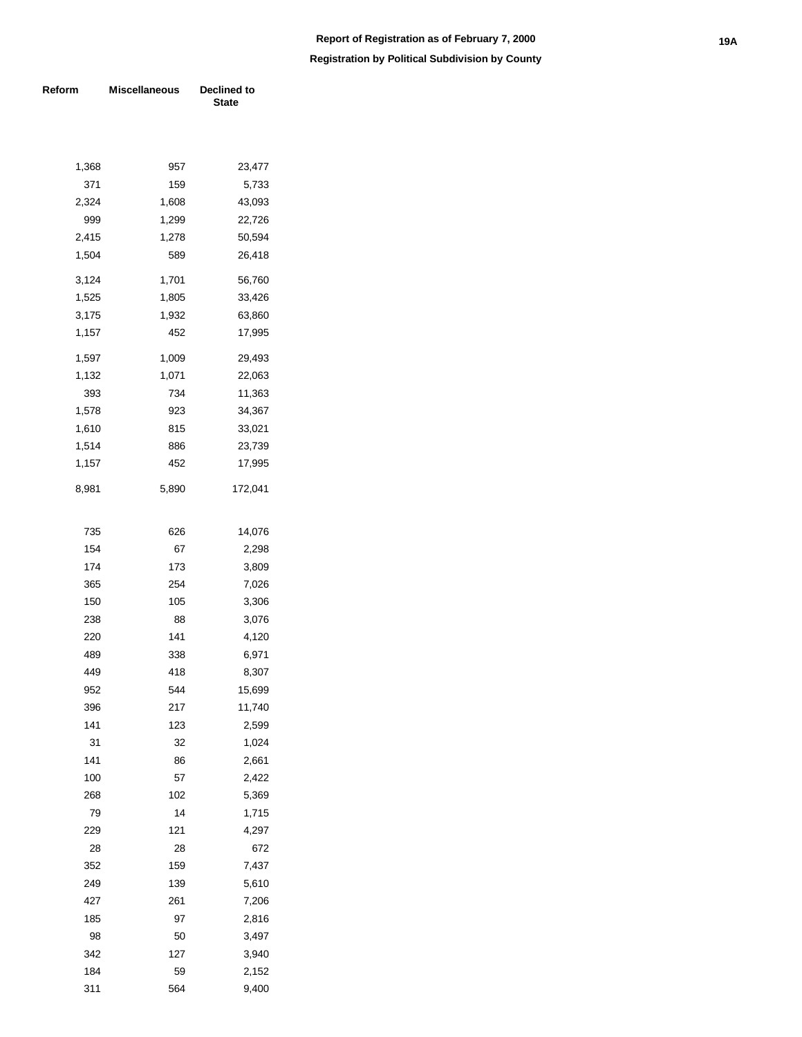## Report of Registration as of February 7, 2000

### Registration by Political Subdivision by County

| Reform | Miscellaneous | Declined to State |
|---|---|---|
| | | |
| 1,368 | 957 | 23,477 |
| 371 | 159 | 5,733 |
| 2,324 | 1,608 | 43,093 |
| 999 | 1,299 | 22,726 |
| 2,415 | 1,278 | 50,594 |
| 1,504 | 589 | 26,418 |
| 3,124 | 1,701 | 56,760 |
| 1,525 | 1,805 | 33,426 |
| 3,175 | 1,932 | 63,860 |
| 1,157 | 452 | 17,995 |
| 1,597 | 1,009 | 29,493 |
| 1,132 | 1,071 | 22,063 |
| 393 | 734 | 11,363 |
| 1,578 | 923 | 34,367 |
| 1,610 | 815 | 33,021 |
| 1,514 | 886 | 23,739 |
| 1,157 | 452 | 17,995 |
| 8,981 | 5,890 | 172,041 |
| | | |
| 735 | 626 | 14,076 |
| 154 | 67 | 2,298 |
| 174 | 173 | 3,809 |
| 365 | 254 | 7,026 |
| 150 | 105 | 3,306 |
| 238 | 88 | 3,076 |
| 220 | 141 | 4,120 |
| 489 | 338 | 6,971 |
| 449 | 418 | 8,307 |
| 952 | 544 | 15,699 |
| 396 | 217 | 11,740 |
| 141 | 123 | 2,599 |
| 31 | 32 | 1,024 |
| 141 | 86 | 2,661 |
| 100 | 57 | 2,422 |
| 268 | 102 | 5,369 |
| 79 | 14 | 1,715 |
| 229 | 121 | 4,297 |
| 28 | 28 | 672 |
| 352 | 159 | 7,437 |
| 249 | 139 | 5,610 |
| 427 | 261 | 7,206 |
| 185 | 97 | 2,816 |
| 98 | 50 | 3,497 |
| 342 | 127 | 3,940 |
| 184 | 59 | 2,152 |
| 311 | 564 | 9,400 |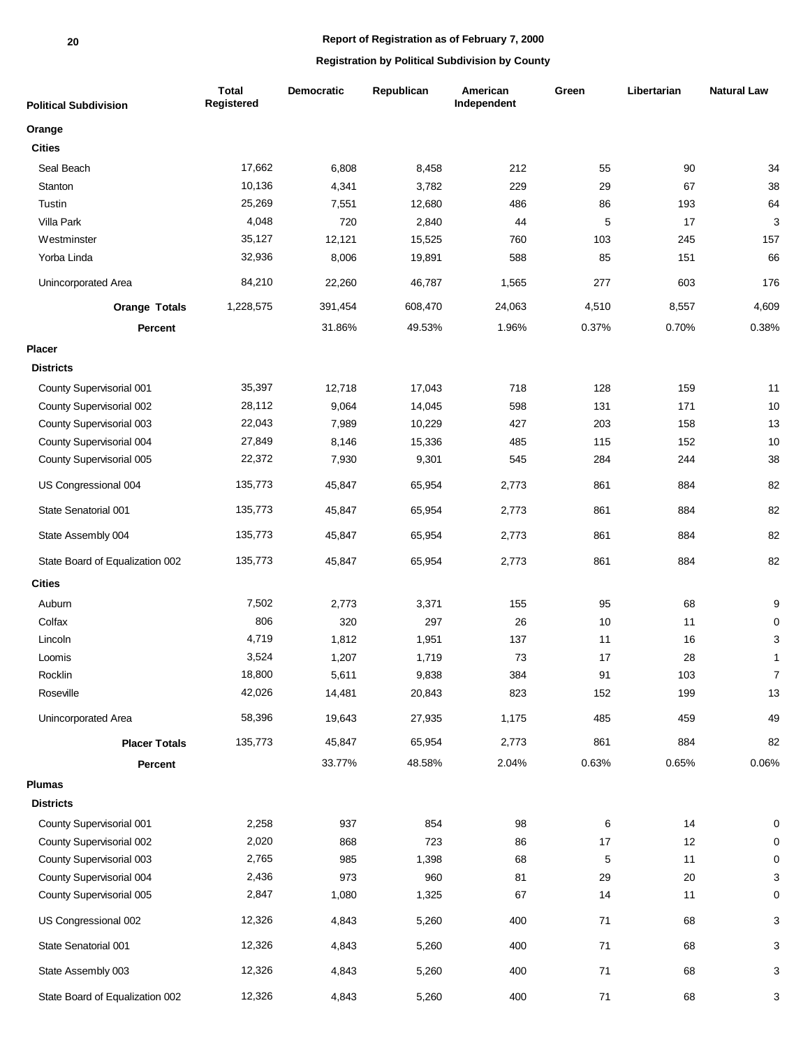**Report of Registration as of February 7, 2000**

**Registration by Political Subdivision by County**

| Political Subdivision | Total Registered | Democratic | Republican | American Independent | Green | Libertarian | Natural Law |
|---|---|---|---|---|---|---|---|
| **Orange** | | | | | | | |
| **Cities** | | | | | | | |
| Seal Beach | 17,662 | 6,808 | 8,458 | 212 | 55 | 90 | 34 |
| Stanton | 10,136 | 4,341 | 3,782 | 229 | 29 | 67 | 38 |
| Tustin | 25,269 | 7,551 | 12,680 | 486 | 86 | 193 | 64 |
| Villa Park | 4,048 | 720 | 2,840 | 44 | 5 | 17 | 3 |
| Westminster | 35,127 | 12,121 | 15,525 | 760 | 103 | 245 | 157 |
| Yorba Linda | 32,936 | 8,006 | 19,891 | 588 | 85 | 151 | 66 |
| Unincorporated Area | 84,210 | 22,260 | 46,787 | 1,565 | 277 | 603 | 176 |
| **Orange Totals** | 1,228,575 | 391,454 | 608,470 | 24,063 | 4,510 | 8,557 | 4,609 |
| **Percent** | | 31.86% | 49.53% | 1.96% | 0.37% | 0.70% | 0.38% |
| **Placer** | | | | | | | |
| **Districts** | | | | | | | |
| County Supervisorial 001 | 35,397 | 12,718 | 17,043 | 718 | 128 | 159 | 11 |
| County Supervisorial 002 | 28,112 | 9,064 | 14,045 | 598 | 131 | 171 | 10 |
| County Supervisorial 003 | 22,043 | 7,989 | 10,229 | 427 | 203 | 158 | 13 |
| County Supervisorial 004 | 27,849 | 8,146 | 15,336 | 485 | 115 | 152 | 10 |
| County Supervisorial 005 | 22,372 | 7,930 | 9,301 | 545 | 284 | 244 | 38 |
| US Congressional 004 | 135,773 | 45,847 | 65,954 | 2,773 | 861 | 884 | 82 |
| State Senatorial 001 | 135,773 | 45,847 | 65,954 | 2,773 | 861 | 884 | 82 |
| State Assembly 004 | 135,773 | 45,847 | 65,954 | 2,773 | 861 | 884 | 82 |
| State Board of Equalization 002 | 135,773 | 45,847 | 65,954 | 2,773 | 861 | 884 | 82 |
| **Cities** | | | | | | | |
| Auburn | 7,502 | 2,773 | 3,371 | 155 | 95 | 68 | 9 |
| Colfax | 806 | 320 | 297 | 26 | 10 | 11 | 0 |
| Lincoln | 4,719 | 1,812 | 1,951 | 137 | 11 | 16 | 3 |
| Loomis | 3,524 | 1,207 | 1,719 | 73 | 17 | 28 | 1 |
| Rocklin | 18,800 | 5,611 | 9,838 | 384 | 91 | 103 | 7 |
| Roseville | 42,026 | 14,481 | 20,843 | 823 | 152 | 199 | 13 |
| Unincorporated Area | 58,396 | 19,643 | 27,935 | 1,175 | 485 | 459 | 49 |
| **Placer Totals** | 135,773 | 45,847 | 65,954 | 2,773 | 861 | 884 | 82 |
| **Percent** | | 33.77% | 48.58% | 2.04% | 0.63% | 0.65% | 0.06% |
| **Plumas** | | | | | | | |
| **Districts** | | | | | | | |
| County Supervisorial 001 | 2,258 | 937 | 854 | 98 | 6 | 14 | 0 |
| County Supervisorial 002 | 2,020 | 868 | 723 | 86 | 17 | 12 | 0 |
| County Supervisorial 003 | 2,765 | 985 | 1,398 | 68 | 5 | 11 | 0 |
| County Supervisorial 004 | 2,436 | 973 | 960 | 81 | 29 | 20 | 3 |
| County Supervisorial 005 | 2,847 | 1,080 | 1,325 | 67 | 14 | 11 | 0 |
| US Congressional 002 | 12,326 | 4,843 | 5,260 | 400 | 71 | 68 | 3 |
| State Senatorial 001 | 12,326 | 4,843 | 5,260 | 400 | 71 | 68 | 3 |
| State Assembly 003 | 12,326 | 4,843 | 5,260 | 400 | 71 | 68 | 3 |
| State Board of Equalization 002 | 12,326 | 4,843 | 5,260 | 400 | 71 | 68 | 3 |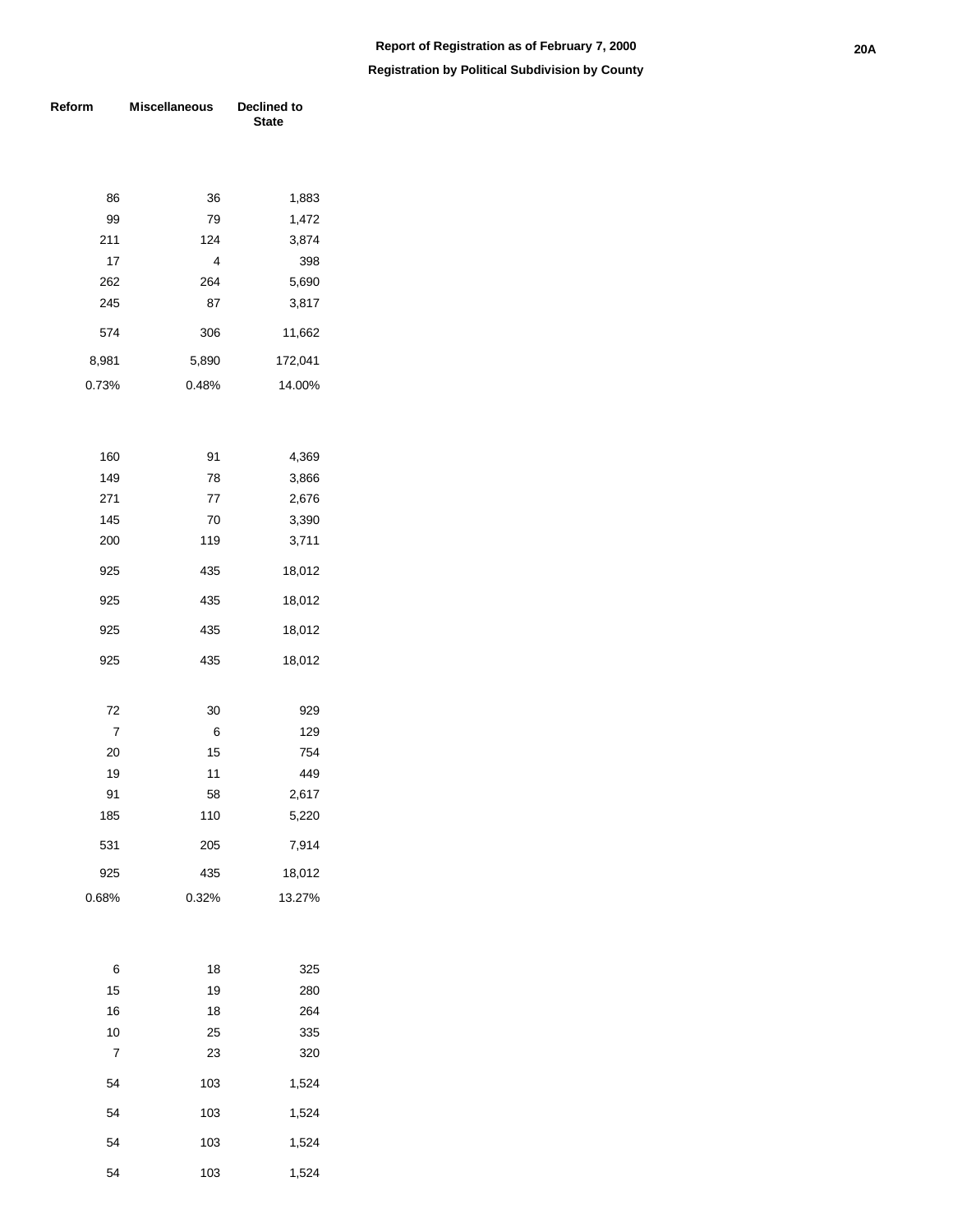## Report of Registration as of February 7, 2000

### Registration by Political Subdivision by County

| Reform | Miscellaneous | Declined to State |
|---:|---:|---:|
| | | |
| 86 | 36 | 1,883 |
| 99 | 79 | 1,472 |
| 211 | 124 | 3,874 |
| 17 | 4 | 398 |
| 262 | 264 | 5,690 |
| 245 | 87 | 3,817 |
| 574 | 306 | 11,662 |
| 8,981 | 5,890 | 172,041 |
| 0.73% | 0.48% | 14.00% |
| | | |
| 160 | 91 | 4,369 |
| 149 | 78 | 3,866 |
| 271 | 77 | 2,676 |
| 145 | 70 | 3,390 |
| 200 | 119 | 3,711 |
| 925 | 435 | 18,012 |
| 925 | 435 | 18,012 |
| 925 | 435 | 18,012 |
| 925 | 435 | 18,012 |
| | | |
| 72 | 30 | 929 |
| 7 | 6 | 129 |
| 20 | 15 | 754 |
| 19 | 11 | 449 |
| 91 | 58 | 2,617 |
| 185 | 110 | 5,220 |
| 531 | 205 | 7,914 |
| 925 | 435 | 18,012 |
| 0.68% | 0.32% | 13.27% |
| | | |
| 6 | 18 | 325 |
| 15 | 19 | 280 |
| 16 | 18 | 264 |
| 10 | 25 | 335 |
| 7 | 23 | 320 |
| 54 | 103 | 1,524 |
| 54 | 103 | 1,524 |
| 54 | 103 | 1,524 |
| 54 | 103 | 1,524 |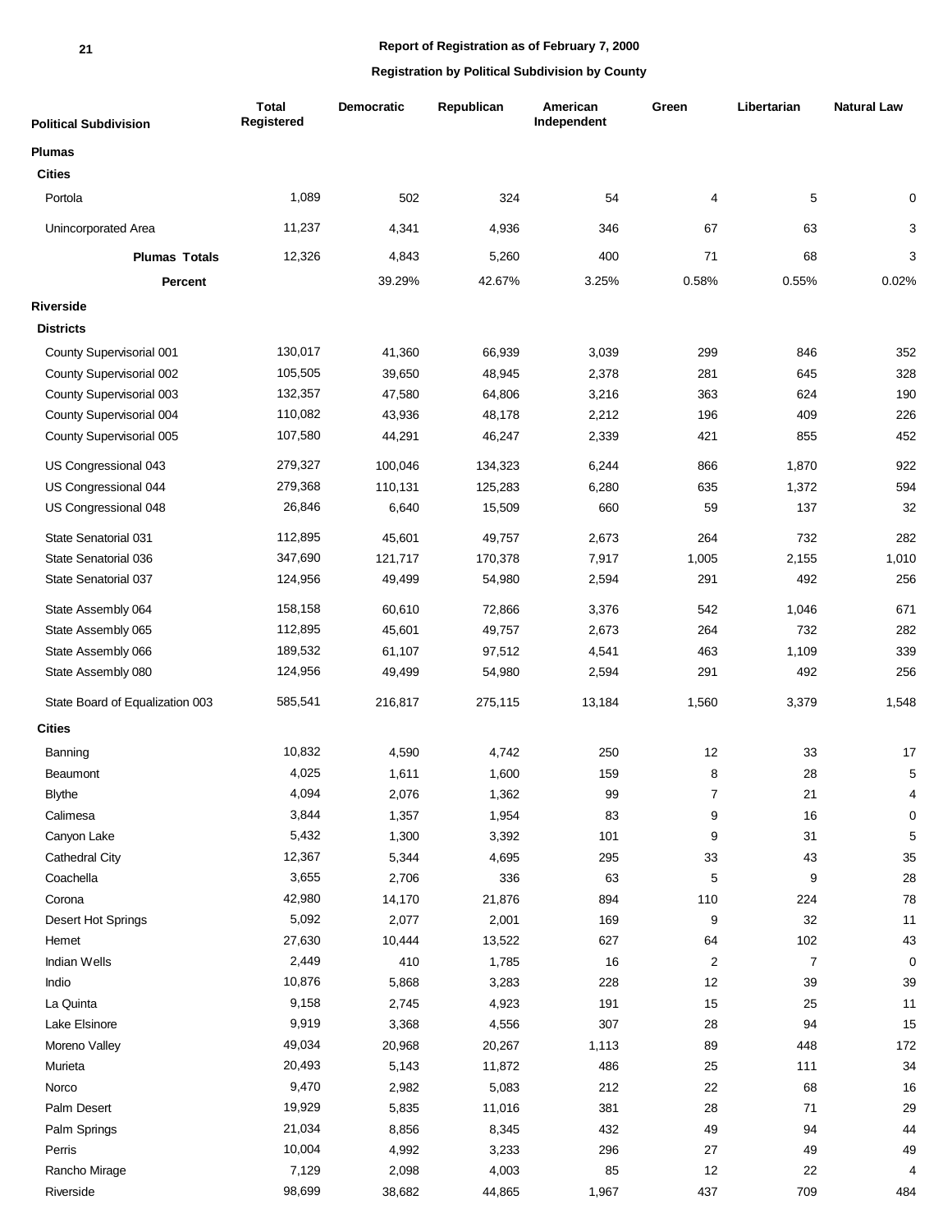**Report of Registration as of February 7, 2000**

**Registration by Political Subdivision by County**

| Political Subdivision | Total Registered | Democratic | Republican | American Independent | Green | Libertarian | Natural Law |
|---|---|---|---|---|---|---|---|
| **Plumas** | | | | | | | |
| **Cities** | | | | | | | |
| Portola | 1,089 | 502 | 324 | 54 | 4 | 5 | 0 |
| Unincorporated Area | 11,237 | 4,341 | 4,936 | 346 | 67 | 63 | 3 |
| **Plumas Totals** | 12,326 | 4,843 | 5,260 | 400 | 71 | 68 | 3 |
| **Percent** | | 39.29% | 42.67% | 3.25% | 0.58% | 0.55% | 0.02% |
| **Riverside** | | | | | | | |
| **Districts** | | | | | | | |
| County Supervisorial 001 | 130,017 | 41,360 | 66,939 | 3,039 | 299 | 846 | 352 |
| County Supervisorial 002 | 105,505 | 39,650 | 48,945 | 2,378 | 281 | 645 | 328 |
| County Supervisorial 003 | 132,357 | 47,580 | 64,806 | 3,216 | 363 | 624 | 190 |
| County Supervisorial 004 | 110,082 | 43,936 | 48,178 | 2,212 | 196 | 409 | 226 |
| County Supervisorial 005 | 107,580 | 44,291 | 46,247 | 2,339 | 421 | 855 | 452 |
| US Congressional 043 | 279,327 | 100,046 | 134,323 | 6,244 | 866 | 1,870 | 922 |
| US Congressional 044 | 279,368 | 110,131 | 125,283 | 6,280 | 635 | 1,372 | 594 |
| US Congressional 048 | 26,846 | 6,640 | 15,509 | 660 | 59 | 137 | 32 |
| State Senatorial 031 | 112,895 | 45,601 | 49,757 | 2,673 | 264 | 732 | 282 |
| State Senatorial 036 | 347,690 | 121,717 | 170,378 | 7,917 | 1,005 | 2,155 | 1,010 |
| State Senatorial 037 | 124,956 | 49,499 | 54,980 | 2,594 | 291 | 492 | 256 |
| State Assembly 064 | 158,158 | 60,610 | 72,866 | 3,376 | 542 | 1,046 | 671 |
| State Assembly 065 | 112,895 | 45,601 | 49,757 | 2,673 | 264 | 732 | 282 |
| State Assembly 066 | 189,532 | 61,107 | 97,512 | 4,541 | 463 | 1,109 | 339 |
| State Assembly 080 | 124,956 | 49,499 | 54,980 | 2,594 | 291 | 492 | 256 |
| State Board of Equalization 003 | 585,541 | 216,817 | 275,115 | 13,184 | 1,560 | 3,379 | 1,548 |
| **Cities** | | | | | | | |
| Banning | 10,832 | 4,590 | 4,742 | 250 | 12 | 33 | 17 |
| Beaumont | 4,025 | 1,611 | 1,600 | 159 | 8 | 28 | 5 |
| Blythe | 4,094 | 2,076 | 1,362 | 99 | 7 | 21 | 4 |
| Calimesa | 3,844 | 1,357 | 1,954 | 83 | 9 | 16 | 0 |
| Canyon Lake | 5,432 | 1,300 | 3,392 | 101 | 9 | 31 | 5 |
| Cathedral City | 12,367 | 5,344 | 4,695 | 295 | 33 | 43 | 35 |
| Coachella | 3,655 | 2,706 | 336 | 63 | 5 | 9 | 28 |
| Corona | 42,980 | 14,170 | 21,876 | 894 | 110 | 224 | 78 |
| Desert Hot Springs | 5,092 | 2,077 | 2,001 | 169 | 9 | 32 | 11 |
| Hemet | 27,630 | 10,444 | 13,522 | 627 | 64 | 102 | 43 |
| Indian Wells | 2,449 | 410 | 1,785 | 16 | 2 | 7 | 0 |
| Indio | 10,876 | 5,868 | 3,283 | 228 | 12 | 39 | 39 |
| La Quinta | 9,158 | 2,745 | 4,923 | 191 | 15 | 25 | 11 |
| Lake Elsinore | 9,919 | 3,368 | 4,556 | 307 | 28 | 94 | 15 |
| Moreno Valley | 49,034 | 20,968 | 20,267 | 1,113 | 89 | 448 | 172 |
| Murieta | 20,493 | 5,143 | 11,872 | 486 | 25 | 111 | 34 |
| Norco | 9,470 | 2,982 | 5,083 | 212 | 22 | 68 | 16 |
| Palm Desert | 19,929 | 5,835 | 11,016 | 381 | 28 | 71 | 29 |
| Palm Springs | 21,034 | 8,856 | 8,345 | 432 | 49 | 94 | 44 |
| Perris | 10,004 | 4,992 | 3,233 | 296 | 27 | 49 | 49 |
| Rancho Mirage | 7,129 | 2,098 | 4,003 | 85 | 12 | 22 | 4 |
| Riverside | 98,699 | 38,682 | 44,865 | 1,967 | 437 | 709 | 484 |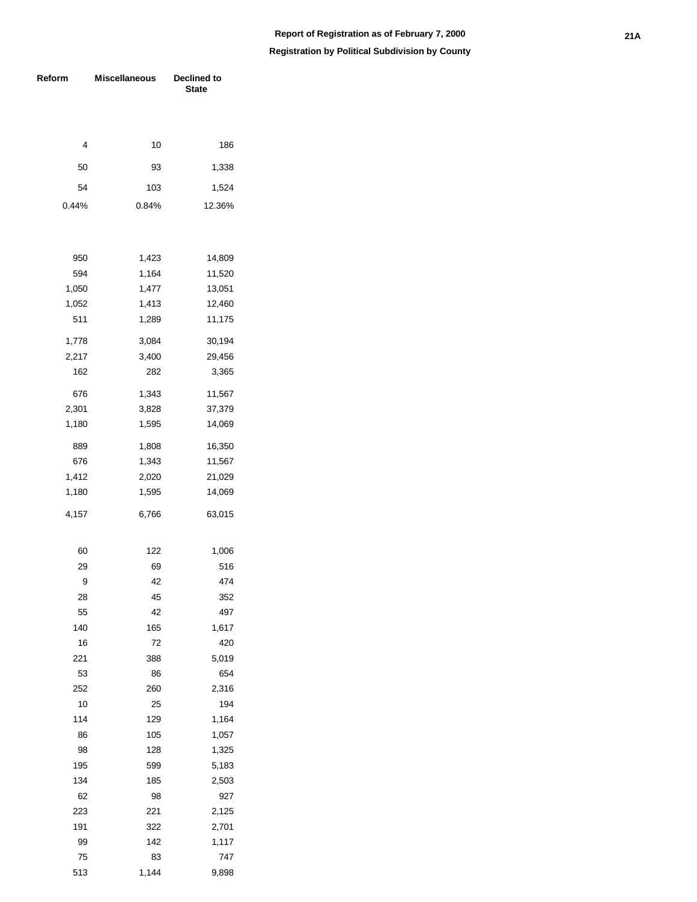**Report of Registration as of February 7, 2000**

**Registration by Political Subdivision by County**

| Reform | Miscellaneous | Declined to State |
|---|---|---|
| | | |
| 4 | 10 | 186 |
| 50 | 93 | 1,338 |
| 54 | 103 | 1,524 |
| 0.44% | 0.84% | 12.36% |
| | | |
| 950 | 1,423 | 14,809 |
| 594 | 1,164 | 11,520 |
| 1,050 | 1,477 | 13,051 |
| 1,052 | 1,413 | 12,460 |
| 511 | 1,289 | 11,175 |
| 1,778 | 3,084 | 30,194 |
| 2,217 | 3,400 | 29,456 |
| 162 | 282 | 3,365 |
| 676 | 1,343 | 11,567 |
| 2,301 | 3,828 | 37,379 |
| 1,180 | 1,595 | 14,069 |
| 889 | 1,808 | 16,350 |
| 676 | 1,343 | 11,567 |
| 1,412 | 2,020 | 21,029 |
| 1,180 | 1,595 | 14,069 |
| 4,157 | 6,766 | 63,015 |
| | | |
| 60 | 122 | 1,006 |
| 29 | 69 | 516 |
| 9 | 42 | 474 |
| 28 | 45 | 352 |
| 55 | 42 | 497 |
| 140 | 165 | 1,617 |
| 16 | 72 | 420 |
| 221 | 388 | 5,019 |
| 53 | 86 | 654 |
| 252 | 260 | 2,316 |
| 10 | 25 | 194 |
| 114 | 129 | 1,164 |
| 86 | 105 | 1,057 |
| 98 | 128 | 1,325 |
| 195 | 599 | 5,183 |
| 134 | 185 | 2,503 |
| 62 | 98 | 927 |
| 223 | 221 | 2,125 |
| 191 | 322 | 2,701 |
| 99 | 142 | 1,117 |
| 75 | 83 | 747 |
| 513 | 1,144 | 9,898 |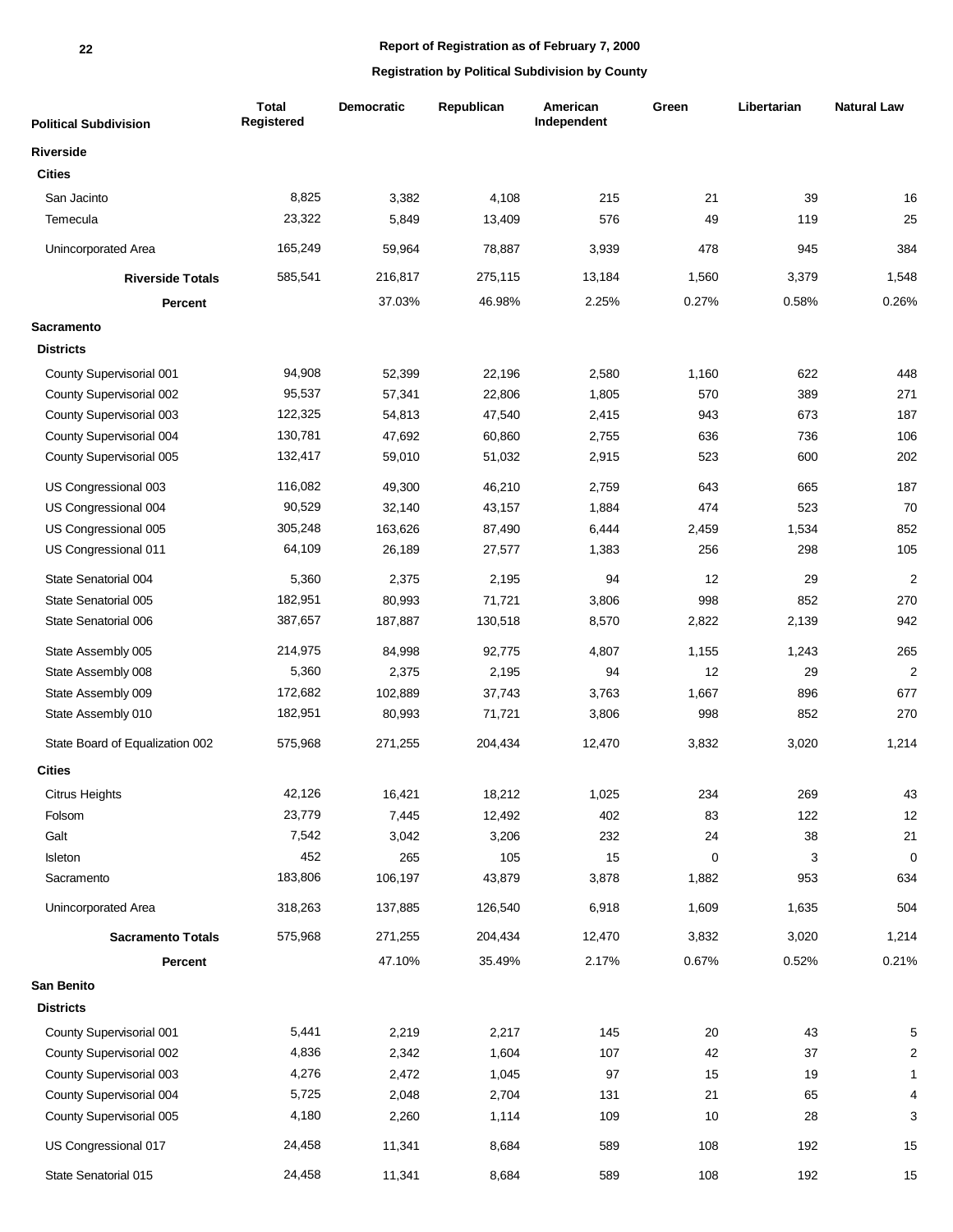**Report of Registration as of February 7, 2000**

**Registration by Political Subdivision by County**

| Political Subdivision | Total Registered | Democratic | Republican | American Independent | Green | Libertarian | Natural Law |
|---|---|---|---|---|---|---|---|
| **Riverside** | | | | | | | |
| **Cities** | | | | | | | |
| San Jacinto | 8,825 | 3,382 | 4,108 | 215 | 21 | 39 | 16 |
| Temecula | 23,322 | 5,849 | 13,409 | 576 | 49 | 119 | 25 |
| Unincorporated Area | 165,249 | 59,964 | 78,887 | 3,939 | 478 | 945 | 384 |
| **Riverside Totals** | 585,541 | 216,817 | 275,115 | 13,184 | 1,560 | 3,379 | 1,548 |
| **Percent** | | 37.03% | 46.98% | 2.25% | 0.27% | 0.58% | 0.26% |
| **Sacramento** | | | | | | | |
| **Districts** | | | | | | | |
| County Supervisorial 001 | 94,908 | 52,399 | 22,196 | 2,580 | 1,160 | 622 | 448 |
| County Supervisorial 002 | 95,537 | 57,341 | 22,806 | 1,805 | 570 | 389 | 271 |
| County Supervisorial 003 | 122,325 | 54,813 | 47,540 | 2,415 | 943 | 673 | 187 |
| County Supervisorial 004 | 130,781 | 47,692 | 60,860 | 2,755 | 636 | 736 | 106 |
| County Supervisorial 005 | 132,417 | 59,010 | 51,032 | 2,915 | 523 | 600 | 202 |
| US Congressional 003 | 116,082 | 49,300 | 46,210 | 2,759 | 643 | 665 | 187 |
| US Congressional 004 | 90,529 | 32,140 | 43,157 | 1,884 | 474 | 523 | 70 |
| US Congressional 005 | 305,248 | 163,626 | 87,490 | 6,444 | 2,459 | 1,534 | 852 |
| US Congressional 011 | 64,109 | 26,189 | 27,577 | 1,383 | 256 | 298 | 105 |
| State Senatorial 004 | 5,360 | 2,375 | 2,195 | 94 | 12 | 29 | 2 |
| State Senatorial 005 | 182,951 | 80,993 | 71,721 | 3,806 | 998 | 852 | 270 |
| State Senatorial 006 | 387,657 | 187,887 | 130,518 | 8,570 | 2,822 | 2,139 | 942 |
| State Assembly 005 | 214,975 | 84,998 | 92,775 | 4,807 | 1,155 | 1,243 | 265 |
| State Assembly 008 | 5,360 | 2,375 | 2,195 | 94 | 12 | 29 | 2 |
| State Assembly 009 | 172,682 | 102,889 | 37,743 | 3,763 | 1,667 | 896 | 677 |
| State Assembly 010 | 182,951 | 80,993 | 71,721 | 3,806 | 998 | 852 | 270 |
| State Board of Equalization 002 | 575,968 | 271,255 | 204,434 | 12,470 | 3,832 | 3,020 | 1,214 |
| **Cities** | | | | | | | |
| Citrus Heights | 42,126 | 16,421 | 18,212 | 1,025 | 234 | 269 | 43 |
| Folsom | 23,779 | 7,445 | 12,492 | 402 | 83 | 122 | 12 |
| Galt | 7,542 | 3,042 | 3,206 | 232 | 24 | 38 | 21 |
| Isleton | 452 | 265 | 105 | 15 | 0 | 3 | 0 |
| Sacramento | 183,806 | 106,197 | 43,879 | 3,878 | 1,882 | 953 | 634 |
| Unincorporated Area | 318,263 | 137,885 | 126,540 | 6,918 | 1,609 | 1,635 | 504 |
| **Sacramento Totals** | 575,968 | 271,255 | 204,434 | 12,470 | 3,832 | 3,020 | 1,214 |
| **Percent** | | 47.10% | 35.49% | 2.17% | 0.67% | 0.52% | 0.21% |
| **San Benito** | | | | | | | |
| **Districts** | | | | | | | |
| County Supervisorial 001 | 5,441 | 2,219 | 2,217 | 145 | 20 | 43 | 5 |
| County Supervisorial 002 | 4,836 | 2,342 | 1,604 | 107 | 42 | 37 | 2 |
| County Supervisorial 003 | 4,276 | 2,472 | 1,045 | 97 | 15 | 19 | 1 |
| County Supervisorial 004 | 5,725 | 2,048 | 2,704 | 131 | 21 | 65 | 4 |
| County Supervisorial 005 | 4,180 | 2,260 | 1,114 | 109 | 10 | 28 | 3 |
| US Congressional 017 | 24,458 | 11,341 | 8,684 | 589 | 108 | 192 | 15 |
| State Senatorial 015 | 24,458 | 11,341 | 8,684 | 589 | 108 | 192 | 15 |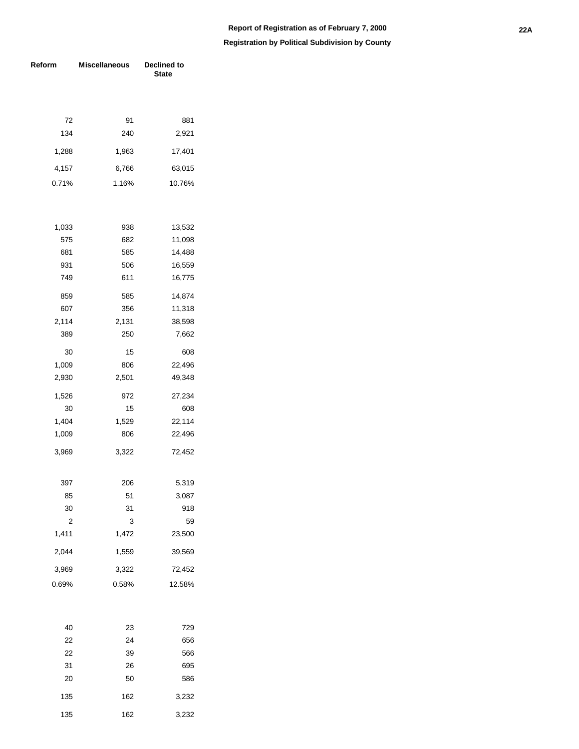**Report of Registration as of February 7, 2000**

**Registration by Political Subdivision by County**

| Reform | Miscellaneous | Declined to State |
|---|---|---|
| | | |
| 72 | 91 | 881 |
| 134 | 240 | 2,921 |
| 1,288 | 1,963 | 17,401 |
| 4,157 | 6,766 | 63,015 |
| 0.71% | 1.16% | 10.76% |
| | | |
| 1,033 | 938 | 13,532 |
| 575 | 682 | 11,098 |
| 681 | 585 | 14,488 |
| 931 | 506 | 16,559 |
| 749 | 611 | 16,775 |
| 859 | 585 | 14,874 |
| 607 | 356 | 11,318 |
| 2,114 | 2,131 | 38,598 |
| 389 | 250 | 7,662 |
| 30 | 15 | 608 |
| 1,009 | 806 | 22,496 |
| 2,930 | 2,501 | 49,348 |
| 1,526 | 972 | 27,234 |
| 30 | 15 | 608 |
| 1,404 | 1,529 | 22,114 |
| 1,009 | 806 | 22,496 |
| 3,969 | 3,322 | 72,452 |
| | | |
| 397 | 206 | 5,319 |
| 85 | 51 | 3,087 |
| 30 | 31 | 918 |
| 2 | 3 | 59 |
| 1,411 | 1,472 | 23,500 |
| 2,044 | 1,559 | 39,569 |
| 3,969 | 3,322 | 72,452 |
| 0.69% | 0.58% | 12.58% |
| | | |
| 40 | 23 | 729 |
| 22 | 24 | 656 |
| 22 | 39 | 566 |
| 31 | 26 | 695 |
| 20 | 50 | 586 |
| 135 | 162 | 3,232 |
| 135 | 162 | 3,232 |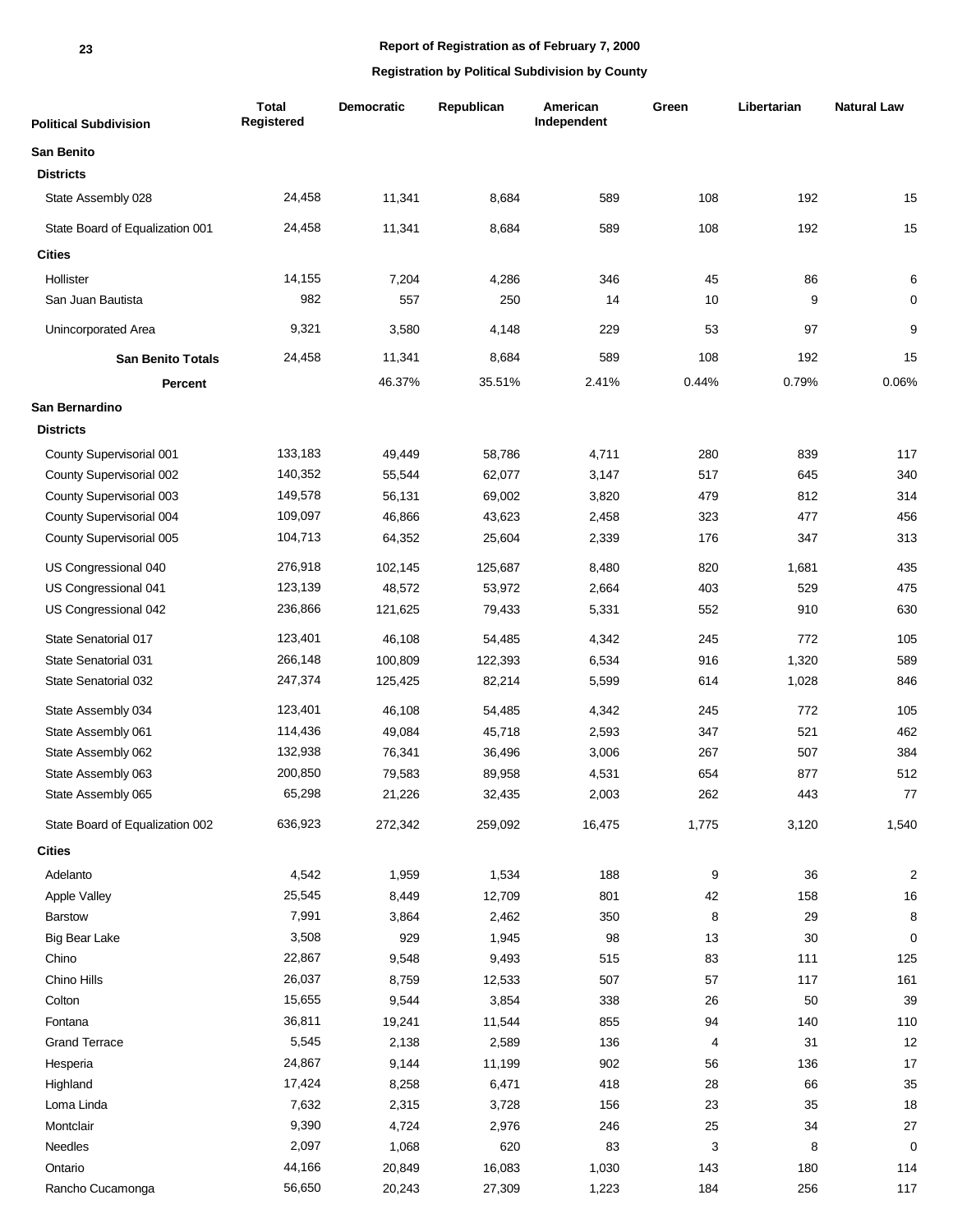**Report of Registration as of February 7, 2000**

**Registration by Political Subdivision by County**

| Political Subdivision | Total Registered | Democratic | Republican | American Independent | Green | Libertarian | Natural Law |
|---|---|---|---|---|---|---|---|
| **San Benito** | | | | | | | |
| **Districts** | | | | | | | |
| State Assembly 028 | 24,458 | 11,341 | 8,684 | 589 | 108 | 192 | 15 |
| State Board of Equalization 001 | 24,458 | 11,341 | 8,684 | 589 | 108 | 192 | 15 |
| **Cities** | | | | | | | |
| Hollister | 14,155 | 7,204 | 4,286 | 346 | 45 | 86 | 6 |
| San Juan Bautista | 982 | 557 | 250 | 14 | 10 | 9 | 0 |
| Unincorporated Area | 9,321 | 3,580 | 4,148 | 229 | 53 | 97 | 9 |
| **San Benito Totals** | 24,458 | 11,341 | 8,684 | 589 | 108 | 192 | 15 |
| **Percent** | | 46.37% | 35.51% | 2.41% | 0.44% | 0.79% | 0.06% |
| **San Bernardino** | | | | | | | |
| **Districts** | | | | | | | |
| County Supervisorial 001 | 133,183 | 49,449 | 58,786 | 4,711 | 280 | 839 | 117 |
| County Supervisorial 002 | 140,352 | 55,544 | 62,077 | 3,147 | 517 | 645 | 340 |
| County Supervisorial 003 | 149,578 | 56,131 | 69,002 | 3,820 | 479 | 812 | 314 |
| County Supervisorial 004 | 109,097 | 46,866 | 43,623 | 2,458 | 323 | 477 | 456 |
| County Supervisorial 005 | 104,713 | 64,352 | 25,604 | 2,339 | 176 | 347 | 313 |
| US Congressional 040 | 276,918 | 102,145 | 125,687 | 8,480 | 820 | 1,681 | 435 |
| US Congressional 041 | 123,139 | 48,572 | 53,972 | 2,664 | 403 | 529 | 475 |
| US Congressional 042 | 236,866 | 121,625 | 79,433 | 5,331 | 552 | 910 | 630 |
| State Senatorial 017 | 123,401 | 46,108 | 54,485 | 4,342 | 245 | 772 | 105 |
| State Senatorial 031 | 266,148 | 100,809 | 122,393 | 6,534 | 916 | 1,320 | 589 |
| State Senatorial 032 | 247,374 | 125,425 | 82,214 | 5,599 | 614 | 1,028 | 846 |
| State Assembly 034 | 123,401 | 46,108 | 54,485 | 4,342 | 245 | 772 | 105 |
| State Assembly 061 | 114,436 | 49,084 | 45,718 | 2,593 | 347 | 521 | 462 |
| State Assembly 062 | 132,938 | 76,341 | 36,496 | 3,006 | 267 | 507 | 384 |
| State Assembly 063 | 200,850 | 79,583 | 89,958 | 4,531 | 654 | 877 | 512 |
| State Assembly 065 | 65,298 | 21,226 | 32,435 | 2,003 | 262 | 443 | 77 |
| State Board of Equalization 002 | 636,923 | 272,342 | 259,092 | 16,475 | 1,775 | 3,120 | 1,540 |
| **Cities** | | | | | | | |
| Adelanto | 4,542 | 1,959 | 1,534 | 188 | 9 | 36 | 2 |
| Apple Valley | 25,545 | 8,449 | 12,709 | 801 | 42 | 158 | 16 |
| Barstow | 7,991 | 3,864 | 2,462 | 350 | 8 | 29 | 8 |
| Big Bear Lake | 3,508 | 929 | 1,945 | 98 | 13 | 30 | 0 |
| Chino | 22,867 | 9,548 | 9,493 | 515 | 83 | 111 | 125 |
| Chino Hills | 26,037 | 8,759 | 12,533 | 507 | 57 | 117 | 161 |
| Colton | 15,655 | 9,544 | 3,854 | 338 | 26 | 50 | 39 |
| Fontana | 36,811 | 19,241 | 11,544 | 855 | 94 | 140 | 110 |
| Grand Terrace | 5,545 | 2,138 | 2,589 | 136 | 4 | 31 | 12 |
| Hesperia | 24,867 | 9,144 | 11,199 | 902 | 56 | 136 | 17 |
| Highland | 17,424 | 8,258 | 6,471 | 418 | 28 | 66 | 35 |
| Loma Linda | 7,632 | 2,315 | 3,728 | 156 | 23 | 35 | 18 |
| Montclair | 9,390 | 4,724 | 2,976 | 246 | 25 | 34 | 27 |
| Needles | 2,097 | 1,068 | 620 | 83 | 3 | 8 | 0 |
| Ontario | 44,166 | 20,849 | 16,083 | 1,030 | 143 | 180 | 114 |
| Rancho Cucamonga | 56,650 | 20,243 | 27,309 | 1,223 | 184 | 256 | 117 |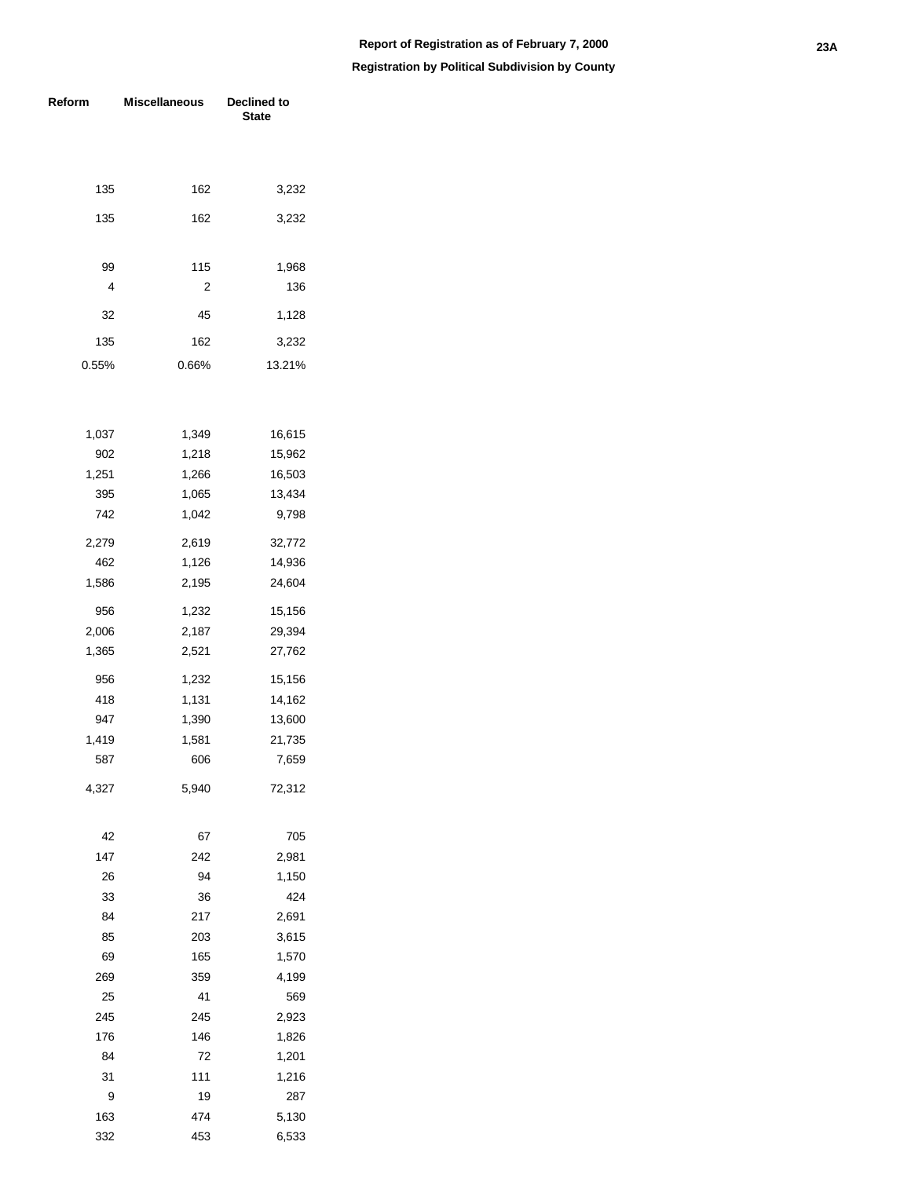## Report of Registration as of February 7, 2000

### Registration by Political Subdivision by County

| Reform | Miscellaneous | Declined to State |
|---|---|---|
| | | |
| 135 | 162 | 3,232 |
| 135 | 162 | 3,232 |
| | | |
| 99 | 115 | 1,968 |
| 4 | 2 | 136 |
| 32 | 45 | 1,128 |
| 135 | 162 | 3,232 |
| 0.55% | 0.66% | 13.21% |
| | | |
| 1,037 | 1,349 | 16,615 |
| 902 | 1,218 | 15,962 |
| 1,251 | 1,266 | 16,503 |
| 395 | 1,065 | 13,434 |
| 742 | 1,042 | 9,798 |
| 2,279 | 2,619 | 32,772 |
| 462 | 1,126 | 14,936 |
| 1,586 | 2,195 | 24,604 |
| 956 | 1,232 | 15,156 |
| 2,006 | 2,187 | 29,394 |
| 1,365 | 2,521 | 27,762 |
| 956 | 1,232 | 15,156 |
| 418 | 1,131 | 14,162 |
| 947 | 1,390 | 13,600 |
| 1,419 | 1,581 | 21,735 |
| 587 | 606 | 7,659 |
| 4,327 | 5,940 | 72,312 |
| | | |
| 42 | 67 | 705 |
| 147 | 242 | 2,981 |
| 26 | 94 | 1,150 |
| 33 | 36 | 424 |
| 84 | 217 | 2,691 |
| 85 | 203 | 3,615 |
| 69 | 165 | 1,570 |
| 269 | 359 | 4,199 |
| 25 | 41 | 569 |
| 245 | 245 | 2,923 |
| 176 | 146 | 1,826 |
| 84 | 72 | 1,201 |
| 31 | 111 | 1,216 |
| 9 | 19 | 287 |
| 163 | 474 | 5,130 |
| 332 | 453 | 6,533 |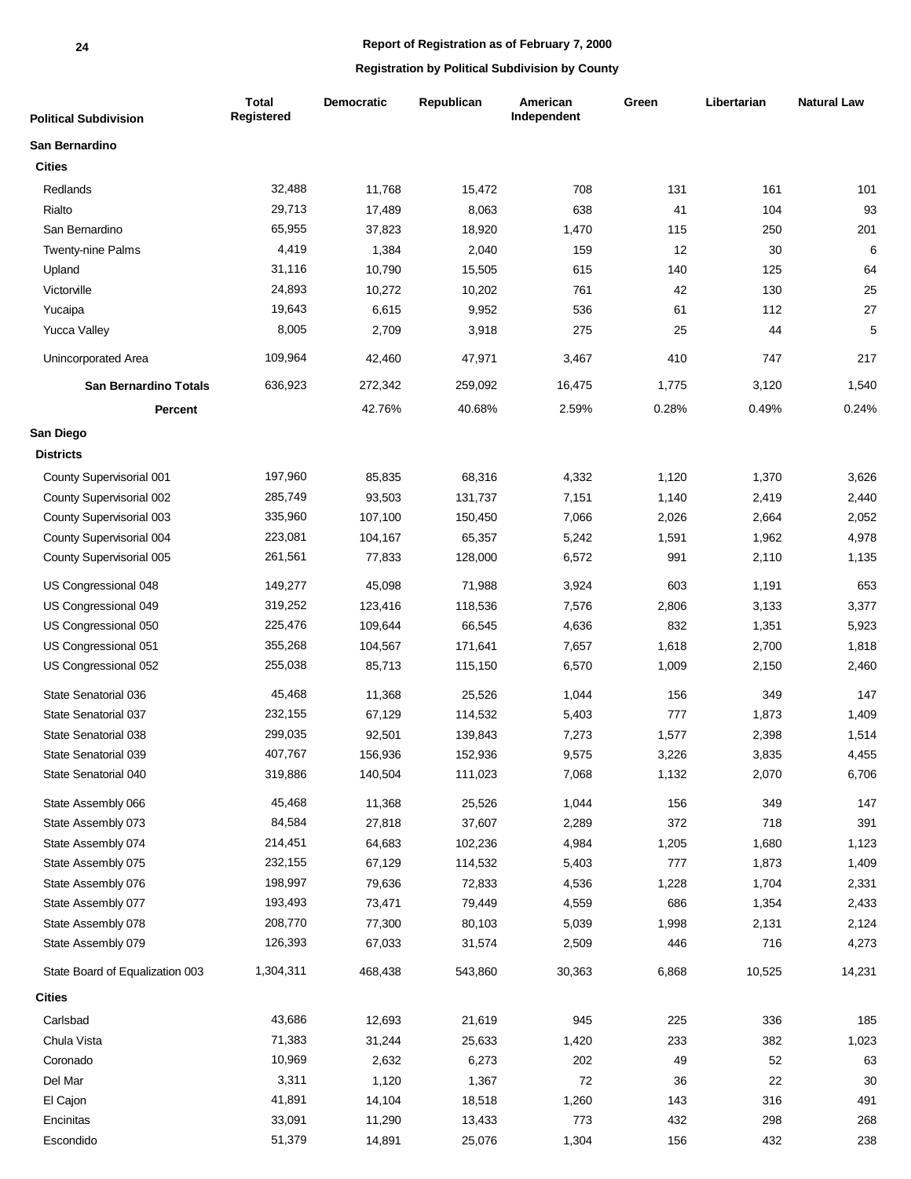Report of Registration as of February 7, 2000

Registration by Political Subdivision by County

| Political Subdivision | Total Registered | Democratic | Republican | American Independent | Green | Libertarian | Natural Law |
|---|---|---|---|---|---|---|---|
| **San Bernardino** | | | | | | | |
| **Cities** | | | | | | | |
| Redlands | 32,488 | 11,768 | 15,472 | 708 | 131 | 161 | 101 |
| Rialto | 29,713 | 17,489 | 8,063 | 638 | 41 | 104 | 93 |
| San Bernardino | 65,955 | 37,823 | 18,920 | 1,470 | 115 | 250 | 201 |
| Twenty-nine Palms | 4,419 | 1,384 | 2,040 | 159 | 12 | 30 | 6 |
| Upland | 31,116 | 10,790 | 15,505 | 615 | 140 | 125 | 64 |
| Victorville | 24,893 | 10,272 | 10,202 | 761 | 42 | 130 | 25 |
| Yucaipa | 19,643 | 6,615 | 9,952 | 536 | 61 | 112 | 27 |
| Yucca Valley | 8,005 | 2,709 | 3,918 | 275 | 25 | 44 | 5 |
| Unincorporated Area | 109,964 | 42,460 | 47,971 | 3,467 | 410 | 747 | 217 |
| **San Bernardino Totals** | 636,923 | 272,342 | 259,092 | 16,475 | 1,775 | 3,120 | 1,540 |
| **Percent** | | 42.76% | 40.68% | 2.59% | 0.28% | 0.49% | 0.24% |
| **San Diego** | | | | | | | |
| **Districts** | | | | | | | |
| County Supervisorial 001 | 197,960 | 85,835 | 68,316 | 4,332 | 1,120 | 1,370 | 3,626 |
| County Supervisorial 002 | 285,749 | 93,503 | 131,737 | 7,151 | 1,140 | 2,419 | 2,440 |
| County Supervisorial 003 | 335,960 | 107,100 | 150,450 | 7,066 | 2,026 | 2,664 | 2,052 |
| County Supervisorial 004 | 223,081 | 104,167 | 65,357 | 5,242 | 1,591 | 1,962 | 4,978 |
| County Supervisorial 005 | 261,561 | 77,833 | 128,000 | 6,572 | 991 | 2,110 | 1,135 |
| US Congressional 048 | 149,277 | 45,098 | 71,988 | 3,924 | 603 | 1,191 | 653 |
| US Congressional 049 | 319,252 | 123,416 | 118,536 | 7,576 | 2,806 | 3,133 | 3,377 |
| US Congressional 050 | 225,476 | 109,644 | 66,545 | 4,636 | 832 | 1,351 | 5,923 |
| US Congressional 051 | 355,268 | 104,567 | 171,641 | 7,657 | 1,618 | 2,700 | 1,818 |
| US Congressional 052 | 255,038 | 85,713 | 115,150 | 6,570 | 1,009 | 2,150 | 2,460 |
| State Senatorial 036 | 45,468 | 11,368 | 25,526 | 1,044 | 156 | 349 | 147 |
| State Senatorial 037 | 232,155 | 67,129 | 114,532 | 5,403 | 777 | 1,873 | 1,409 |
| State Senatorial 038 | 299,035 | 92,501 | 139,843 | 7,273 | 1,577 | 2,398 | 1,514 |
| State Senatorial 039 | 407,767 | 156,936 | 152,936 | 9,575 | 3,226 | 3,835 | 4,455 |
| State Senatorial 040 | 319,886 | 140,504 | 111,023 | 7,068 | 1,132 | 2,070 | 6,706 |
| State Assembly 066 | 45,468 | 11,368 | 25,526 | 1,044 | 156 | 349 | 147 |
| State Assembly 073 | 84,584 | 27,818 | 37,607 | 2,289 | 372 | 718 | 391 |
| State Assembly 074 | 214,451 | 64,683 | 102,236 | 4,984 | 1,205 | 1,680 | 1,123 |
| State Assembly 075 | 232,155 | 67,129 | 114,532 | 5,403 | 777 | 1,873 | 1,409 |
| State Assembly 076 | 198,997 | 79,636 | 72,833 | 4,536 | 1,228 | 1,704 | 2,331 |
| State Assembly 077 | 193,493 | 73,471 | 79,449 | 4,559 | 686 | 1,354 | 2,433 |
| State Assembly 078 | 208,770 | 77,300 | 80,103 | 5,039 | 1,998 | 2,131 | 2,124 |
| State Assembly 079 | 126,393 | 67,033 | 31,574 | 2,509 | 446 | 716 | 4,273 |
| State Board of Equalization 003 | 1,304,311 | 468,438 | 543,860 | 30,363 | 6,868 | 10,525 | 14,231 |
| **Cities** | | | | | | | |
| Carlsbad | 43,686 | 12,693 | 21,619 | 945 | 225 | 336 | 185 |
| Chula Vista | 71,383 | 31,244 | 25,633 | 1,420 | 233 | 382 | 1,023 |
| Coronado | 10,969 | 2,632 | 6,273 | 202 | 49 | 52 | 63 |
| Del Mar | 3,311 | 1,120 | 1,367 | 72 | 36 | 22 | 30 |
| El Cajon | 41,891 | 14,104 | 18,518 | 1,260 | 143 | 316 | 491 |
| Encinitas | 33,091 | 11,290 | 13,433 | 773 | 432 | 298 | 268 |
| Escondido | 51,379 | 14,891 | 25,076 | 1,304 | 156 | 432 | 238 |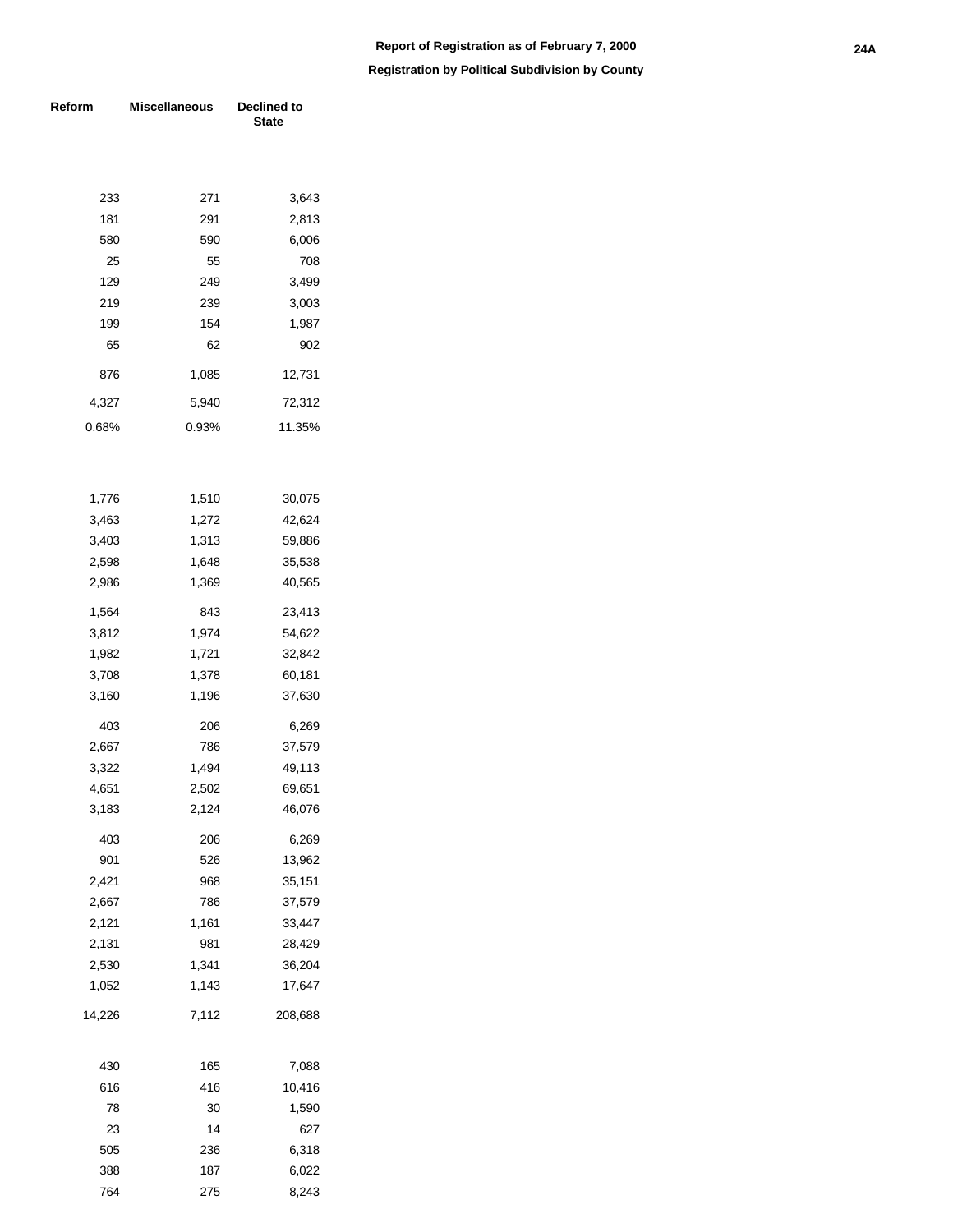# Report of Registration as of February 7, 2000

## Registration by Political Subdivision by County

| Reform | Miscellaneous | Declined to State |
|---|---|---|
| 233 | 271 | 3,643 |
| 181 | 291 | 2,813 |
| 580 | 590 | 6,006 |
| 25 | 55 | 708 |
| 129 | 249 | 3,499 |
| 219 | 239 | 3,003 |
| 199 | 154 | 1,987 |
| 65 | 62 | 902 |
| 876 | 1,085 | 12,731 |
| 4,327 | 5,940 | 72,312 |
| 0.68% | 0.93% | 11.35% |
| | | |
| 1,776 | 1,510 | 30,075 |
| 3,463 | 1,272 | 42,624 |
| 3,403 | 1,313 | 59,886 |
| 2,598 | 1,648 | 35,538 |
| 2,986 | 1,369 | 40,565 |
| 1,564 | 843 | 23,413 |
| 3,812 | 1,974 | 54,622 |
| 1,982 | 1,721 | 32,842 |
| 3,708 | 1,378 | 60,181 |
| 3,160 | 1,196 | 37,630 |
| 403 | 206 | 6,269 |
| 2,667 | 786 | 37,579 |
| 3,322 | 1,494 | 49,113 |
| 4,651 | 2,502 | 69,651 |
| 3,183 | 2,124 | 46,076 |
| 403 | 206 | 6,269 |
| 901 | 526 | 13,962 |
| 2,421 | 968 | 35,151 |
| 2,667 | 786 | 37,579 |
| 2,121 | 1,161 | 33,447 |
| 2,131 | 981 | 28,429 |
| 2,530 | 1,341 | 36,204 |
| 1,052 | 1,143 | 17,647 |
| 14,226 | 7,112 | 208,688 |
| | | |
| 430 | 165 | 7,088 |
| 616 | 416 | 10,416 |
| 78 | 30 | 1,590 |
| 23 | 14 | 627 |
| 505 | 236 | 6,318 |
| 388 | 187 | 6,022 |
| 764 | 275 | 8,243 |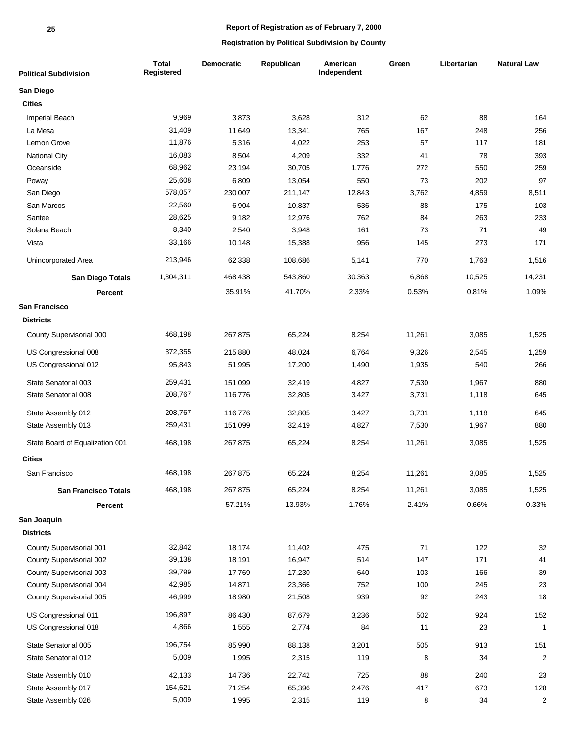## Report of Registration as of February 7, 2000

### Registration by Political Subdivision by County

| Political Subdivision | Total Registered | Democratic | Republican | American Independent | Green | Libertarian | Natural Law |
|---|---|---|---|---|---|---|---|
| **San Diego** | | | | | | | |
| **Cities** | | | | | | | |
| Imperial Beach | 9,969 | 3,873 | 3,628 | 312 | 62 | 88 | 164 |
| La Mesa | 31,409 | 11,649 | 13,341 | 765 | 167 | 248 | 256 |
| Lemon Grove | 11,876 | 5,316 | 4,022 | 253 | 57 | 117 | 181 |
| National City | 16,083 | 8,504 | 4,209 | 332 | 41 | 78 | 393 |
| Oceanside | 68,962 | 23,194 | 30,705 | 1,776 | 272 | 550 | 259 |
| Poway | 25,608 | 6,809 | 13,054 | 550 | 73 | 202 | 97 |
| San Diego | 578,057 | 230,007 | 211,147 | 12,843 | 3,762 | 4,859 | 8,511 |
| San Marcos | 22,560 | 6,904 | 10,837 | 536 | 88 | 175 | 103 |
| Santee | 28,625 | 9,182 | 12,976 | 762 | 84 | 263 | 233 |
| Solana Beach | 8,340 | 2,540 | 3,948 | 161 | 73 | 71 | 49 |
| Vista | 33,166 | 10,148 | 15,388 | 956 | 145 | 273 | 171 |
| Unincorporated Area | 213,946 | 62,338 | 108,686 | 5,141 | 770 | 1,763 | 1,516 |
| **San Diego Totals** | 1,304,311 | 468,438 | 543,860 | 30,363 | 6,868 | 10,525 | 14,231 |
| **Percent** | | 35.91% | 41.70% | 2.33% | 0.53% | 0.81% | 1.09% |
| **San Francisco** | | | | | | | |
| **Districts** | | | | | | | |
| County Supervisorial 000 | 468,198 | 267,875 | 65,224 | 8,254 | 11,261 | 3,085 | 1,525 |
| US Congressional 008 | 372,355 | 215,880 | 48,024 | 6,764 | 9,326 | 2,545 | 1,259 |
| US Congressional 012 | 95,843 | 51,995 | 17,200 | 1,490 | 1,935 | 540 | 266 |
| State Senatorial 003 | 259,431 | 151,099 | 32,419 | 4,827 | 7,530 | 1,967 | 880 |
| State Senatorial 008 | 208,767 | 116,776 | 32,805 | 3,427 | 3,731 | 1,118 | 645 |
| State Assembly 012 | 208,767 | 116,776 | 32,805 | 3,427 | 3,731 | 1,118 | 645 |
| State Assembly 013 | 259,431 | 151,099 | 32,419 | 4,827 | 7,530 | 1,967 | 880 |
| State Board of Equalization 001 | 468,198 | 267,875 | 65,224 | 8,254 | 11,261 | 3,085 | 1,525 |
| **Cities** | | | | | | | |
| San Francisco | 468,198 | 267,875 | 65,224 | 8,254 | 11,261 | 3,085 | 1,525 |
| **San Francisco Totals** | 468,198 | 267,875 | 65,224 | 8,254 | 11,261 | 3,085 | 1,525 |
| **Percent** | | 57.21% | 13.93% | 1.76% | 2.41% | 0.66% | 0.33% |
| **San Joaquin** | | | | | | | |
| **Districts** | | | | | | | |
| County Supervisorial 001 | 32,842 | 18,174 | 11,402 | 475 | 71 | 122 | 32 |
| County Supervisorial 002 | 39,138 | 18,191 | 16,947 | 514 | 147 | 171 | 41 |
| County Supervisorial 003 | 39,799 | 17,769 | 17,230 | 640 | 103 | 166 | 39 |
| County Supervisorial 004 | 42,985 | 14,871 | 23,366 | 752 | 100 | 245 | 23 |
| County Supervisorial 005 | 46,999 | 18,980 | 21,508 | 939 | 92 | 243 | 18 |
| US Congressional 011 | 196,897 | 86,430 | 87,679 | 3,236 | 502 | 924 | 152 |
| US Congressional 018 | 4,866 | 1,555 | 2,774 | 84 | 11 | 23 | 1 |
| State Senatorial 005 | 196,754 | 85,990 | 88,138 | 3,201 | 505 | 913 | 151 |
| State Senatorial 012 | 5,009 | 1,995 | 2,315 | 119 | 8 | 34 | 2 |
| State Assembly 010 | 42,133 | 14,736 | 22,742 | 725 | 88 | 240 | 23 |
| State Assembly 017 | 154,621 | 71,254 | 65,396 | 2,476 | 417 | 673 | 128 |
| State Assembly 026 | 5,009 | 1,995 | 2,315 | 119 | 8 | 34 | 2 |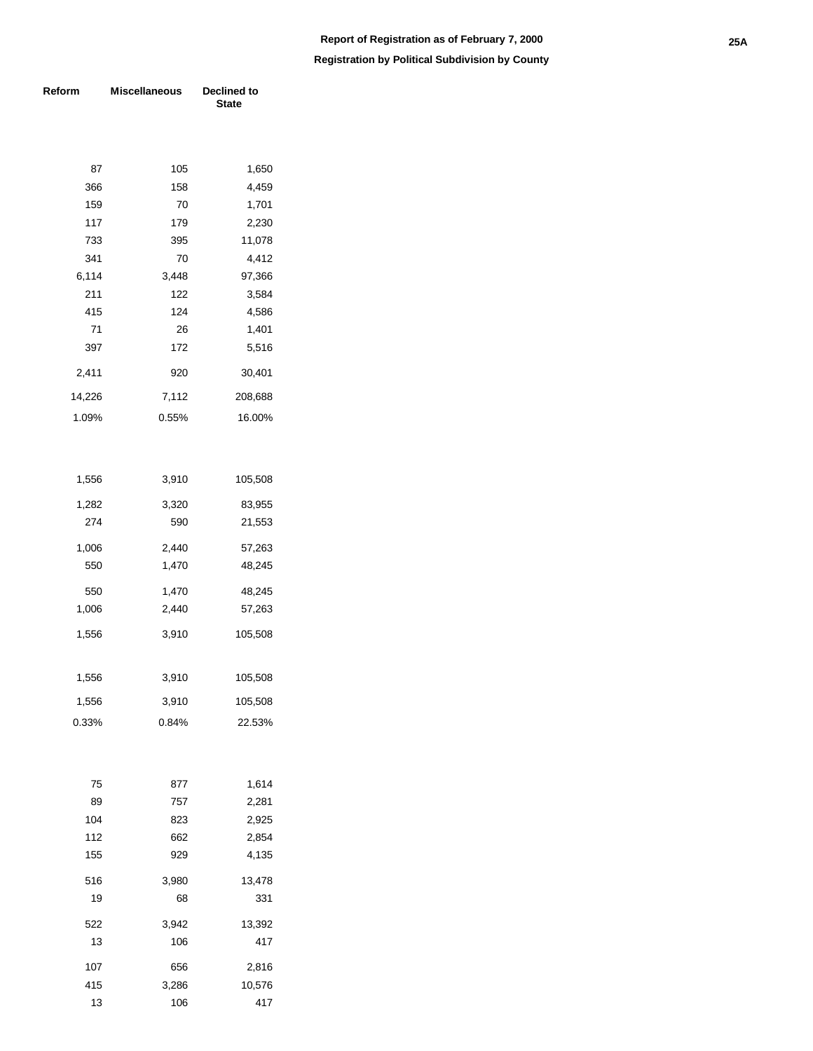**Report of Registration as of February 7, 2000**

**Registration by Political Subdivision by County**

| Reform | Miscellaneous | Declined to State |
|---|---|---|
| | | |
| 87 | 105 | 1,650 |
| 366 | 158 | 4,459 |
| 159 | 70 | 1,701 |
| 117 | 179 | 2,230 |
| 733 | 395 | 11,078 |
| 341 | 70 | 4,412 |
| 6,114 | 3,448 | 97,366 |
| 211 | 122 | 3,584 |
| 415 | 124 | 4,586 |
| 71 | 26 | 1,401 |
| 397 | 172 | 5,516 |
| 2,411 | 920 | 30,401 |
| 14,226 | 7,112 | 208,688 |
| 1.09% | 0.55% | 16.00% |
| | | |
| 1,556 | 3,910 | 105,508 |
| 1,282 | 3,320 | 83,955 |
| 274 | 590 | 21,553 |
| 1,006 | 2,440 | 57,263 |
| 550 | 1,470 | 48,245 |
| 550 | 1,470 | 48,245 |
| 1,006 | 2,440 | 57,263 |
| 1,556 | 3,910 | 105,508 |
| 1,556 | 3,910 | 105,508 |
| 1,556 | 3,910 | 105,508 |
| 0.33% | 0.84% | 22.53% |
| | | |
| 75 | 877 | 1,614 |
| 89 | 757 | 2,281 |
| 104 | 823 | 2,925 |
| 112 | 662 | 2,854 |
| 155 | 929 | 4,135 |
| 516 | 3,980 | 13,478 |
| 19 | 68 | 331 |
| 522 | 3,942 | 13,392 |
| 13 | 106 | 417 |
| 107 | 656 | 2,816 |
| 415 | 3,286 | 10,576 |
| 13 | 106 | 417 |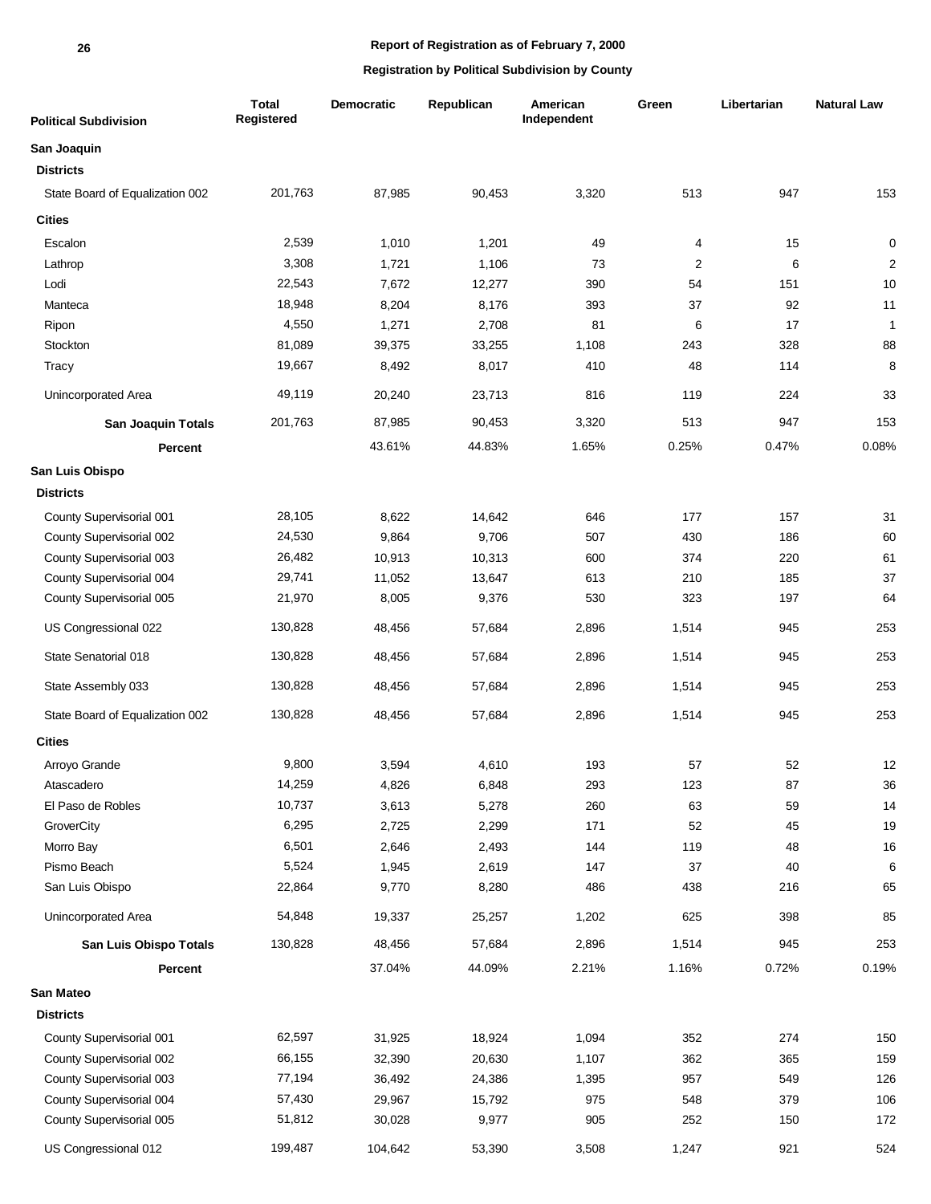**Report of Registration as of February 7, 2000**

**Registration by Political Subdivision by County**

| Political Subdivision | Total Registered | Democratic | Republican | American Independent | Green | Libertarian | Natural Law |
|---|---|---|---|---|---|---|---|
| **San Joaquin** | | | | | | | |
| **Districts** | | | | | | | |
| State Board of Equalization 002 | 201,763 | 87,985 | 90,453 | 3,320 | 513 | 947 | 153 |
| **Cities** | | | | | | | |
| Escalon | 2,539 | 1,010 | 1,201 | 49 | 4 | 15 | 0 |
| Lathrop | 3,308 | 1,721 | 1,106 | 73 | 2 | 6 | 2 |
| Lodi | 22,543 | 7,672 | 12,277 | 390 | 54 | 151 | 10 |
| Manteca | 18,948 | 8,204 | 8,176 | 393 | 37 | 92 | 11 |
| Ripon | 4,550 | 1,271 | 2,708 | 81 | 6 | 17 | 1 |
| Stockton | 81,089 | 39,375 | 33,255 | 1,108 | 243 | 328 | 88 |
| Tracy | 19,667 | 8,492 | 8,017 | 410 | 48 | 114 | 8 |
| Unincorporated Area | 49,119 | 20,240 | 23,713 | 816 | 119 | 224 | 33 |
| **San Joaquin Totals** | 201,763 | 87,985 | 90,453 | 3,320 | 513 | 947 | 153 |
| **Percent** | | 43.61% | 44.83% | 1.65% | 0.25% | 0.47% | 0.08% |
| **San Luis Obispo** | | | | | | | |
| **Districts** | | | | | | | |
| County Supervisorial 001 | 28,105 | 8,622 | 14,642 | 646 | 177 | 157 | 31 |
| County Supervisorial 002 | 24,530 | 9,864 | 9,706 | 507 | 430 | 186 | 60 |
| County Supervisorial 003 | 26,482 | 10,913 | 10,313 | 600 | 374 | 220 | 61 |
| County Supervisorial 004 | 29,741 | 11,052 | 13,647 | 613 | 210 | 185 | 37 |
| County Supervisorial 005 | 21,970 | 8,005 | 9,376 | 530 | 323 | 197 | 64 |
| US Congressional 022 | 130,828 | 48,456 | 57,684 | 2,896 | 1,514 | 945 | 253 |
| State Senatorial 018 | 130,828 | 48,456 | 57,684 | 2,896 | 1,514 | 945 | 253 |
| State Assembly 033 | 130,828 | 48,456 | 57,684 | 2,896 | 1,514 | 945 | 253 |
| State Board of Equalization 002 | 130,828 | 48,456 | 57,684 | 2,896 | 1,514 | 945 | 253 |
| **Cities** | | | | | | | |
| Arroyo Grande | 9,800 | 3,594 | 4,610 | 193 | 57 | 52 | 12 |
| Atascadero | 14,259 | 4,826 | 6,848 | 293 | 123 | 87 | 36 |
| El Paso de Robles | 10,737 | 3,613 | 5,278 | 260 | 63 | 59 | 14 |
| GroverCity | 6,295 | 2,725 | 2,299 | 171 | 52 | 45 | 19 |
| Morro Bay | 6,501 | 2,646 | 2,493 | 144 | 119 | 48 | 16 |
| Pismo Beach | 5,524 | 1,945 | 2,619 | 147 | 37 | 40 | 6 |
| San Luis Obispo | 22,864 | 9,770 | 8,280 | 486 | 438 | 216 | 65 |
| Unincorporated Area | 54,848 | 19,337 | 25,257 | 1,202 | 625 | 398 | 85 |
| **San Luis Obispo Totals** | 130,828 | 48,456 | 57,684 | 2,896 | 1,514 | 945 | 253 |
| **Percent** | | 37.04% | 44.09% | 2.21% | 1.16% | 0.72% | 0.19% |
| **San Mateo** | | | | | | | |
| **Districts** | | | | | | | |
| County Supervisorial 001 | 62,597 | 31,925 | 18,924 | 1,094 | 352 | 274 | 150 |
| County Supervisorial 002 | 66,155 | 32,390 | 20,630 | 1,107 | 362 | 365 | 159 |
| County Supervisorial 003 | 77,194 | 36,492 | 24,386 | 1,395 | 957 | 549 | 126 |
| County Supervisorial 004 | 57,430 | 29,967 | 15,792 | 975 | 548 | 379 | 106 |
| County Supervisorial 005 | 51,812 | 30,028 | 9,977 | 905 | 252 | 150 | 172 |
| US Congressional 012 | 199,487 | 104,642 | 53,390 | 3,508 | 1,247 | 921 | 524 |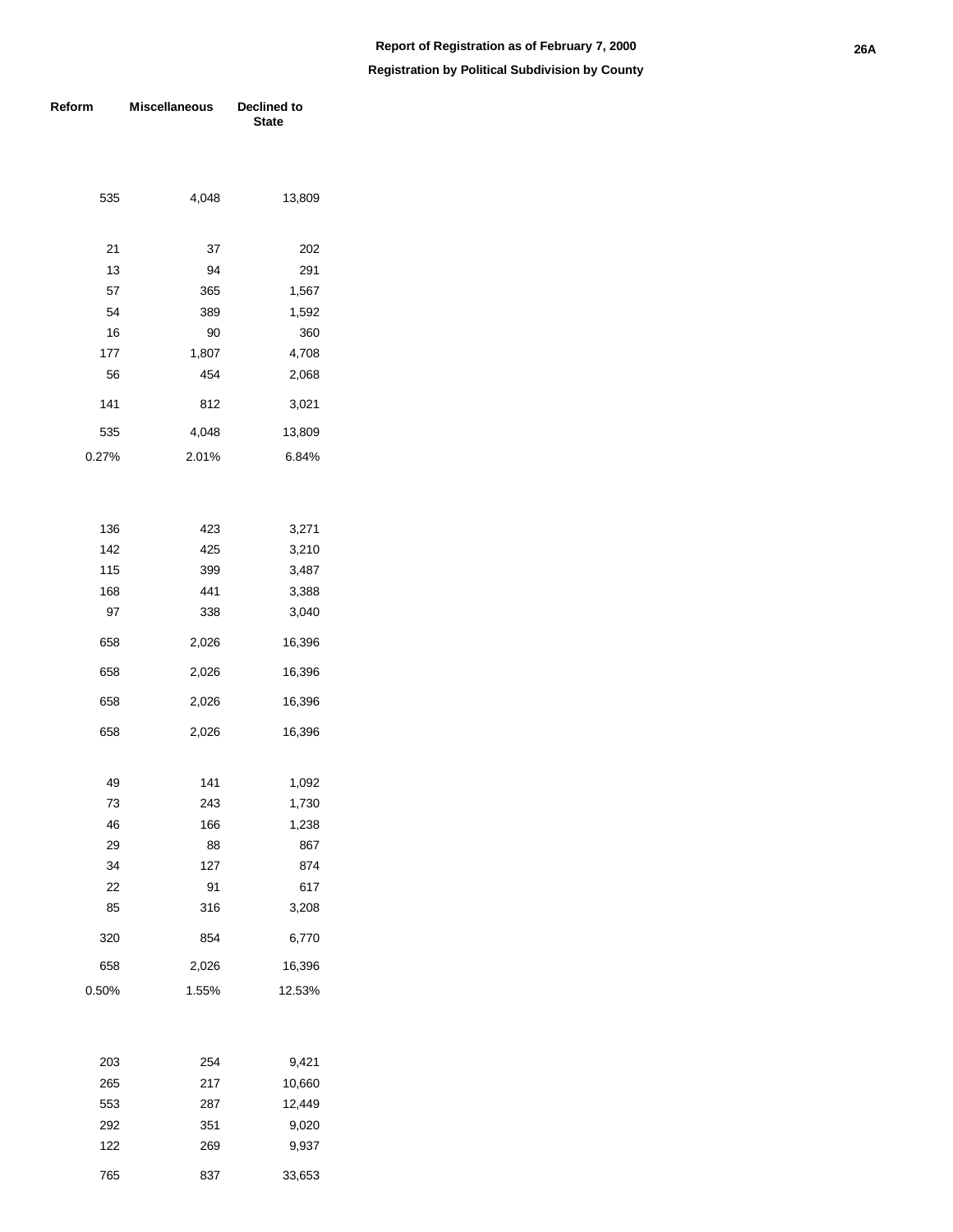**Report of Registration as of February 7, 2000**

**Registration by Political Subdivision by County**

| Reform | Miscellaneous | Declined to State |
|---|---|---|
| 535 | 4,048 | 13,809 |
| | | |
| 21 | 37 | 202 |
| 13 | 94 | 291 |
| 57 | 365 | 1,567 |
| 54 | 389 | 1,592 |
| 16 | 90 | 360 |
| 177 | 1,807 | 4,708 |
| 56 | 454 | 2,068 |
| 141 | 812 | 3,021 |
| 535 | 4,048 | 13,809 |
| 0.27% | 2.01% | 6.84% |
| | | |
| 136 | 423 | 3,271 |
| 142 | 425 | 3,210 |
| 115 | 399 | 3,487 |
| 168 | 441 | 3,388 |
| 97 | 338 | 3,040 |
| 658 | 2,026 | 16,396 |
| 658 | 2,026 | 16,396 |
| 658 | 2,026 | 16,396 |
| 658 | 2,026 | 16,396 |
| | | |
| 49 | 141 | 1,092 |
| 73 | 243 | 1,730 |
| 46 | 166 | 1,238 |
| 29 | 88 | 867 |
| 34 | 127 | 874 |
| 22 | 91 | 617 |
| 85 | 316 | 3,208 |
| 320 | 854 | 6,770 |
| 658 | 2,026 | 16,396 |
| 0.50% | 1.55% | 12.53% |
| | | |
| 203 | 254 | 9,421 |
| 265 | 217 | 10,660 |
| 553 | 287 | 12,449 |
| 292 | 351 | 9,020 |
| 122 | 269 | 9,937 |
| 765 | 837 | 33,653 |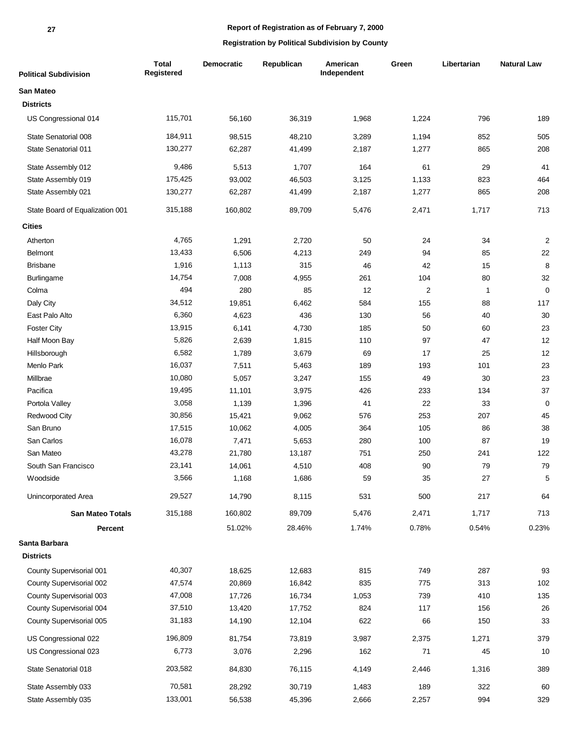**Report of Registration as of February 7, 2000**

**Registration by Political Subdivision by County**

| Political Subdivision | Total Registered | Democratic | Republican | American Independent | Green | Libertarian | Natural Law |
|---|---|---|---|---|---|---|---|
| **San Mateo** | | | | | | | |
| **Districts** | | | | | | | |
| US Congressional 014 | 115,701 | 56,160 | 36,319 | 1,968 | 1,224 | 796 | 189 |
| State Senatorial 008 | 184,911 | 98,515 | 48,210 | 3,289 | 1,194 | 852 | 505 |
| State Senatorial 011 | 130,277 | 62,287 | 41,499 | 2,187 | 1,277 | 865 | 208 |
| State Assembly 012 | 9,486 | 5,513 | 1,707 | 164 | 61 | 29 | 41 |
| State Assembly 019 | 175,425 | 93,002 | 46,503 | 3,125 | 1,133 | 823 | 464 |
| State Assembly 021 | 130,277 | 62,287 | 41,499 | 2,187 | 1,277 | 865 | 208 |
| State Board of Equalization 001 | 315,188 | 160,802 | 89,709 | 5,476 | 2,471 | 1,717 | 713 |
| **Cities** | | | | | | | |
| Atherton | 4,765 | 1,291 | 2,720 | 50 | 24 | 34 | 2 |
| Belmont | 13,433 | 6,506 | 4,213 | 249 | 94 | 85 | 22 |
| Brisbane | 1,916 | 1,113 | 315 | 46 | 42 | 15 | 8 |
| Burlingame | 14,754 | 7,008 | 4,955 | 261 | 104 | 80 | 32 |
| Colma | 494 | 280 | 85 | 12 | 2 | 1 | 0 |
| Daly City | 34,512 | 19,851 | 6,462 | 584 | 155 | 88 | 117 |
| East Palo Alto | 6,360 | 4,623 | 436 | 130 | 56 | 40 | 30 |
| Foster City | 13,915 | 6,141 | 4,730 | 185 | 50 | 60 | 23 |
| Half Moon Bay | 5,826 | 2,639 | 1,815 | 110 | 97 | 47 | 12 |
| Hillsborough | 6,582 | 1,789 | 3,679 | 69 | 17 | 25 | 12 |
| Menlo Park | 16,037 | 7,511 | 5,463 | 189 | 193 | 101 | 23 |
| Millbrae | 10,080 | 5,057 | 3,247 | 155 | 49 | 30 | 23 |
| Pacifica | 19,495 | 11,101 | 3,975 | 426 | 233 | 134 | 37 |
| Portola Valley | 3,058 | 1,139 | 1,396 | 41 | 22 | 33 | 0 |
| Redwood City | 30,856 | 15,421 | 9,062 | 576 | 253 | 207 | 45 |
| San Bruno | 17,515 | 10,062 | 4,005 | 364 | 105 | 86 | 38 |
| San Carlos | 16,078 | 7,471 | 5,653 | 280 | 100 | 87 | 19 |
| San Mateo | 43,278 | 21,780 | 13,187 | 751 | 250 | 241 | 122 |
| South San Francisco | 23,141 | 14,061 | 4,510 | 408 | 90 | 79 | 79 |
| Woodside | 3,566 | 1,168 | 1,686 | 59 | 35 | 27 | 5 |
| Unincorporated Area | 29,527 | 14,790 | 8,115 | 531 | 500 | 217 | 64 |
| **San Mateo Totals** | 315,188 | 160,802 | 89,709 | 5,476 | 2,471 | 1,717 | 713 |
| **Percent** | | 51.02% | 28.46% | 1.74% | 0.78% | 0.54% | 0.23% |
| **Santa Barbara** | | | | | | | |
| **Districts** | | | | | | | |
| County Supervisorial 001 | 40,307 | 18,625 | 12,683 | 815 | 749 | 287 | 93 |
| County Supervisorial 002 | 47,574 | 20,869 | 16,842 | 835 | 775 | 313 | 102 |
| County Supervisorial 003 | 47,008 | 17,726 | 16,734 | 1,053 | 739 | 410 | 135 |
| County Supervisorial 004 | 37,510 | 13,420 | 17,752 | 824 | 117 | 156 | 26 |
| County Supervisorial 005 | 31,183 | 14,190 | 12,104 | 622 | 66 | 150 | 33 |
| US Congressional 022 | 196,809 | 81,754 | 73,819 | 3,987 | 2,375 | 1,271 | 379 |
| US Congressional 023 | 6,773 | 3,076 | 2,296 | 162 | 71 | 45 | 10 |
| State Senatorial 018 | 203,582 | 84,830 | 76,115 | 4,149 | 2,446 | 1,316 | 389 |
| State Assembly 033 | 70,581 | 28,292 | 30,719 | 1,483 | 189 | 322 | 60 |
| State Assembly 035 | 133,001 | 56,538 | 45,396 | 2,666 | 2,257 | 994 | 329 |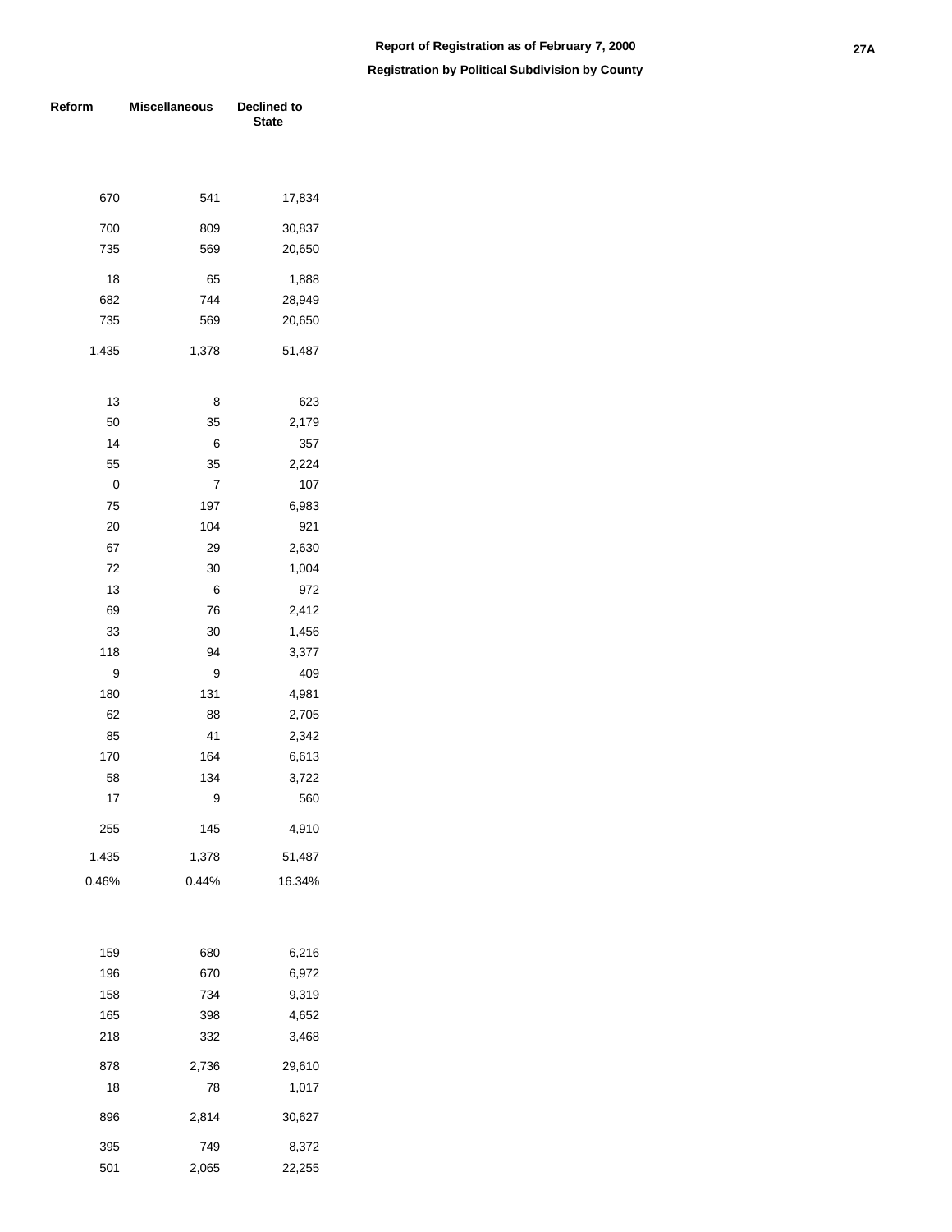## Report of Registration as of February 7, 2000

### Registration by Political Subdivision by County

| Reform | Miscellaneous | Declined to State |
|---|---|---|
| 670 | 541 | 17,834 |
| 700 | 809 | 30,837 |
| 735 | 569 | 20,650 |
| 18 | 65 | 1,888 |
| 682 | 744 | 28,949 |
| 735 | 569 | 20,650 |
| 1,435 | 1,378 | 51,487 |
| 13 | 8 | 623 |
| 50 | 35 | 2,179 |
| 14 | 6 | 357 |
| 55 | 35 | 2,224 |
| 0 | 7 | 107 |
| 75 | 197 | 6,983 |
| 20 | 104 | 921 |
| 67 | 29 | 2,630 |
| 72 | 30 | 1,004 |
| 13 | 6 | 972 |
| 69 | 76 | 2,412 |
| 33 | 30 | 1,456 |
| 118 | 94 | 3,377 |
| 9 | 9 | 409 |
| 180 | 131 | 4,981 |
| 62 | 88 | 2,705 |
| 85 | 41 | 2,342 |
| 170 | 164 | 6,613 |
| 58 | 134 | 3,722 |
| 17 | 9 | 560 |
| 255 | 145 | 4,910 |
| 1,435 | 1,378 | 51,487 |
| 0.46% | 0.44% | 16.34% |
| 159 | 680 | 6,216 |
| 196 | 670 | 6,972 |
| 158 | 734 | 9,319 |
| 165 | 398 | 4,652 |
| 218 | 332 | 3,468 |
| 878 | 2,736 | 29,610 |
| 18 | 78 | 1,017 |
| 896 | 2,814 | 30,627 |
| 395 | 749 | 8,372 |
| 501 | 2,065 | 22,255 |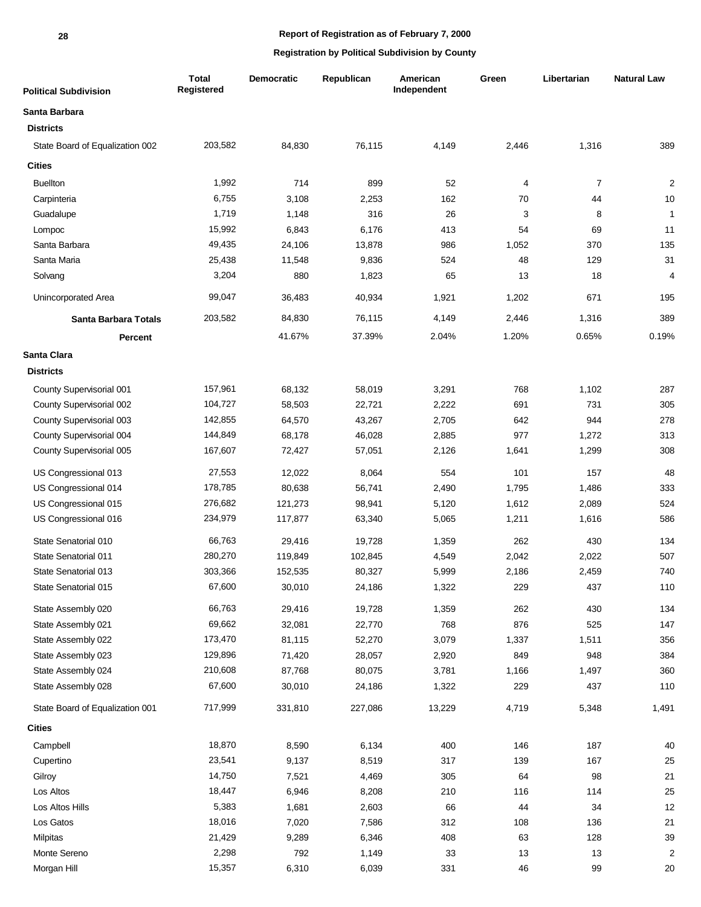**Report of Registration as of February 7, 2000**

**Registration by Political Subdivision by County**

| Political Subdivision | Total Registered | Democratic | Republican | American Independent | Green | Libertarian | Natural Law |
|---|---|---|---|---|---|---|---|
| **Santa Barbara** | | | | | | | |
| **Districts** | | | | | | | |
| State Board of Equalization 002 | 203,582 | 84,830 | 76,115 | 4,149 | 2,446 | 1,316 | 389 |
| **Cities** | | | | | | | |
| Buellton | 1,992 | 714 | 899 | 52 | 4 | 7 | 2 |
| Carpinteria | 6,755 | 3,108 | 2,253 | 162 | 70 | 44 | 10 |
| Guadalupe | 1,719 | 1,148 | 316 | 26 | 3 | 8 | 1 |
| Lompoc | 15,992 | 6,843 | 6,176 | 413 | 54 | 69 | 11 |
| Santa Barbara | 49,435 | 24,106 | 13,878 | 986 | 1,052 | 370 | 135 |
| Santa Maria | 25,438 | 11,548 | 9,836 | 524 | 48 | 129 | 31 |
| Solvang | 3,204 | 880 | 1,823 | 65 | 13 | 18 | 4 |
| Unincorporated Area | 99,047 | 36,483 | 40,934 | 1,921 | 1,202 | 671 | 195 |
| **Santa Barbara Totals** | 203,582 | 84,830 | 76,115 | 4,149 | 2,446 | 1,316 | 389 |
| **Percent** | | 41.67% | 37.39% | 2.04% | 1.20% | 0.65% | 0.19% |
| **Santa Clara** | | | | | | | |
| **Districts** | | | | | | | |
| County Supervisorial 001 | 157,961 | 68,132 | 58,019 | 3,291 | 768 | 1,102 | 287 |
| County Supervisorial 002 | 104,727 | 58,503 | 22,721 | 2,222 | 691 | 731 | 305 |
| County Supervisorial 003 | 142,855 | 64,570 | 43,267 | 2,705 | 642 | 944 | 278 |
| County Supervisorial 004 | 144,849 | 68,178 | 46,028 | 2,885 | 977 | 1,272 | 313 |
| County Supervisorial 005 | 167,607 | 72,427 | 57,051 | 2,126 | 1,641 | 1,299 | 308 |
| US Congressional 013 | 27,553 | 12,022 | 8,064 | 554 | 101 | 157 | 48 |
| US Congressional 014 | 178,785 | 80,638 | 56,741 | 2,490 | 1,795 | 1,486 | 333 |
| US Congressional 015 | 276,682 | 121,273 | 98,941 | 5,120 | 1,612 | 2,089 | 524 |
| US Congressional 016 | 234,979 | 117,877 | 63,340 | 5,065 | 1,211 | 1,616 | 586 |
| State Senatorial 010 | 66,763 | 29,416 | 19,728 | 1,359 | 262 | 430 | 134 |
| State Senatorial 011 | 280,270 | 119,849 | 102,845 | 4,549 | 2,042 | 2,022 | 507 |
| State Senatorial 013 | 303,366 | 152,535 | 80,327 | 5,999 | 2,186 | 2,459 | 740 |
| State Senatorial 015 | 67,600 | 30,010 | 24,186 | 1,322 | 229 | 437 | 110 |
| State Assembly 020 | 66,763 | 29,416 | 19,728 | 1,359 | 262 | 430 | 134 |
| State Assembly 021 | 69,662 | 32,081 | 22,770 | 768 | 876 | 525 | 147 |
| State Assembly 022 | 173,470 | 81,115 | 52,270 | 3,079 | 1,337 | 1,511 | 356 |
| State Assembly 023 | 129,896 | 71,420 | 28,057 | 2,920 | 849 | 948 | 384 |
| State Assembly 024 | 210,608 | 87,768 | 80,075 | 3,781 | 1,166 | 1,497 | 360 |
| State Assembly 028 | 67,600 | 30,010 | 24,186 | 1,322 | 229 | 437 | 110 |
| State Board of Equalization 001 | 717,999 | 331,810 | 227,086 | 13,229 | 4,719 | 5,348 | 1,491 |
| **Cities** | | | | | | | |
| Campbell | 18,870 | 8,590 | 6,134 | 400 | 146 | 187 | 40 |
| Cupertino | 23,541 | 9,137 | 8,519 | 317 | 139 | 167 | 25 |
| Gilroy | 14,750 | 7,521 | 4,469 | 305 | 64 | 98 | 21 |
| Los Altos | 18,447 | 6,946 | 8,208 | 210 | 116 | 114 | 25 |
| Los Altos Hills | 5,383 | 1,681 | 2,603 | 66 | 44 | 34 | 12 |
| Los Gatos | 18,016 | 7,020 | 7,586 | 312 | 108 | 136 | 21 |
| Milpitas | 21,429 | 9,289 | 6,346 | 408 | 63 | 128 | 39 |
| Monte Sereno | 2,298 | 792 | 1,149 | 33 | 13 | 13 | 2 |
| Morgan Hill | 15,357 | 6,310 | 6,039 | 331 | 46 | 99 | 20 |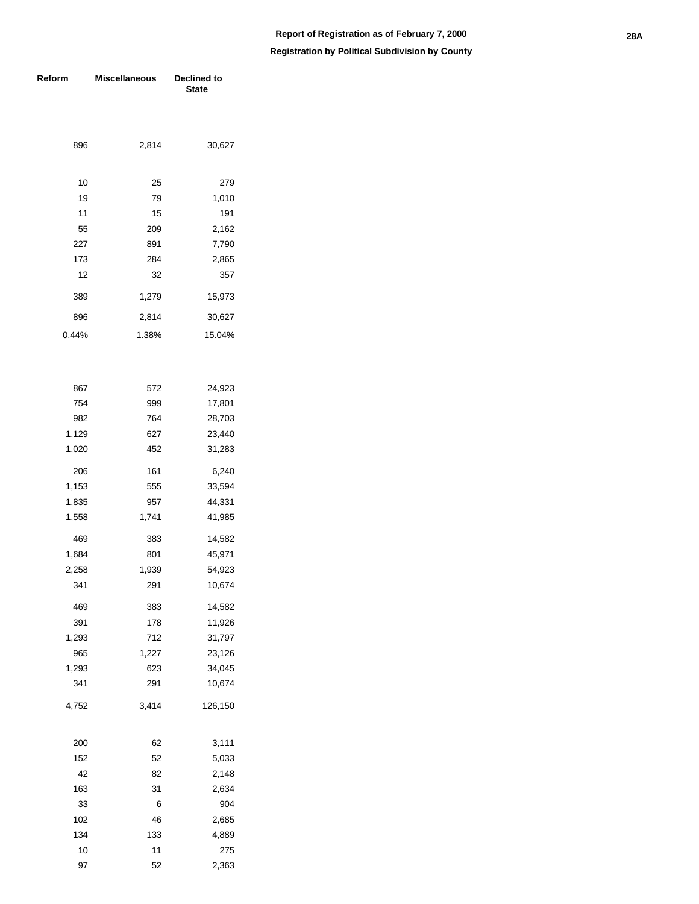Report of Registration as of February 7, 2000

Registration by Political Subdivision by County

| Reform | Miscellaneous | Declined to State |
|---|---|---|
| 896 | 2,814 | 30,627 |
| | | |
| 10 | 25 | 279 |
| 19 | 79 | 1,010 |
| 11 | 15 | 191 |
| 55 | 209 | 2,162 |
| 227 | 891 | 7,790 |
| 173 | 284 | 2,865 |
| 12 | 32 | 357 |
| 389 | 1,279 | 15,973 |
| 896 | 2,814 | 30,627 |
| 0.44% | 1.38% | 15.04% |
| | | |
| 867 | 572 | 24,923 |
| 754 | 999 | 17,801 |
| 982 | 764 | 28,703 |
| 1,129 | 627 | 23,440 |
| 1,020 | 452 | 31,283 |
| 206 | 161 | 6,240 |
| 1,153 | 555 | 33,594 |
| 1,835 | 957 | 44,331 |
| 1,558 | 1,741 | 41,985 |
| 469 | 383 | 14,582 |
| 1,684 | 801 | 45,971 |
| 2,258 | 1,939 | 54,923 |
| 341 | 291 | 10,674 |
| 469 | 383 | 14,582 |
| 391 | 178 | 11,926 |
| 1,293 | 712 | 31,797 |
| 965 | 1,227 | 23,126 |
| 1,293 | 623 | 34,045 |
| 341 | 291 | 10,674 |
| 4,752 | 3,414 | 126,150 |
| | | |
| 200 | 62 | 3,111 |
| 152 | 52 | 5,033 |
| 42 | 82 | 2,148 |
| 163 | 31 | 2,634 |
| 33 | 6 | 904 |
| 102 | 46 | 2,685 |
| 134 | 133 | 4,889 |
| 10 | 11 | 275 |
| 97 | 52 | 2,363 |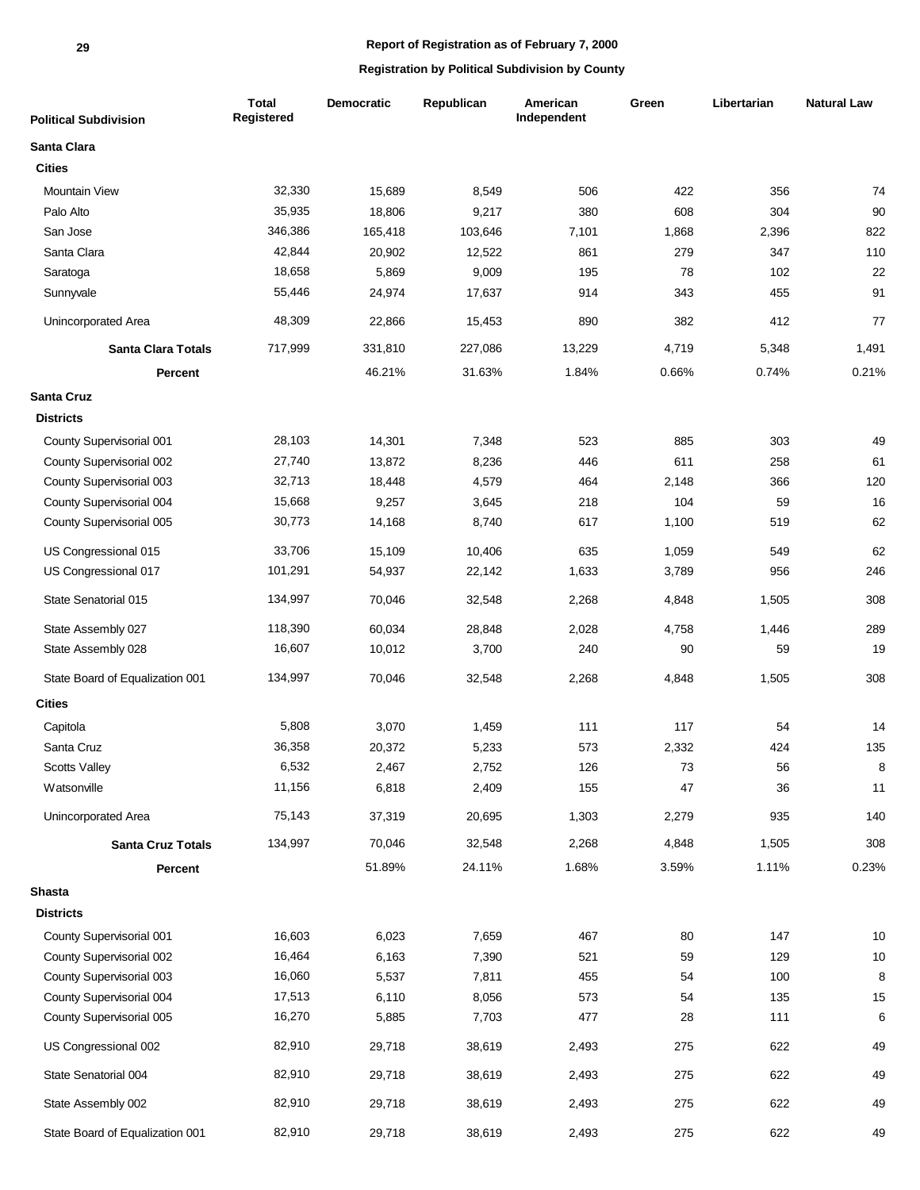**Report of Registration as of February 7, 2000**

**Registration by Political Subdivision by County**

| Political Subdivision | Total Registered | Democratic | Republican | American Independent | Green | Libertarian | Natural Law |
|---|---|---|---|---|---|---|---|
| **Santa Clara** | | | | | | | |
| **Cities** | | | | | | | |
| Mountain View | 32,330 | 15,689 | 8,549 | 506 | 422 | 356 | 74 |
| Palo Alto | 35,935 | 18,806 | 9,217 | 380 | 608 | 304 | 90 |
| San Jose | 346,386 | 165,418 | 103,646 | 7,101 | 1,868 | 2,396 | 822 |
| Santa Clara | 42,844 | 20,902 | 12,522 | 861 | 279 | 347 | 110 |
| Saratoga | 18,658 | 5,869 | 9,009 | 195 | 78 | 102 | 22 |
| Sunnyvale | 55,446 | 24,974 | 17,637 | 914 | 343 | 455 | 91 |
| Unincorporated Area | 48,309 | 22,866 | 15,453 | 890 | 382 | 412 | 77 |
| **Santa Clara Totals** | 717,999 | 331,810 | 227,086 | 13,229 | 4,719 | 5,348 | 1,491 |
| **Percent** | | 46.21% | 31.63% | 1.84% | 0.66% | 0.74% | 0.21% |
| **Santa Cruz** | | | | | | | |
| **Districts** | | | | | | | |
| County Supervisorial 001 | 28,103 | 14,301 | 7,348 | 523 | 885 | 303 | 49 |
| County Supervisorial 002 | 27,740 | 13,872 | 8,236 | 446 | 611 | 258 | 61 |
| County Supervisorial 003 | 32,713 | 18,448 | 4,579 | 464 | 2,148 | 366 | 120 |
| County Supervisorial 004 | 15,668 | 9,257 | 3,645 | 218 | 104 | 59 | 16 |
| County Supervisorial 005 | 30,773 | 14,168 | 8,740 | 617 | 1,100 | 519 | 62 |
| US Congressional 015 | 33,706 | 15,109 | 10,406 | 635 | 1,059 | 549 | 62 |
| US Congressional 017 | 101,291 | 54,937 | 22,142 | 1,633 | 3,789 | 956 | 246 |
| State Senatorial 015 | 134,997 | 70,046 | 32,548 | 2,268 | 4,848 | 1,505 | 308 |
| State Assembly 027 | 118,390 | 60,034 | 28,848 | 2,028 | 4,758 | 1,446 | 289 |
| State Assembly 028 | 16,607 | 10,012 | 3,700 | 240 | 90 | 59 | 19 |
| State Board of Equalization 001 | 134,997 | 70,046 | 32,548 | 2,268 | 4,848 | 1,505 | 308 |
| **Cities** | | | | | | | |
| Capitola | 5,808 | 3,070 | 1,459 | 111 | 117 | 54 | 14 |
| Santa Cruz | 36,358 | 20,372 | 5,233 | 573 | 2,332 | 424 | 135 |
| Scotts Valley | 6,532 | 2,467 | 2,752 | 126 | 73 | 56 | 8 |
| Watsonville | 11,156 | 6,818 | 2,409 | 155 | 47 | 36 | 11 |
| Unincorporated Area | 75,143 | 37,319 | 20,695 | 1,303 | 2,279 | 935 | 140 |
| **Santa Cruz Totals** | 134,997 | 70,046 | 32,548 | 2,268 | 4,848 | 1,505 | 308 |
| **Percent** | | 51.89% | 24.11% | 1.68% | 3.59% | 1.11% | 0.23% |
| **Shasta** | | | | | | | |
| **Districts** | | | | | | | |
| County Supervisorial 001 | 16,603 | 6,023 | 7,659 | 467 | 80 | 147 | 10 |
| County Supervisorial 002 | 16,464 | 6,163 | 7,390 | 521 | 59 | 129 | 10 |
| County Supervisorial 003 | 16,060 | 5,537 | 7,811 | 455 | 54 | 100 | 8 |
| County Supervisorial 004 | 17,513 | 6,110 | 8,056 | 573 | 54 | 135 | 15 |
| County Supervisorial 005 | 16,270 | 5,885 | 7,703 | 477 | 28 | 111 | 6 |
| US Congressional 002 | 82,910 | 29,718 | 38,619 | 2,493 | 275 | 622 | 49 |
| State Senatorial 004 | 82,910 | 29,718 | 38,619 | 2,493 | 275 | 622 | 49 |
| State Assembly 002 | 82,910 | 29,718 | 38,619 | 2,493 | 275 | 622 | 49 |
| State Board of Equalization 001 | 82,910 | 29,718 | 38,619 | 2,493 | 275 | 622 | 49 |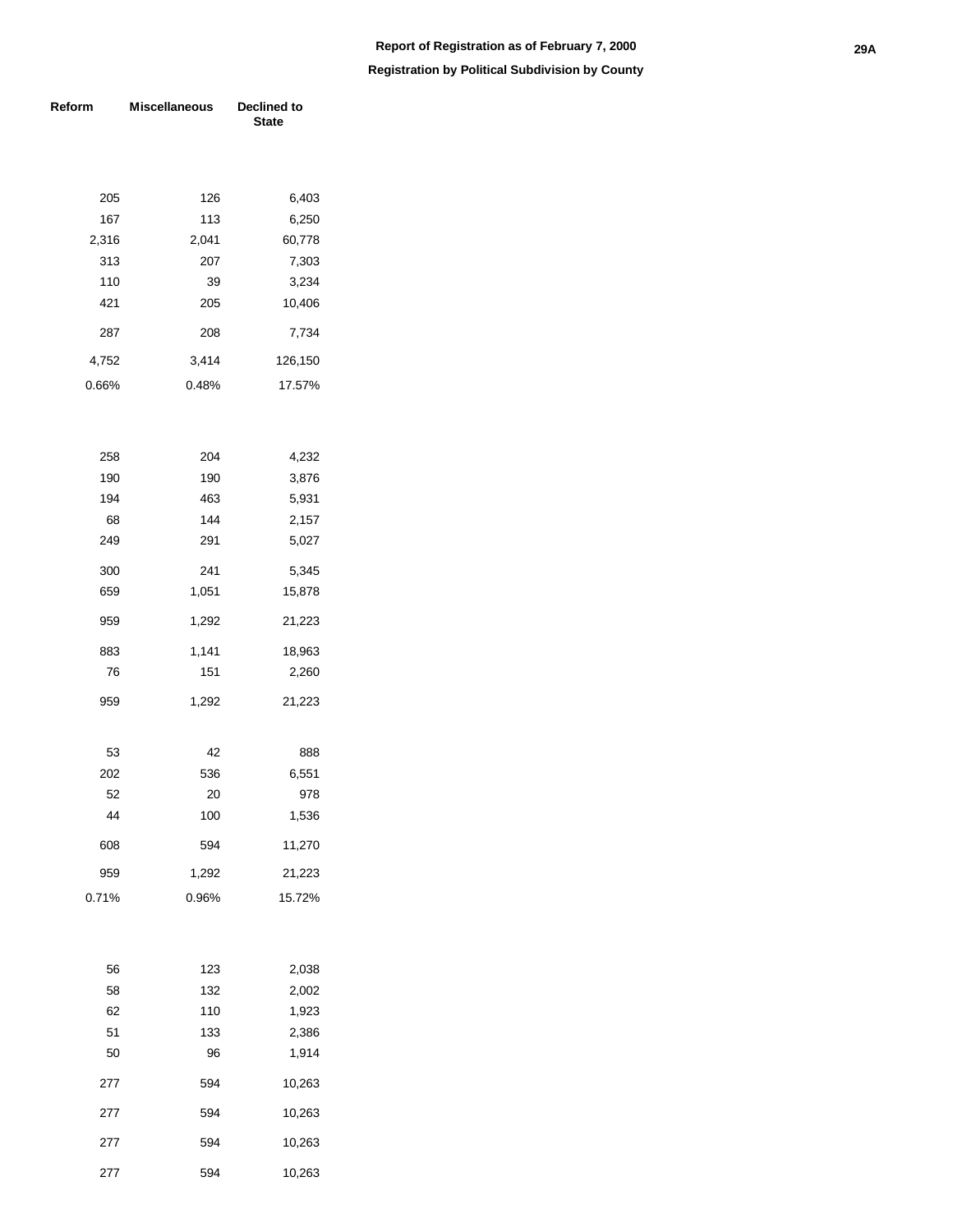# Report of Registration as of February 7, 2000

## Registration by Political Subdivision by County

| Reform | Miscellaneous | Declined to State |
|---|---|---|
| | | |
| 205 | 126 | 6,403 |
| 167 | 113 | 6,250 |
| 2,316 | 2,041 | 60,778 |
| 313 | 207 | 7,303 |
| 110 | 39 | 3,234 |
| 421 | 205 | 10,406 |
| 287 | 208 | 7,734 |
| 4,752 | 3,414 | 126,150 |
| 0.66% | 0.48% | 17.57% |
| | | |
| 258 | 204 | 4,232 |
| 190 | 190 | 3,876 |
| 194 | 463 | 5,931 |
| 68 | 144 | 2,157 |
| 249 | 291 | 5,027 |
| 300 | 241 | 5,345 |
| 659 | 1,051 | 15,878 |
| 959 | 1,292 | 21,223 |
| 883 | 1,141 | 18,963 |
| 76 | 151 | 2,260 |
| 959 | 1,292 | 21,223 |
| | | |
| 53 | 42 | 888 |
| 202 | 536 | 6,551 |
| 52 | 20 | 978 |
| 44 | 100 | 1,536 |
| 608 | 594 | 11,270 |
| 959 | 1,292 | 21,223 |
| 0.71% | 0.96% | 15.72% |
| | | |
| 56 | 123 | 2,038 |
| 58 | 132 | 2,002 |
| 62 | 110 | 1,923 |
| 51 | 133 | 2,386 |
| 50 | 96 | 1,914 |
| 277 | 594 | 10,263 |
| 277 | 594 | 10,263 |
| 277 | 594 | 10,263 |
| 277 | 594 | 10,263 |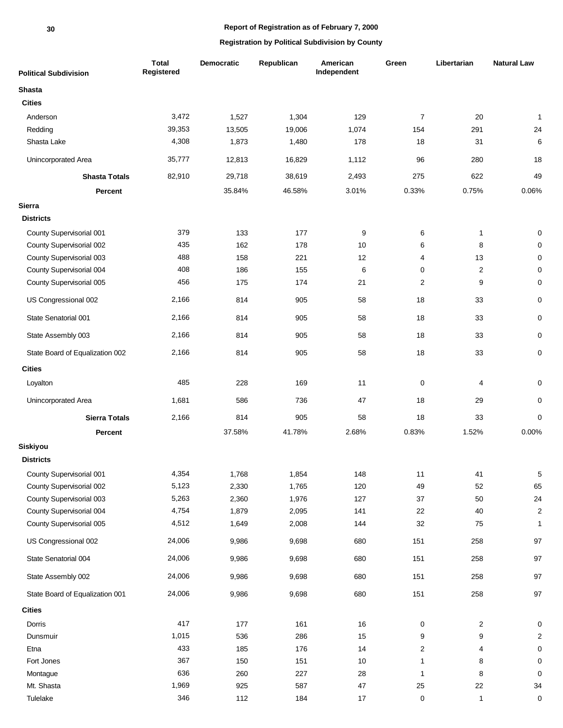**Report of Registration as of February 7, 2000**

**Registration by Political Subdivision by County**

| Political Subdivision | Total Registered | Democratic | Republican | American Independent | Green | Libertarian | Natural Law |
|---|---|---|---|---|---|---|---|
| **Shasta** | | | | | | | |
| **Cities** | | | | | | | |
| Anderson | 3,472 | 1,527 | 1,304 | 129 | 7 | 20 | 1 |
| Redding | 39,353 | 13,505 | 19,006 | 1,074 | 154 | 291 | 24 |
| Shasta Lake | 4,308 | 1,873 | 1,480 | 178 | 18 | 31 | 6 |
| Unincorporated Area | 35,777 | 12,813 | 16,829 | 1,112 | 96 | 280 | 18 |
| **Shasta Totals** | 82,910 | 29,718 | 38,619 | 2,493 | 275 | 622 | 49 |
| **Percent** | | 35.84% | 46.58% | 3.01% | 0.33% | 0.75% | 0.06% |
| **Sierra** | | | | | | | |
| **Districts** | | | | | | | |
| County Supervisorial 001 | 379 | 133 | 177 | 9 | 6 | 1 | 0 |
| County Supervisorial 002 | 435 | 162 | 178 | 10 | 6 | 8 | 0 |
| County Supervisorial 003 | 488 | 158 | 221 | 12 | 4 | 13 | 0 |
| County Supervisorial 004 | 408 | 186 | 155 | 6 | 0 | 2 | 0 |
| County Supervisorial 005 | 456 | 175 | 174 | 21 | 2 | 9 | 0 |
| US Congressional 002 | 2,166 | 814 | 905 | 58 | 18 | 33 | 0 |
| State Senatorial 001 | 2,166 | 814 | 905 | 58 | 18 | 33 | 0 |
| State Assembly 003 | 2,166 | 814 | 905 | 58 | 18 | 33 | 0 |
| State Board of Equalization 002 | 2,166 | 814 | 905 | 58 | 18 | 33 | 0 |
| **Cities** | | | | | | | |
| Loyalton | 485 | 228 | 169 | 11 | 0 | 4 | 0 |
| Unincorporated Area | 1,681 | 586 | 736 | 47 | 18 | 29 | 0 |
| **Sierra Totals** | 2,166 | 814 | 905 | 58 | 18 | 33 | 0 |
| **Percent** | | 37.58% | 41.78% | 2.68% | 0.83% | 1.52% | 0.00% |
| **Siskiyou** | | | | | | | |
| **Districts** | | | | | | | |
| County Supervisorial 001 | 4,354 | 1,768 | 1,854 | 148 | 11 | 41 | 5 |
| County Supervisorial 002 | 5,123 | 2,330 | 1,765 | 120 | 49 | 52 | 65 |
| County Supervisorial 003 | 5,263 | 2,360 | 1,976 | 127 | 37 | 50 | 24 |
| County Supervisorial 004 | 4,754 | 1,879 | 2,095 | 141 | 22 | 40 | 2 |
| County Supervisorial 005 | 4,512 | 1,649 | 2,008 | 144 | 32 | 75 | 1 |
| US Congressional 002 | 24,006 | 9,986 | 9,698 | 680 | 151 | 258 | 97 |
| State Senatorial 004 | 24,006 | 9,986 | 9,698 | 680 | 151 | 258 | 97 |
| State Assembly 002 | 24,006 | 9,986 | 9,698 | 680 | 151 | 258 | 97 |
| State Board of Equalization 001 | 24,006 | 9,986 | 9,698 | 680 | 151 | 258 | 97 |
| **Cities** | | | | | | | |
| Dorris | 417 | 177 | 161 | 16 | 0 | 2 | 0 |
| Dunsmuir | 1,015 | 536 | 286 | 15 | 9 | 9 | 2 |
| Etna | 433 | 185 | 176 | 14 | 2 | 4 | 0 |
| Fort Jones | 367 | 150 | 151 | 10 | 1 | 8 | 0 |
| Montague | 636 | 260 | 227 | 28 | 1 | 8 | 0 |
| Mt. Shasta | 1,969 | 925 | 587 | 47 | 25 | 22 | 34 |
| Tulelake | 346 | 112 | 184 | 17 | 0 | 1 | 0 |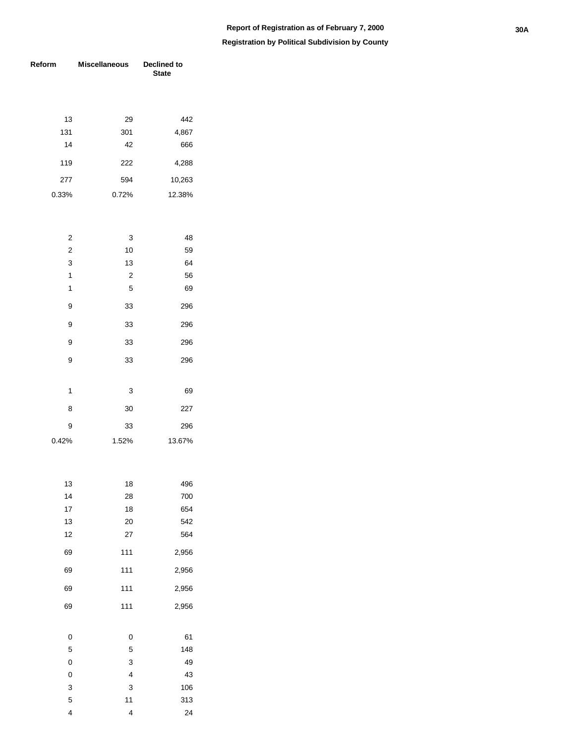**Report of Registration as of February 7, 2000**

**Registration by Political Subdivision by County**

| Reform | Miscellaneous | Declined to State |
|---|---|---|
| 13 | 29 | 442 |
| 131 | 301 | 4,867 |
| 14 | 42 | 666 |
| 119 | 222 | 4,288 |
| 277 | 594 | 10,263 |
| 0.33% | 0.72% | 12.38% |
| | | |
| 2 | 3 | 48 |
| 2 | 10 | 59 |
| 3 | 13 | 64 |
| 1 | 2 | 56 |
| 1 | 5 | 69 |
| 9 | 33 | 296 |
| 9 | 33 | 296 |
| 9 | 33 | 296 |
| 9 | 33 | 296 |
| | | |
| 1 | 3 | 69 |
| 8 | 30 | 227 |
| 9 | 33 | 296 |
| 0.42% | 1.52% | 13.67% |
| | | |
| 13 | 18 | 496 |
| 14 | 28 | 700 |
| 17 | 18 | 654 |
| 13 | 20 | 542 |
| 12 | 27 | 564 |
| 69 | 111 | 2,956 |
| 69 | 111 | 2,956 |
| 69 | 111 | 2,956 |
| 69 | 111 | 2,956 |
| | | |
| 0 | 0 | 61 |
| 5 | 5 | 148 |
| 0 | 3 | 49 |
| 0 | 4 | 43 |
| 3 | 3 | 106 |
| 5 | 11 | 313 |
| 4 | 4 | 24 |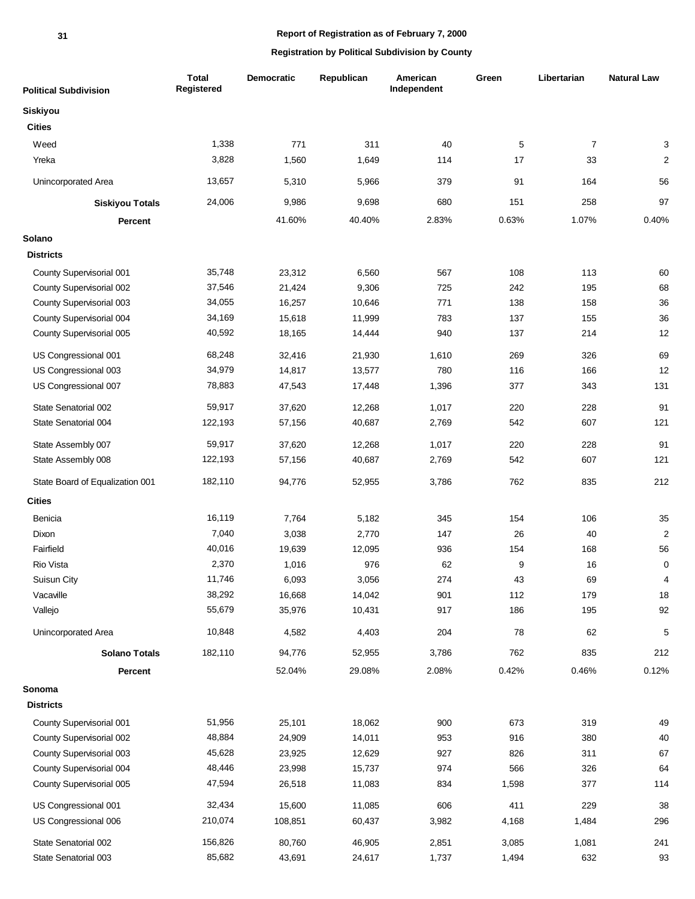**Report of Registration as of February 7, 2000**

**Registration by Political Subdivision by County**

| Political Subdivision | Total Registered | Democratic | Republican | American Independent | Green | Libertarian | Natural Law |
|---|---|---|---|---|---|---|---|
| **Siskiyou** | | | | | | | |
| **Cities** | | | | | | | |
| Weed | 1,338 | 771 | 311 | 40 | 5 | 7 | 3 |
| Yreka | 3,828 | 1,560 | 1,649 | 114 | 17 | 33 | 2 |
| Unincorporated Area | 13,657 | 5,310 | 5,966 | 379 | 91 | 164 | 56 |
| **Siskiyou Totals** | 24,006 | 9,986 | 9,698 | 680 | 151 | 258 | 97 |
| **Percent** | | 41.60% | 40.40% | 2.83% | 0.63% | 1.07% | 0.40% |
| **Solano** | | | | | | | |
| **Districts** | | | | | | | |
| County Supervisorial 001 | 35,748 | 23,312 | 6,560 | 567 | 108 | 113 | 60 |
| County Supervisorial 002 | 37,546 | 21,424 | 9,306 | 725 | 242 | 195 | 68 |
| County Supervisorial 003 | 34,055 | 16,257 | 10,646 | 771 | 138 | 158 | 36 |
| County Supervisorial 004 | 34,169 | 15,618 | 11,999 | 783 | 137 | 155 | 36 |
| County Supervisorial 005 | 40,592 | 18,165 | 14,444 | 940 | 137 | 214 | 12 |
| US Congressional 001 | 68,248 | 32,416 | 21,930 | 1,610 | 269 | 326 | 69 |
| US Congressional 003 | 34,979 | 14,817 | 13,577 | 780 | 116 | 166 | 12 |
| US Congressional 007 | 78,883 | 47,543 | 17,448 | 1,396 | 377 | 343 | 131 |
| State Senatorial 002 | 59,917 | 37,620 | 12,268 | 1,017 | 220 | 228 | 91 |
| State Senatorial 004 | 122,193 | 57,156 | 40,687 | 2,769 | 542 | 607 | 121 |
| State Assembly 007 | 59,917 | 37,620 | 12,268 | 1,017 | 220 | 228 | 91 |
| State Assembly 008 | 122,193 | 57,156 | 40,687 | 2,769 | 542 | 607 | 121 |
| State Board of Equalization 001 | 182,110 | 94,776 | 52,955 | 3,786 | 762 | 835 | 212 |
| **Cities** | | | | | | | |
| Benicia | 16,119 | 7,764 | 5,182 | 345 | 154 | 106 | 35 |
| Dixon | 7,040 | 3,038 | 2,770 | 147 | 26 | 40 | 2 |
| Fairfield | 40,016 | 19,639 | 12,095 | 936 | 154 | 168 | 56 |
| Rio Vista | 2,370 | 1,016 | 976 | 62 | 9 | 16 | 0 |
| Suisun City | 11,746 | 6,093 | 3,056 | 274 | 43 | 69 | 4 |
| Vacaville | 38,292 | 16,668 | 14,042 | 901 | 112 | 179 | 18 |
| Vallejo | 55,679 | 35,976 | 10,431 | 917 | 186 | 195 | 92 |
| Unincorporated Area | 10,848 | 4,582 | 4,403 | 204 | 78 | 62 | 5 |
| **Solano Totals** | 182,110 | 94,776 | 52,955 | 3,786 | 762 | 835 | 212 |
| **Percent** | | 52.04% | 29.08% | 2.08% | 0.42% | 0.46% | 0.12% |
| **Sonoma** | | | | | | | |
| **Districts** | | | | | | | |
| County Supervisorial 001 | 51,956 | 25,101 | 18,062 | 900 | 673 | 319 | 49 |
| County Supervisorial 002 | 48,884 | 24,909 | 14,011 | 953 | 916 | 380 | 40 |
| County Supervisorial 003 | 45,628 | 23,925 | 12,629 | 927 | 826 | 311 | 67 |
| County Supervisorial 004 | 48,446 | 23,998 | 15,737 | 974 | 566 | 326 | 64 |
| County Supervisorial 005 | 47,594 | 26,518 | 11,083 | 834 | 1,598 | 377 | 114 |
| US Congressional 001 | 32,434 | 15,600 | 11,085 | 606 | 411 | 229 | 38 |
| US Congressional 006 | 210,074 | 108,851 | 60,437 | 3,982 | 4,168 | 1,484 | 296 |
| State Senatorial 002 | 156,826 | 80,760 | 46,905 | 2,851 | 3,085 | 1,081 | 241 |
| State Senatorial 003 | 85,682 | 43,691 | 24,617 | 1,737 | 1,494 | 632 | 93 |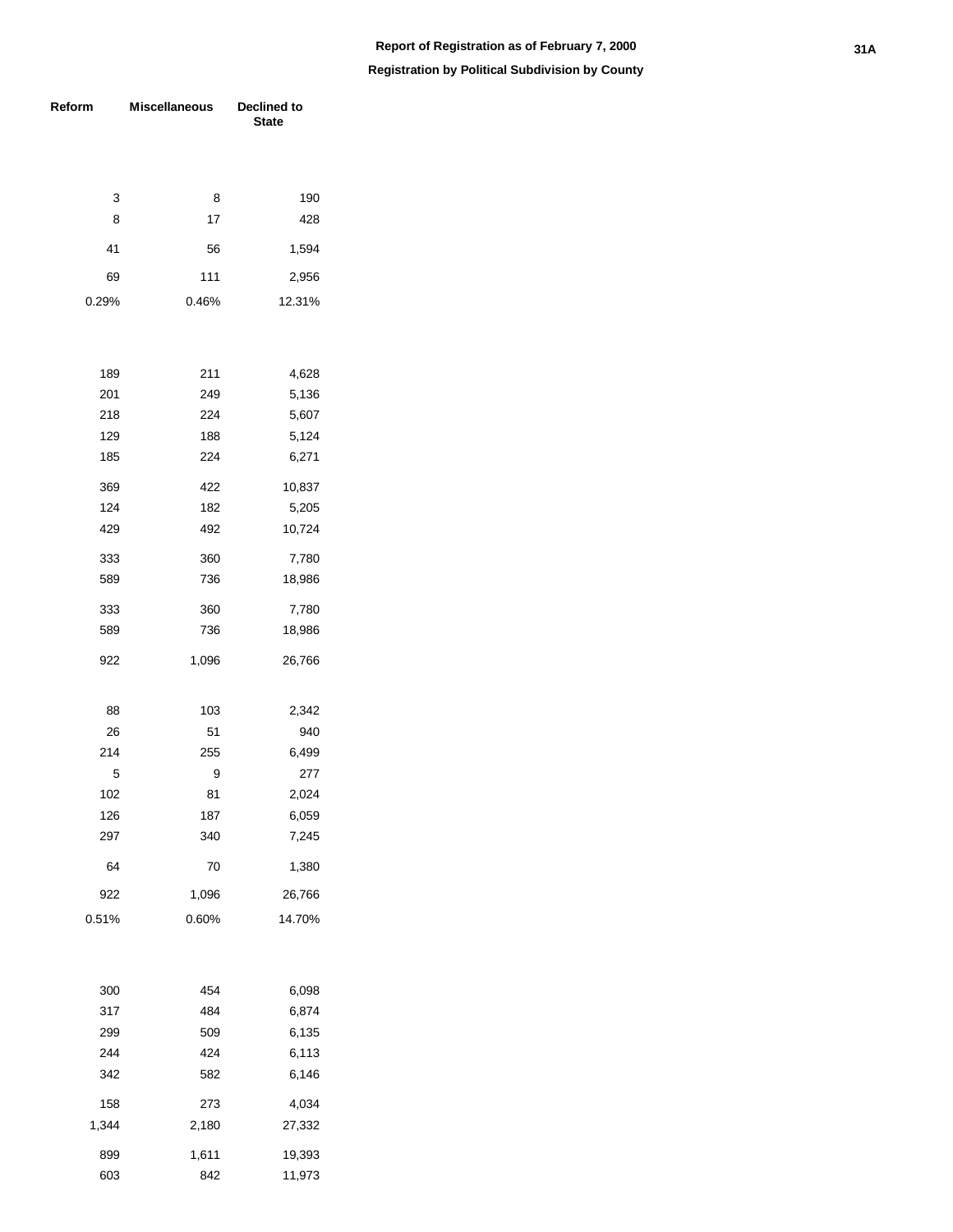Report of Registration as of February 7, 2000

Registration by Political Subdivision by County

| Reform | Miscellaneous | Declined to State |
|---|---|---|
| | | |
| 3 | 8 | 190 |
| 8 | 17 | 428 |
| 41 | 56 | 1,594 |
| 69 | 111 | 2,956 |
| 0.29% | 0.46% | 12.31% |
| | | |
| 189 | 211 | 4,628 |
| 201 | 249 | 5,136 |
| 218 | 224 | 5,607 |
| 129 | 188 | 5,124 |
| 185 | 224 | 6,271 |
| 369 | 422 | 10,837 |
| 124 | 182 | 5,205 |
| 429 | 492 | 10,724 |
| 333 | 360 | 7,780 |
| 589 | 736 | 18,986 |
| 333 | 360 | 7,780 |
| 589 | 736 | 18,986 |
| 922 | 1,096 | 26,766 |
| | | |
| 88 | 103 | 2,342 |
| 26 | 51 | 940 |
| 214 | 255 | 6,499 |
| 5 | 9 | 277 |
| 102 | 81 | 2,024 |
| 126 | 187 | 6,059 |
| 297 | 340 | 7,245 |
| 64 | 70 | 1,380 |
| 922 | 1,096 | 26,766 |
| 0.51% | 0.60% | 14.70% |
| | | |
| 300 | 454 | 6,098 |
| 317 | 484 | 6,874 |
| 299 | 509 | 6,135 |
| 244 | 424 | 6,113 |
| 342 | 582 | 6,146 |
| 158 | 273 | 4,034 |
| 1,344 | 2,180 | 27,332 |
| 899 | 1,611 | 19,393 |
| 603 | 842 | 11,973 |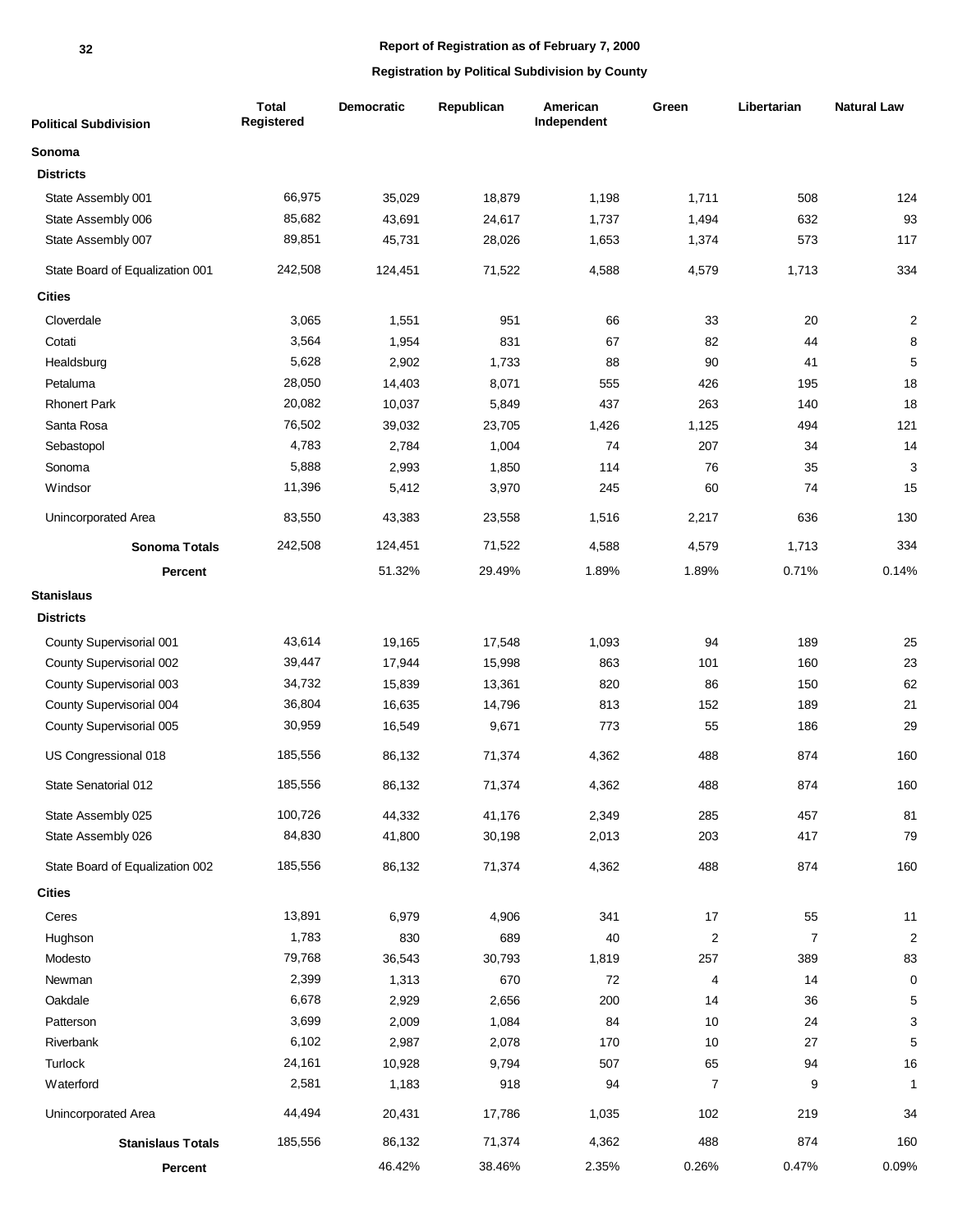**Report of Registration as of February 7, 2000**

**Registration by Political Subdivision by County**

| Political Subdivision | Total Registered | Democratic | Republican | American Independent | Green | Libertarian | Natural Law |
|---|---|---|---|---|---|---|---|
| **Sonoma** | | | | | | | |
| **Districts** | | | | | | | |
| State Assembly 001 | 66,975 | 35,029 | 18,879 | 1,198 | 1,711 | 508 | 124 |
| State Assembly 006 | 85,682 | 43,691 | 24,617 | 1,737 | 1,494 | 632 | 93 |
| State Assembly 007 | 89,851 | 45,731 | 28,026 | 1,653 | 1,374 | 573 | 117 |
| State Board of Equalization 001 | 242,508 | 124,451 | 71,522 | 4,588 | 4,579 | 1,713 | 334 |
| **Cities** | | | | | | | |
| Cloverdale | 3,065 | 1,551 | 951 | 66 | 33 | 20 | 2 |
| Cotati | 3,564 | 1,954 | 831 | 67 | 82 | 44 | 8 |
| Healdsburg | 5,628 | 2,902 | 1,733 | 88 | 90 | 41 | 5 |
| Petaluma | 28,050 | 14,403 | 8,071 | 555 | 426 | 195 | 18 |
| Rhonert Park | 20,082 | 10,037 | 5,849 | 437 | 263 | 140 | 18 |
| Santa Rosa | 76,502 | 39,032 | 23,705 | 1,426 | 1,125 | 494 | 121 |
| Sebastopol | 4,783 | 2,784 | 1,004 | 74 | 207 | 34 | 14 |
| Sonoma | 5,888 | 2,993 | 1,850 | 114 | 76 | 35 | 3 |
| Windsor | 11,396 | 5,412 | 3,970 | 245 | 60 | 74 | 15 |
| Unincorporated Area | 83,550 | 43,383 | 23,558 | 1,516 | 2,217 | 636 | 130 |
| **Sonoma Totals** | 242,508 | 124,451 | 71,522 | 4,588 | 4,579 | 1,713 | 334 |
| **Percent** | | 51.32% | 29.49% | 1.89% | 1.89% | 0.71% | 0.14% |
| **Stanislaus** | | | | | | | |
| **Districts** | | | | | | | |
| County Supervisorial 001 | 43,614 | 19,165 | 17,548 | 1,093 | 94 | 189 | 25 |
| County Supervisorial 002 | 39,447 | 17,944 | 15,998 | 863 | 101 | 160 | 23 |
| County Supervisorial 003 | 34,732 | 15,839 | 13,361 | 820 | 86 | 150 | 62 |
| County Supervisorial 004 | 36,804 | 16,635 | 14,796 | 813 | 152 | 189 | 21 |
| County Supervisorial 005 | 30,959 | 16,549 | 9,671 | 773 | 55 | 186 | 29 |
| US Congressional 018 | 185,556 | 86,132 | 71,374 | 4,362 | 488 | 874 | 160 |
| State Senatorial 012 | 185,556 | 86,132 | 71,374 | 4,362 | 488 | 874 | 160 |
| State Assembly 025 | 100,726 | 44,332 | 41,176 | 2,349 | 285 | 457 | 81 |
| State Assembly 026 | 84,830 | 41,800 | 30,198 | 2,013 | 203 | 417 | 79 |
| State Board of Equalization 002 | 185,556 | 86,132 | 71,374 | 4,362 | 488 | 874 | 160 |
| **Cities** | | | | | | | |
| Ceres | 13,891 | 6,979 | 4,906 | 341 | 17 | 55 | 11 |
| Hughson | 1,783 | 830 | 689 | 40 | 2 | 7 | 2 |
| Modesto | 79,768 | 36,543 | 30,793 | 1,819 | 257 | 389 | 83 |
| Newman | 2,399 | 1,313 | 670 | 72 | 4 | 14 | 0 |
| Oakdale | 6,678 | 2,929 | 2,656 | 200 | 14 | 36 | 5 |
| Patterson | 3,699 | 2,009 | 1,084 | 84 | 10 | 24 | 3 |
| Riverbank | 6,102 | 2,987 | 2,078 | 170 | 10 | 27 | 5 |
| Turlock | 24,161 | 10,928 | 9,794 | 507 | 65 | 94 | 16 |
| Waterford | 2,581 | 1,183 | 918 | 94 | 7 | 9 | 1 |
| Unincorporated Area | 44,494 | 20,431 | 17,786 | 1,035 | 102 | 219 | 34 |
| **Stanislaus Totals** | 185,556 | 86,132 | 71,374 | 4,362 | 488 | 874 | 160 |
| **Percent** | | 46.42% | 38.46% | 2.35% | 0.26% | 0.47% | 0.09% |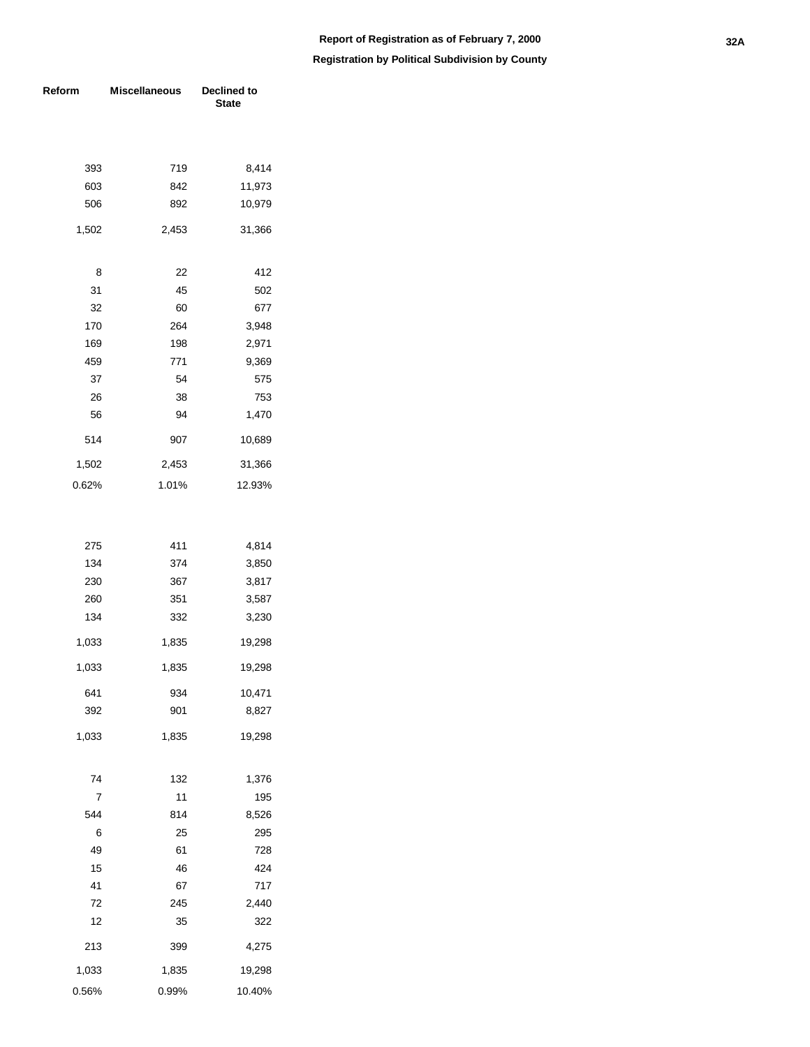**Report of Registration as of February 7, 2000**

**Registration by Political Subdivision by County**

| Reform | Miscellaneous | Declined to State |
|---:|---:|---:|
| | | |
| 393 | 719 | 8,414 |
| 603 | 842 | 11,973 |
| 506 | 892 | 10,979 |
| 1,502 | 2,453 | 31,366 |
| | | |
| 8 | 22 | 412 |
| 31 | 45 | 502 |
| 32 | 60 | 677 |
| 170 | 264 | 3,948 |
| 169 | 198 | 2,971 |
| 459 | 771 | 9,369 |
| 37 | 54 | 575 |
| 26 | 38 | 753 |
| 56 | 94 | 1,470 |
| 514 | 907 | 10,689 |
| 1,502 | 2,453 | 31,366 |
| 0.62% | 1.01% | 12.93% |
| | | |
| 275 | 411 | 4,814 |
| 134 | 374 | 3,850 |
| 230 | 367 | 3,817 |
| 260 | 351 | 3,587 |
| 134 | 332 | 3,230 |
| 1,033 | 1,835 | 19,298 |
| 1,033 | 1,835 | 19,298 |
| 641 | 934 | 10,471 |
| 392 | 901 | 8,827 |
| 1,033 | 1,835 | 19,298 |
| | | |
| 74 | 132 | 1,376 |
| 7 | 11 | 195 |
| 544 | 814 | 8,526 |
| 6 | 25 | 295 |
| 49 | 61 | 728 |
| 15 | 46 | 424 |
| 41 | 67 | 717 |
| 72 | 245 | 2,440 |
| 12 | 35 | 322 |
| 213 | 399 | 4,275 |
| 1,033 | 1,835 | 19,298 |
| 0.56% | 0.99% | 10.40% |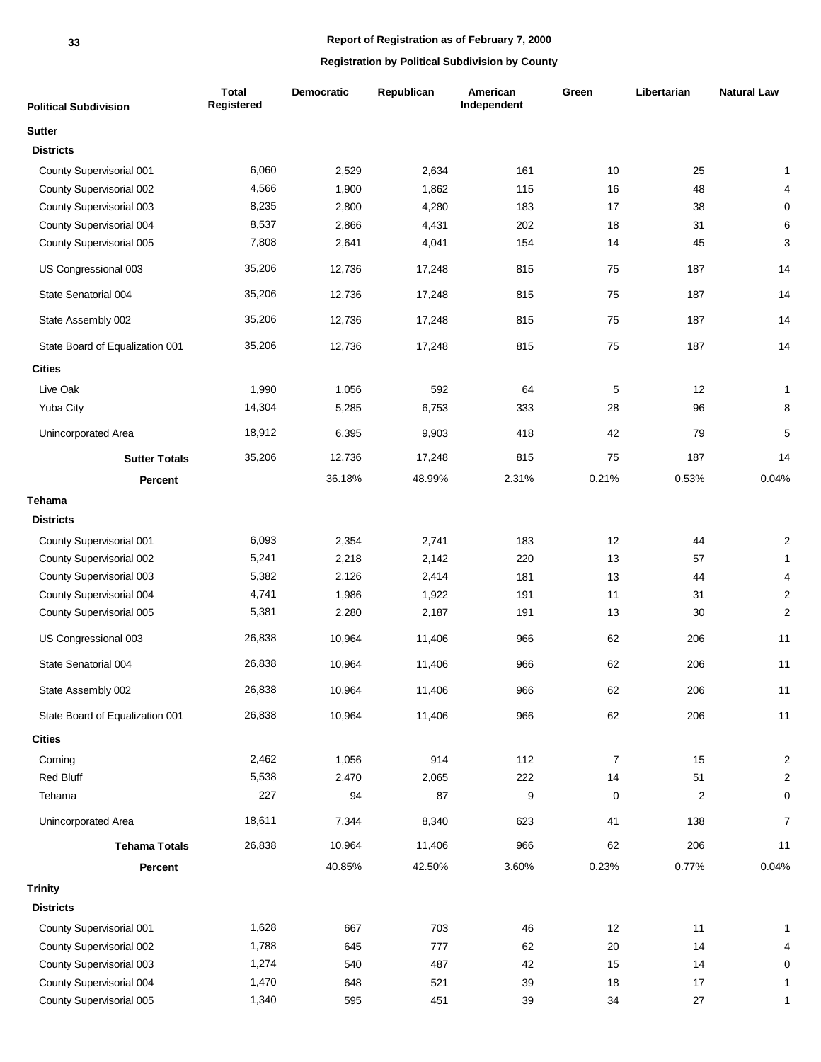**Report of Registration as of February 7, 2000**

**Registration by Political Subdivision by County**

| Political Subdivision | Total Registered | Democratic | Republican | American Independent | Green | Libertarian | Natural Law |
|---|---|---|---|---|---|---|---|
| **Sutter** | | | | | | | |
| **Districts** | | | | | | | |
| County Supervisorial 001 | 6,060 | 2,529 | 2,634 | 161 | 10 | 25 | 1 |
| County Supervisorial 002 | 4,566 | 1,900 | 1,862 | 115 | 16 | 48 | 4 |
| County Supervisorial 003 | 8,235 | 2,800 | 4,280 | 183 | 17 | 38 | 0 |
| County Supervisorial 004 | 8,537 | 2,866 | 4,431 | 202 | 18 | 31 | 6 |
| County Supervisorial 005 | 7,808 | 2,641 | 4,041 | 154 | 14 | 45 | 3 |
| US Congressional 003 | 35,206 | 12,736 | 17,248 | 815 | 75 | 187 | 14 |
| State Senatorial 004 | 35,206 | 12,736 | 17,248 | 815 | 75 | 187 | 14 |
| State Assembly 002 | 35,206 | 12,736 | 17,248 | 815 | 75 | 187 | 14 |
| State Board of Equalization 001 | 35,206 | 12,736 | 17,248 | 815 | 75 | 187 | 14 |
| **Cities** | | | | | | | |
| Live Oak | 1,990 | 1,056 | 592 | 64 | 5 | 12 | 1 |
| Yuba City | 14,304 | 5,285 | 6,753 | 333 | 28 | 96 | 8 |
| Unincorporated Area | 18,912 | 6,395 | 9,903 | 418 | 42 | 79 | 5 |
| **Sutter Totals** | 35,206 | 12,736 | 17,248 | 815 | 75 | 187 | 14 |
| **Percent** | | 36.18% | 48.99% | 2.31% | 0.21% | 0.53% | 0.04% |
| **Tehama** | | | | | | | |
| **Districts** | | | | | | | |
| County Supervisorial 001 | 6,093 | 2,354 | 2,741 | 183 | 12 | 44 | 2 |
| County Supervisorial 002 | 5,241 | 2,218 | 2,142 | 220 | 13 | 57 | 1 |
| County Supervisorial 003 | 5,382 | 2,126 | 2,414 | 181 | 13 | 44 | 4 |
| County Supervisorial 004 | 4,741 | 1,986 | 1,922 | 191 | 11 | 31 | 2 |
| County Supervisorial 005 | 5,381 | 2,280 | 2,187 | 191 | 13 | 30 | 2 |
| US Congressional 003 | 26,838 | 10,964 | 11,406 | 966 | 62 | 206 | 11 |
| State Senatorial 004 | 26,838 | 10,964 | 11,406 | 966 | 62 | 206 | 11 |
| State Assembly 002 | 26,838 | 10,964 | 11,406 | 966 | 62 | 206 | 11 |
| State Board of Equalization 001 | 26,838 | 10,964 | 11,406 | 966 | 62 | 206 | 11 |
| **Cities** | | | | | | | |
| Corning | 2,462 | 1,056 | 914 | 112 | 7 | 15 | 2 |
| Red Bluff | 5,538 | 2,470 | 2,065 | 222 | 14 | 51 | 2 |
| Tehama | 227 | 94 | 87 | 9 | 0 | 2 | 0 |
| Unincorporated Area | 18,611 | 7,344 | 8,340 | 623 | 41 | 138 | 7 |
| **Tehama Totals** | 26,838 | 10,964 | 11,406 | 966 | 62 | 206 | 11 |
| **Percent** | | 40.85% | 42.50% | 3.60% | 0.23% | 0.77% | 0.04% |
| **Trinity** | | | | | | | |
| **Districts** | | | | | | | |
| County Supervisorial 001 | 1,628 | 667 | 703 | 46 | 12 | 11 | 1 |
| County Supervisorial 002 | 1,788 | 645 | 777 | 62 | 20 | 14 | 4 |
| County Supervisorial 003 | 1,274 | 540 | 487 | 42 | 15 | 14 | 0 |
| County Supervisorial 004 | 1,470 | 648 | 521 | 39 | 18 | 17 | 1 |
| County Supervisorial 005 | 1,340 | 595 | 451 | 39 | 34 | 27 | 1 |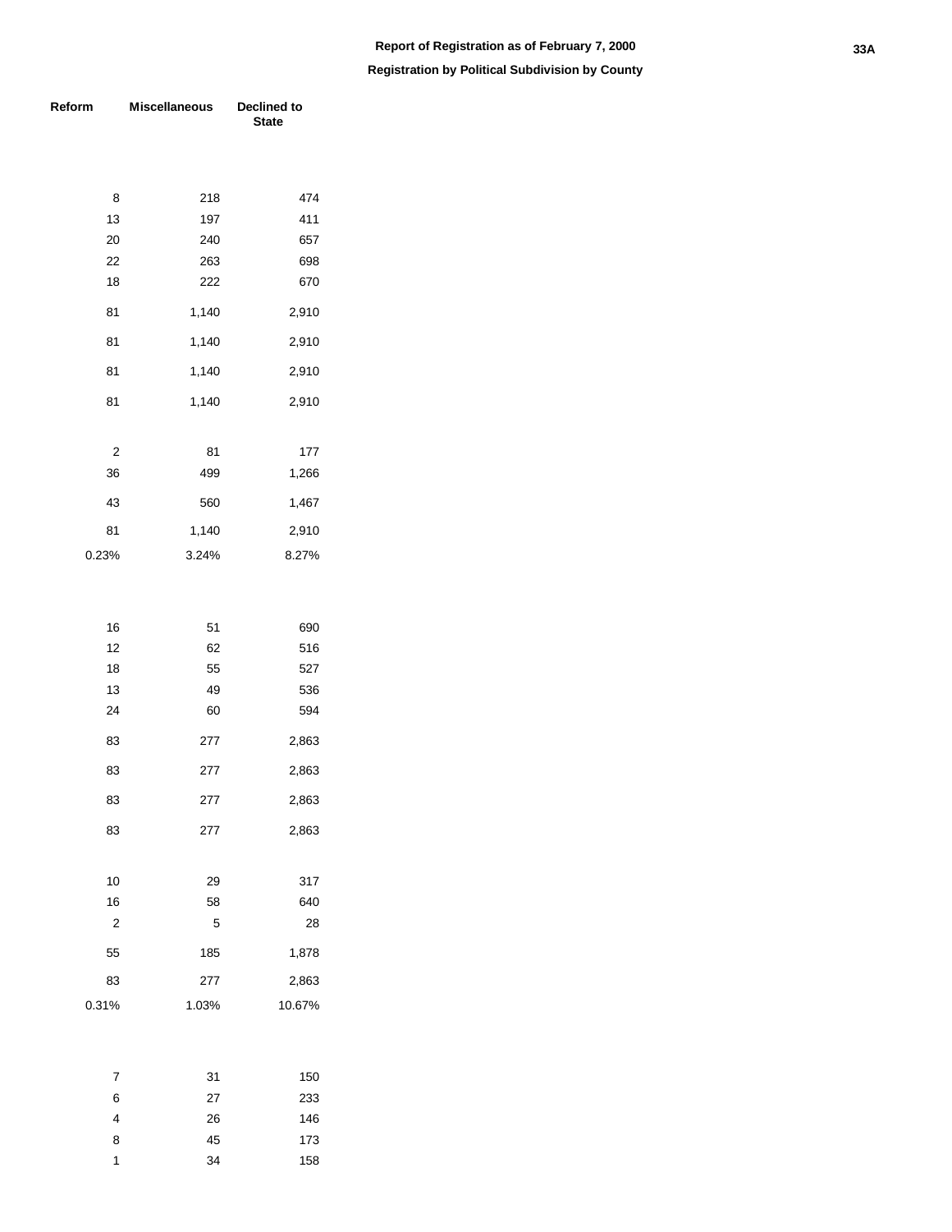## Report of Registration as of February 7, 2000

### Registration by Political Subdivision by County

| Reform | Miscellaneous | Declined to State |
|---|---|---|
| | | |
| 8 | 218 | 474 |
| 13 | 197 | 411 |
| 20 | 240 | 657 |
| 22 | 263 | 698 |
| 18 | 222 | 670 |
| 81 | 1,140 | 2,910 |
| 81 | 1,140 | 2,910 |
| 81 | 1,140 | 2,910 |
| 81 | 1,140 | 2,910 |
| | | |
| 2 | 81 | 177 |
| 36 | 499 | 1,266 |
| 43 | 560 | 1,467 |
| 81 | 1,140 | 2,910 |
| 0.23% | 3.24% | 8.27% |
| | | |
| 16 | 51 | 690 |
| 12 | 62 | 516 |
| 18 | 55 | 527 |
| 13 | 49 | 536 |
| 24 | 60 | 594 |
| 83 | 277 | 2,863 |
| 83 | 277 | 2,863 |
| 83 | 277 | 2,863 |
| 83 | 277 | 2,863 |
| | | |
| 10 | 29 | 317 |
| 16 | 58 | 640 |
| 2 | 5 | 28 |
| 55 | 185 | 1,878 |
| 83 | 277 | 2,863 |
| 0.31% | 1.03% | 10.67% |
| | | |
| 7 | 31 | 150 |
| 6 | 27 | 233 |
| 4 | 26 | 146 |
| 8 | 45 | 173 |
| 1 | 34 | 158 |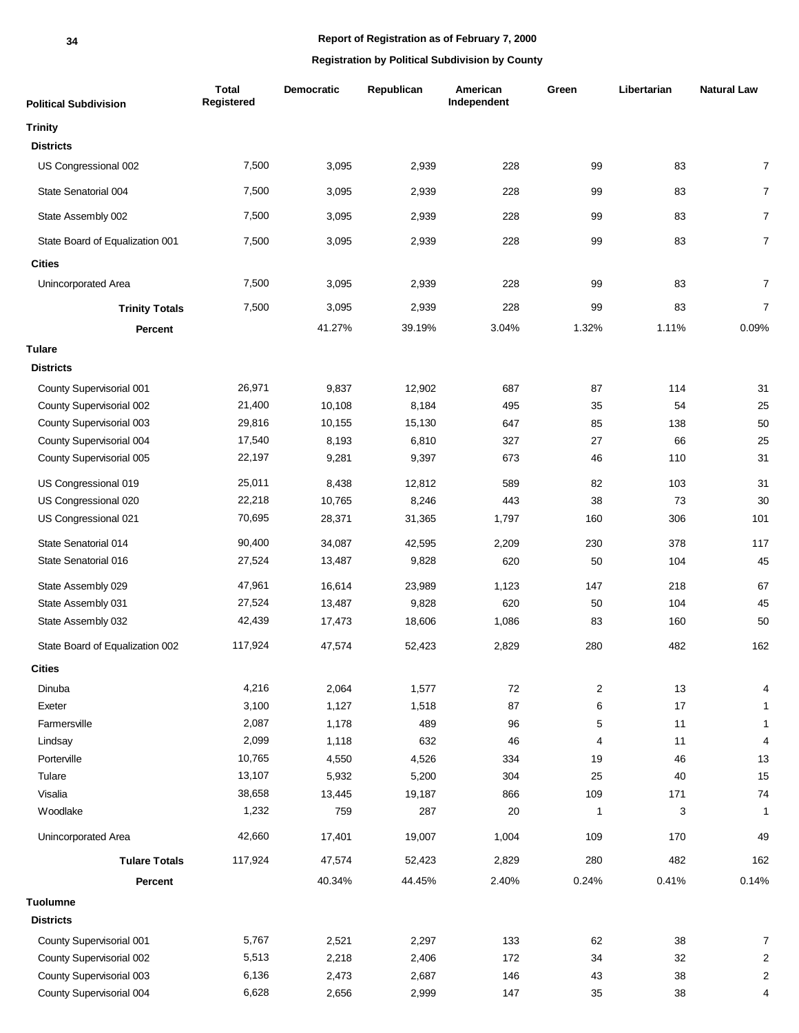**Report of Registration as of February 7, 2000**

**Registration by Political Subdivision by County**

| Political Subdivision | Total Registered | Democratic | Republican | American Independent | Green | Libertarian | Natural Law |
|---|---|---|---|---|---|---|---|
| **Trinity** | | | | | | | |
| **Districts** | | | | | | | |
| US Congressional 002 | 7,500 | 3,095 | 2,939 | 228 | 99 | 83 | 7 |
| State Senatorial 004 | 7,500 | 3,095 | 2,939 | 228 | 99 | 83 | 7 |
| State Assembly 002 | 7,500 | 3,095 | 2,939 | 228 | 99 | 83 | 7 |
| State Board of Equalization 001 | 7,500 | 3,095 | 2,939 | 228 | 99 | 83 | 7 |
| **Cities** | | | | | | | |
| Unincorporated Area | 7,500 | 3,095 | 2,939 | 228 | 99 | 83 | 7 |
| **Trinity Totals** | 7,500 | 3,095 | 2,939 | 228 | 99 | 83 | 7 |
| **Percent** | | 41.27% | 39.19% | 3.04% | 1.32% | 1.11% | 0.09% |
| **Tulare** | | | | | | | |
| **Districts** | | | | | | | |
| County Supervisorial 001 | 26,971 | 9,837 | 12,902 | 687 | 87 | 114 | 31 |
| County Supervisorial 002 | 21,400 | 10,108 | 8,184 | 495 | 35 | 54 | 25 |
| County Supervisorial 003 | 29,816 | 10,155 | 15,130 | 647 | 85 | 138 | 50 |
| County Supervisorial 004 | 17,540 | 8,193 | 6,810 | 327 | 27 | 66 | 25 |
| County Supervisorial 005 | 22,197 | 9,281 | 9,397 | 673 | 46 | 110 | 31 |
| US Congressional 019 | 25,011 | 8,438 | 12,812 | 589 | 82 | 103 | 31 |
| US Congressional 020 | 22,218 | 10,765 | 8,246 | 443 | 38 | 73 | 30 |
| US Congressional 021 | 70,695 | 28,371 | 31,365 | 1,797 | 160 | 306 | 101 |
| State Senatorial 014 | 90,400 | 34,087 | 42,595 | 2,209 | 230 | 378 | 117 |
| State Senatorial 016 | 27,524 | 13,487 | 9,828 | 620 | 50 | 104 | 45 |
| State Assembly 029 | 47,961 | 16,614 | 23,989 | 1,123 | 147 | 218 | 67 |
| State Assembly 031 | 27,524 | 13,487 | 9,828 | 620 | 50 | 104 | 45 |
| State Assembly 032 | 42,439 | 17,473 | 18,606 | 1,086 | 83 | 160 | 50 |
| State Board of Equalization 002 | 117,924 | 47,574 | 52,423 | 2,829 | 280 | 482 | 162 |
| **Cities** | | | | | | | |
| Dinuba | 4,216 | 2,064 | 1,577 | 72 | 2 | 13 | 4 |
| Exeter | 3,100 | 1,127 | 1,518 | 87 | 6 | 17 | 1 |
| Farmersville | 2,087 | 1,178 | 489 | 96 | 5 | 11 | 1 |
| Lindsay | 2,099 | 1,118 | 632 | 46 | 4 | 11 | 4 |
| Porterville | 10,765 | 4,550 | 4,526 | 334 | 19 | 46 | 13 |
| Tulare | 13,107 | 5,932 | 5,200 | 304 | 25 | 40 | 15 |
| Visalia | 38,658 | 13,445 | 19,187 | 866 | 109 | 171 | 74 |
| Woodlake | 1,232 | 759 | 287 | 20 | 1 | 3 | 1 |
| Unincorporated Area | 42,660 | 17,401 | 19,007 | 1,004 | 109 | 170 | 49 |
| **Tulare Totals** | 117,924 | 47,574 | 52,423 | 2,829 | 280 | 482 | 162 |
| **Percent** | | 40.34% | 44.45% | 2.40% | 0.24% | 0.41% | 0.14% |
| **Tuolumne** | | | | | | | |
| **Districts** | | | | | | | |
| County Supervisorial 001 | 5,767 | 2,521 | 2,297 | 133 | 62 | 38 | 7 |
| County Supervisorial 002 | 5,513 | 2,218 | 2,406 | 172 | 34 | 32 | 2 |
| County Supervisorial 003 | 6,136 | 2,473 | 2,687 | 146 | 43 | 38 | 2 |
| County Supervisorial 004 | 6,628 | 2,656 | 2,999 | 147 | 35 | 38 | 4 |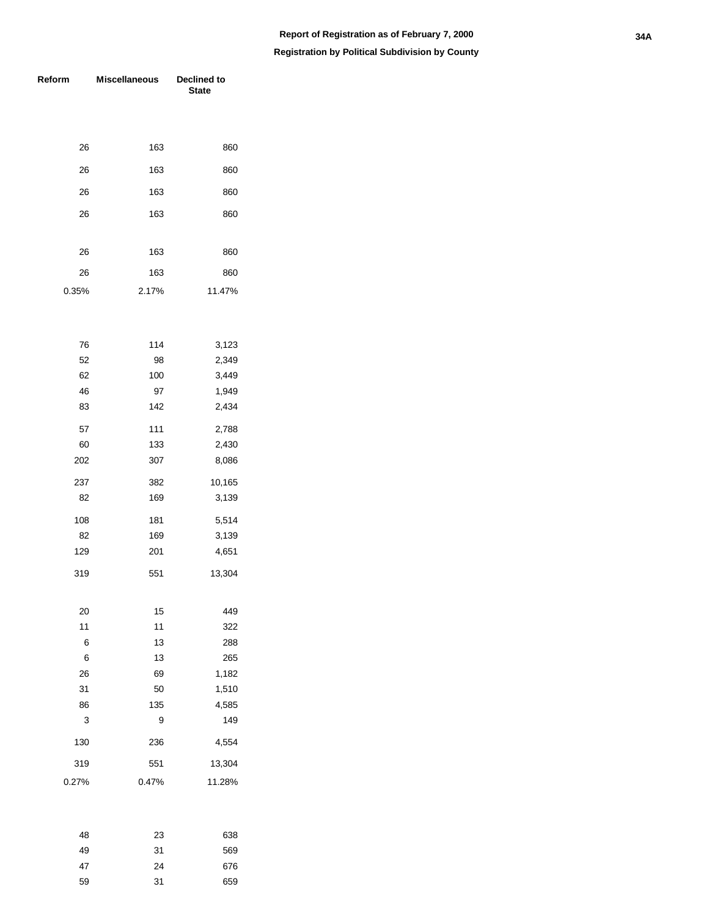# Report of Registration as of February 7, 2000

## Registration by Political Subdivision by County

| Reform | Miscellaneous | Declined to State |
|---|---|---|
| | | |
| 26 | 163 | 860 |
| 26 | 163 | 860 |
| 26 | 163 | 860 |
| 26 | 163 | 860 |
| | | |
| 26 | 163 | 860 |
| 26 | 163 | 860 |
| 0.35% | 2.17% | 11.47% |
| | | |
| 76 | 114 | 3,123 |
| 52 | 98 | 2,349 |
| 62 | 100 | 3,449 |
| 46 | 97 | 1,949 |
| 83 | 142 | 2,434 |
| 57 | 111 | 2,788 |
| 60 | 133 | 2,430 |
| 202 | 307 | 8,086 |
| 237 | 382 | 10,165 |
| 82 | 169 | 3,139 |
| 108 | 181 | 5,514 |
| 82 | 169 | 3,139 |
| 129 | 201 | 4,651 |
| 319 | 551 | 13,304 |
| | | |
| 20 | 15 | 449 |
| 11 | 11 | 322 |
| 6 | 13 | 288 |
| 6 | 13 | 265 |
| 26 | 69 | 1,182 |
| 31 | 50 | 1,510 |
| 86 | 135 | 4,585 |
| 3 | 9 | 149 |
| 130 | 236 | 4,554 |
| 319 | 551 | 13,304 |
| 0.27% | 0.47% | 11.28% |
| | | |
| 48 | 23 | 638 |
| 49 | 31 | 569 |
| 47 | 24 | 676 |
| 59 | 31 | 659 |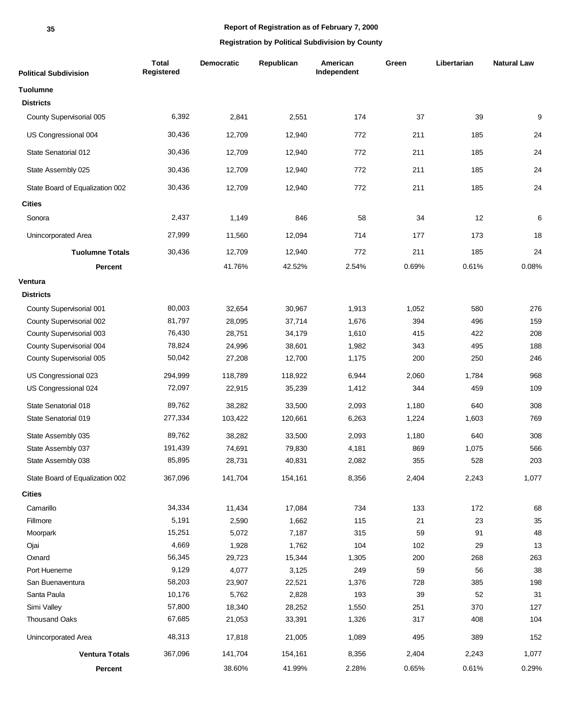## Report of Registration as of February 7, 2000

### Registration by Political Subdivision by County

| Political Subdivision | Total Registered | Democratic | Republican | American Independent | Green | Libertarian | Natural Law |
|---|---|---|---|---|---|---|---|
| **Tuolumne** | | | | | | | |
| **Districts** | | | | | | | |
| County Supervisorial 005 | 6,392 | 2,841 | 2,551 | 174 | 37 | 39 | 9 |
| US Congressional 004 | 30,436 | 12,709 | 12,940 | 772 | 211 | 185 | 24 |
| State Senatorial 012 | 30,436 | 12,709 | 12,940 | 772 | 211 | 185 | 24 |
| State Assembly 025 | 30,436 | 12,709 | 12,940 | 772 | 211 | 185 | 24 |
| State Board of Equalization 002 | 30,436 | 12,709 | 12,940 | 772 | 211 | 185 | 24 |
| **Cities** | | | | | | | |
| Sonora | 2,437 | 1,149 | 846 | 58 | 34 | 12 | 6 |
| Unincorporated Area | 27,999 | 11,560 | 12,094 | 714 | 177 | 173 | 18 |
| **Tuolumne Totals** | 30,436 | 12,709 | 12,940 | 772 | 211 | 185 | 24 |
| **Percent** | | 41.76% | 42.52% | 2.54% | 0.69% | 0.61% | 0.08% |
| **Ventura** | | | | | | | |
| **Districts** | | | | | | | |
| County Supervisorial 001 | 80,003 | 32,654 | 30,967 | 1,913 | 1,052 | 580 | 276 |
| County Supervisorial 002 | 81,797 | 28,095 | 37,714 | 1,676 | 394 | 496 | 159 |
| County Supervisorial 003 | 76,430 | 28,751 | 34,179 | 1,610 | 415 | 422 | 208 |
| County Supervisorial 004 | 78,824 | 24,996 | 38,601 | 1,982 | 343 | 495 | 188 |
| County Supervisorial 005 | 50,042 | 27,208 | 12,700 | 1,175 | 200 | 250 | 246 |
| US Congressional 023 | 294,999 | 118,789 | 118,922 | 6,944 | 2,060 | 1,784 | 968 |
| US Congressional 024 | 72,097 | 22,915 | 35,239 | 1,412 | 344 | 459 | 109 |
| State Senatorial 018 | 89,762 | 38,282 | 33,500 | 2,093 | 1,180 | 640 | 308 |
| State Senatorial 019 | 277,334 | 103,422 | 120,661 | 6,263 | 1,224 | 1,603 | 769 |
| State Assembly 035 | 89,762 | 38,282 | 33,500 | 2,093 | 1,180 | 640 | 308 |
| State Assembly 037 | 191,439 | 74,691 | 79,830 | 4,181 | 869 | 1,075 | 566 |
| State Assembly 038 | 85,895 | 28,731 | 40,831 | 2,082 | 355 | 528 | 203 |
| State Board of Equalization 002 | 367,096 | 141,704 | 154,161 | 8,356 | 2,404 | 2,243 | 1,077 |
| **Cities** | | | | | | | |
| Camarillo | 34,334 | 11,434 | 17,084 | 734 | 133 | 172 | 68 |
| Fillmore | 5,191 | 2,590 | 1,662 | 115 | 21 | 23 | 35 |
| Moorpark | 15,251 | 5,072 | 7,187 | 315 | 59 | 91 | 48 |
| Ojai | 4,669 | 1,928 | 1,762 | 104 | 102 | 29 | 13 |
| Oxnard | 56,345 | 29,723 | 15,344 | 1,305 | 200 | 268 | 263 |
| Port Hueneme | 9,129 | 4,077 | 3,125 | 249 | 59 | 56 | 38 |
| San Buenaventura | 58,203 | 23,907 | 22,521 | 1,376 | 728 | 385 | 198 |
| Santa Paula | 10,176 | 5,762 | 2,828 | 193 | 39 | 52 | 31 |
| Simi Valley | 57,800 | 18,340 | 28,252 | 1,550 | 251 | 370 | 127 |
| Thousand Oaks | 67,685 | 21,053 | 33,391 | 1,326 | 317 | 408 | 104 |
| Unincorporated Area | 48,313 | 17,818 | 21,005 | 1,089 | 495 | 389 | 152 |
| **Ventura Totals** | 367,096 | 141,704 | 154,161 | 8,356 | 2,404 | 2,243 | 1,077 |
| **Percent** | | 38.60% | 41.99% | 2.28% | 0.65% | 0.61% | 0.29% |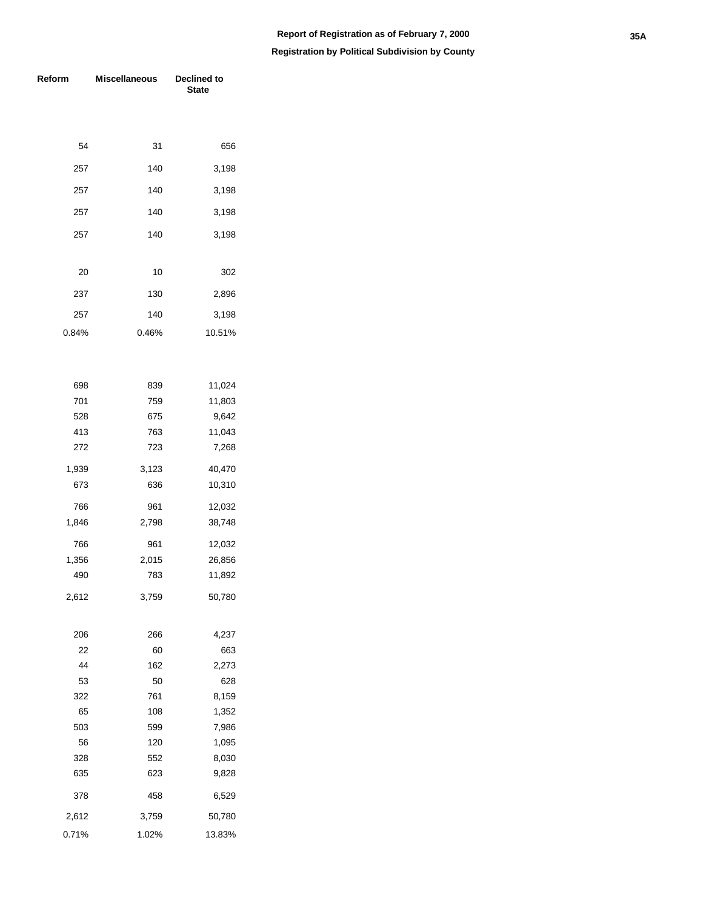Report of Registration as of February 7, 2000

Registration by Political Subdivision by County

| Reform | Miscellaneous | Declined to State |
|---|---|---|
| 54 | 31 | 656 |
| 257 | 140 | 3,198 |
| 257 | 140 | 3,198 |
| 257 | 140 | 3,198 |
| 257 | 140 | 3,198 |
| 20 | 10 | 302 |
| 237 | 130 | 2,896 |
| 257 | 140 | 3,198 |
| 0.84% | 0.46% | 10.51% |
| 698 | 839 | 11,024 |
| 701 | 759 | 11,803 |
| 528 | 675 | 9,642 |
| 413 | 763 | 11,043 |
| 272 | 723 | 7,268 |
| 1,939 | 3,123 | 40,470 |
| 673 | 636 | 10,310 |
| 766 | 961 | 12,032 |
| 1,846 | 2,798 | 38,748 |
| 766 | 961 | 12,032 |
| 1,356 | 2,015 | 26,856 |
| 490 | 783 | 11,892 |
| 2,612 | 3,759 | 50,780 |
| 206 | 266 | 4,237 |
| 22 | 60 | 663 |
| 44 | 162 | 2,273 |
| 53 | 50 | 628 |
| 322 | 761 | 8,159 |
| 65 | 108 | 1,352 |
| 503 | 599 | 7,986 |
| 56 | 120 | 1,095 |
| 328 | 552 | 8,030 |
| 635 | 623 | 9,828 |
| 378 | 458 | 6,529 |
| 2,612 | 3,759 | 50,780 |
| 0.71% | 1.02% | 13.83% |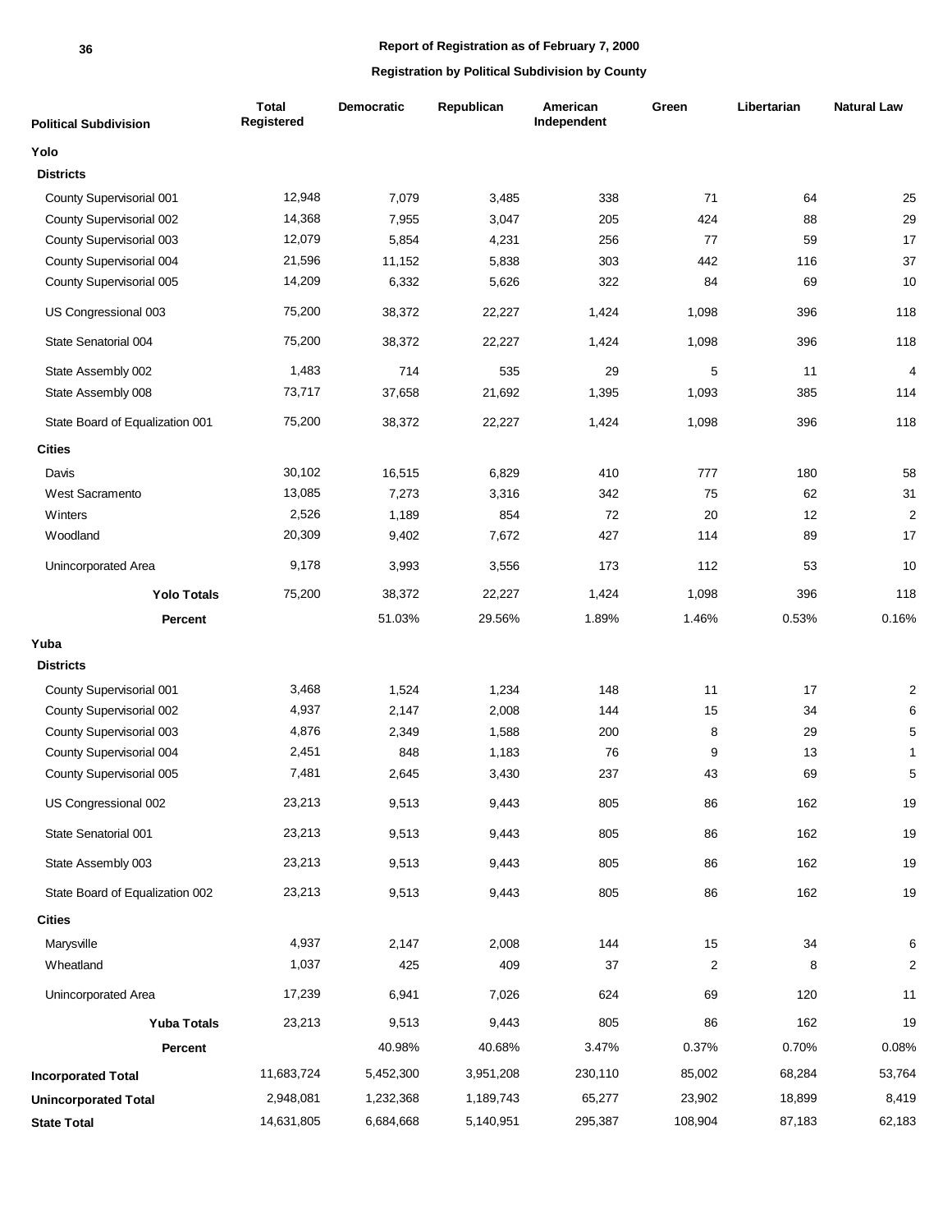**Report of Registration as of February 7, 2000**

**Registration by Political Subdivision by County**

| Political Subdivision | Total Registered | Democratic | Republican | American Independent | Green | Libertarian | Natural Law |
|---|---|---|---|---|---|---|---|
| **Yolo** | | | | | | | |
| **Districts** | | | | | | | |
| County Supervisorial 001 | 12,948 | 7,079 | 3,485 | 338 | 71 | 64 | 25 |
| County Supervisorial 002 | 14,368 | 7,955 | 3,047 | 205 | 424 | 88 | 29 |
| County Supervisorial 003 | 12,079 | 5,854 | 4,231 | 256 | 77 | 59 | 17 |
| County Supervisorial 004 | 21,596 | 11,152 | 5,838 | 303 | 442 | 116 | 37 |
| County Supervisorial 005 | 14,209 | 6,332 | 5,626 | 322 | 84 | 69 | 10 |
| US Congressional 003 | 75,200 | 38,372 | 22,227 | 1,424 | 1,098 | 396 | 118 |
| State Senatorial 004 | 75,200 | 38,372 | 22,227 | 1,424 | 1,098 | 396 | 118 |
| State Assembly 002 | 1,483 | 714 | 535 | 29 | 5 | 11 | 4 |
| State Assembly 008 | 73,717 | 37,658 | 21,692 | 1,395 | 1,093 | 385 | 114 |
| State Board of Equalization 001 | 75,200 | 38,372 | 22,227 | 1,424 | 1,098 | 396 | 118 |
| **Cities** | | | | | | | |
| Davis | 30,102 | 16,515 | 6,829 | 410 | 777 | 180 | 58 |
| West Sacramento | 13,085 | 7,273 | 3,316 | 342 | 75 | 62 | 31 |
| Winters | 2,526 | 1,189 | 854 | 72 | 20 | 12 | 2 |
| Woodland | 20,309 | 9,402 | 7,672 | 427 | 114 | 89 | 17 |
| Unincorporated Area | 9,178 | 3,993 | 3,556 | 173 | 112 | 53 | 10 |
| **Yolo Totals** | 75,200 | 38,372 | 22,227 | 1,424 | 1,098 | 396 | 118 |
| **Percent** | | 51.03% | 29.56% | 1.89% | 1.46% | 0.53% | 0.16% |
| **Yuba** | | | | | | | |
| **Districts** | | | | | | | |
| County Supervisorial 001 | 3,468 | 1,524 | 1,234 | 148 | 11 | 17 | 2 |
| County Supervisorial 002 | 4,937 | 2,147 | 2,008 | 144 | 15 | 34 | 6 |
| County Supervisorial 003 | 4,876 | 2,349 | 1,588 | 200 | 8 | 29 | 5 |
| County Supervisorial 004 | 2,451 | 848 | 1,183 | 76 | 9 | 13 | 1 |
| County Supervisorial 005 | 7,481 | 2,645 | 3,430 | 237 | 43 | 69 | 5 |
| US Congressional 002 | 23,213 | 9,513 | 9,443 | 805 | 86 | 162 | 19 |
| State Senatorial 001 | 23,213 | 9,513 | 9,443 | 805 | 86 | 162 | 19 |
| State Assembly 003 | 23,213 | 9,513 | 9,443 | 805 | 86 | 162 | 19 |
| State Board of Equalization 002 | 23,213 | 9,513 | 9,443 | 805 | 86 | 162 | 19 |
| **Cities** | | | | | | | |
| Marysville | 4,937 | 2,147 | 2,008 | 144 | 15 | 34 | 6 |
| Wheatland | 1,037 | 425 | 409 | 37 | 2 | 8 | 2 |
| Unincorporated Area | 17,239 | 6,941 | 7,026 | 624 | 69 | 120 | 11 |
| **Yuba Totals** | 23,213 | 9,513 | 9,443 | 805 | 86 | 162 | 19 |
| **Percent** | | 40.98% | 40.68% | 3.47% | 0.37% | 0.70% | 0.08% |
| **Incorporated Total** | 11,683,724 | 5,452,300 | 3,951,208 | 230,110 | 85,002 | 68,284 | 53,764 |
| **Unincorporated Total** | 2,948,081 | 1,232,368 | 1,189,743 | 65,277 | 23,902 | 18,899 | 8,419 |
| **State Total** | 14,631,805 | 6,684,668 | 5,140,951 | 295,387 | 108,904 | 87,183 | 62,183 |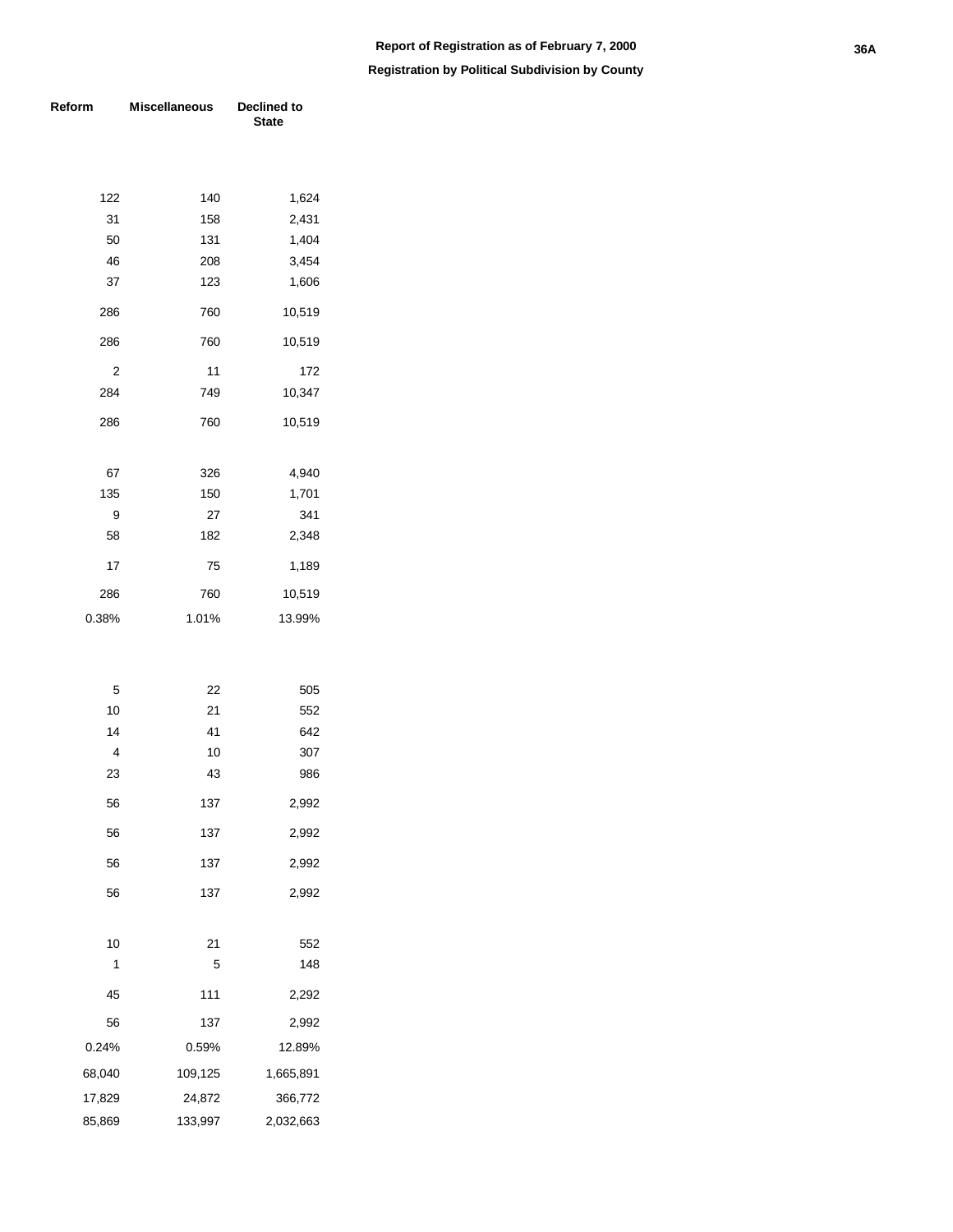Report of Registration as of February 7, 2000

Registration by Political Subdivision by County

| Reform | Miscellaneous | Declined to State |
|---|---|---|
| 122 | 140 | 1,624 |
| 31 | 158 | 2,431 |
| 50 | 131 | 1,404 |
| 46 | 208 | 3,454 |
| 37 | 123 | 1,606 |
| 286 | 760 | 10,519 |
| 286 | 760 | 10,519 |
| 2 | 11 | 172 |
| 284 | 749 | 10,347 |
| 286 | 760 | 10,519 |
| 67 | 326 | 4,940 |
| 135 | 150 | 1,701 |
| 9 | 27 | 341 |
| 58 | 182 | 2,348 |
| 17 | 75 | 1,189 |
| 286 | 760 | 10,519 |
| 0.38% | 1.01% | 13.99% |
| 5 | 22 | 505 |
| 10 | 21 | 552 |
| 14 | 41 | 642 |
| 4 | 10 | 307 |
| 23 | 43 | 986 |
| 56 | 137 | 2,992 |
| 56 | 137 | 2,992 |
| 56 | 137 | 2,992 |
| 56 | 137 | 2,992 |
| 10 | 21 | 552 |
| 1 | 5 | 148 |
| 45 | 111 | 2,292 |
| 56 | 137 | 2,992 |
| 0.24% | 0.59% | 12.89% |
| 68,040 | 109,125 | 1,665,891 |
| 17,829 | 24,872 | 366,772 |
| 85,869 | 133,997 | 2,032,663 |